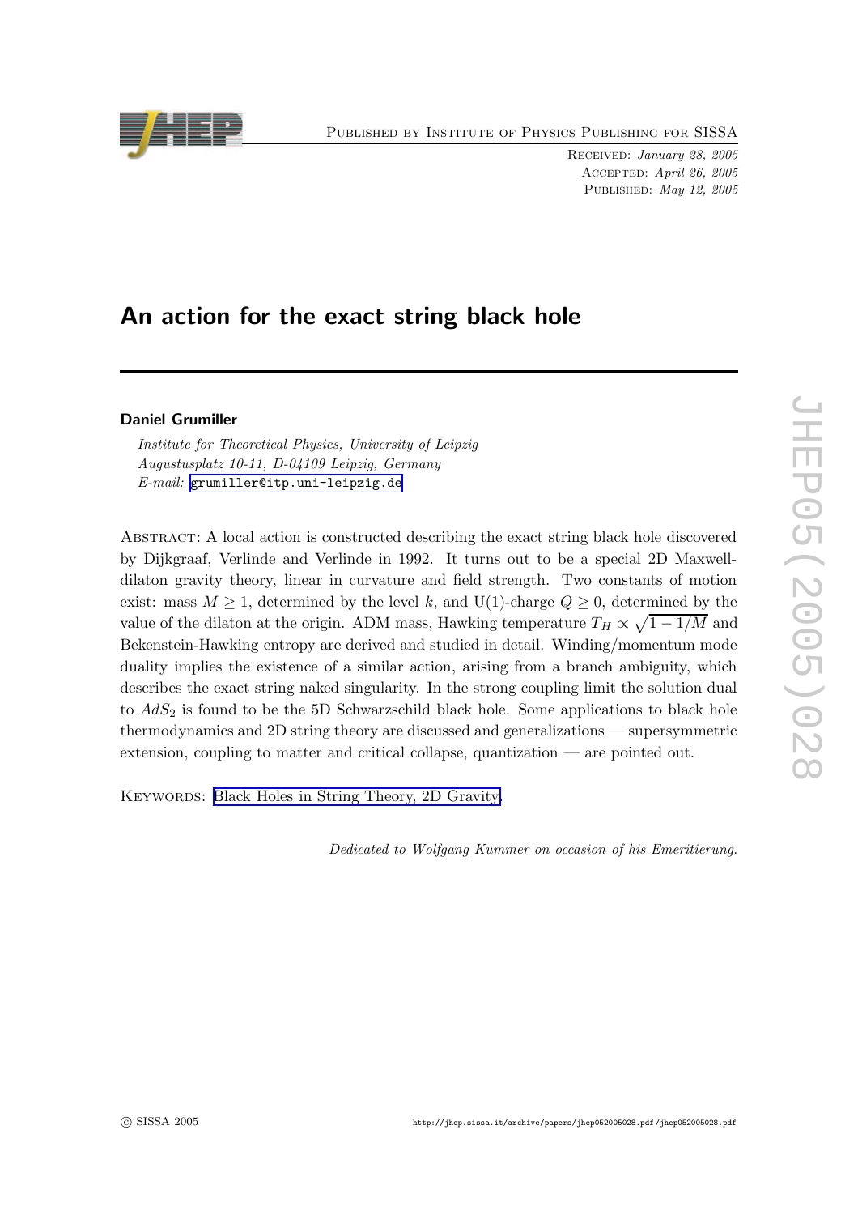Published by Institute of Physics Publishing for SISSA

Received: *January 28, 2005*
Accepted: *April 26, 2005*
Published: *May 12, 2005*

# An action for the exact string black hole

**Daniel Grumiller**

*Institute for Theoretical Physics, University of Leipzig*
*Augustusplatz 10-11, D-04109 Leipzig, Germany*
*E-mail:* grumiller@itp.uni-leipzig.de

Abstract: A local action is constructed describing the exact string black hole discovered by Dijkgraaf, Verlinde and Verlinde in 1992. It turns out to be a special 2D Maxwell-dilaton gravity theory, linear in curvature and field strength. Two constants of motion exist: mass $M \geq 1$, determined by the level $k$, and U(1)-charge $Q \geq 0$, determined by the value of the dilaton at the origin. ADM mass, Hawking temperature $T_H \propto \sqrt{1 - 1/M}$ and Bekenstein-Hawking entropy are derived and studied in detail. Winding/momentum mode duality implies the existence of a similar action, arising from a branch ambiguity, which describes the exact string naked singularity. In the strong coupling limit the solution dual to $AdS_2$ is found to be the 5D Schwarzschild black hole. Some applications to black hole thermodynamics and 2D string theory are discussed and generalizations — supersymmetric extension, coupling to matter and critical collapse, quantization — are pointed out.

Keywords: Black Holes in String Theory, 2D Gravity.

*Dedicated to Wolfgang Kummer on occasion of his Emeritierung.*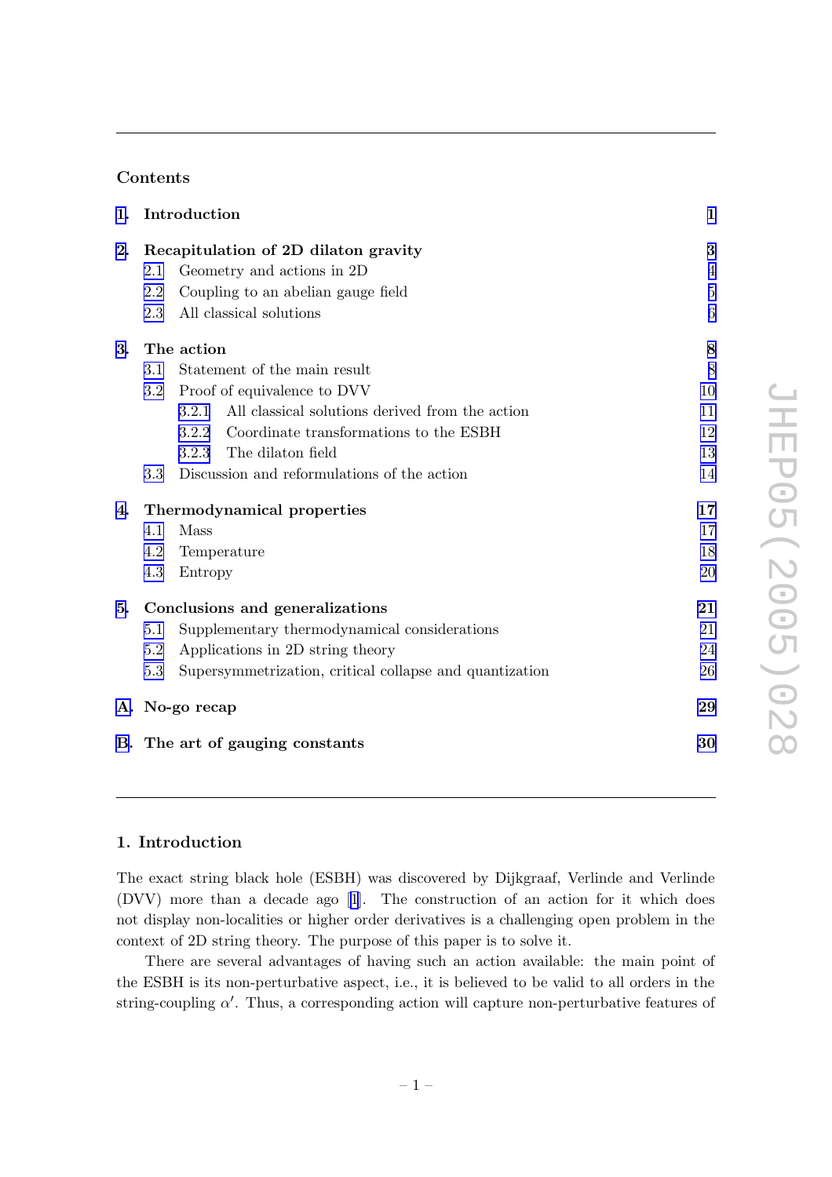## Contents

| | | |
|---|---|---|
| **1.** | **Introduction** | **1** |
| **2.** | **Recapitulation of 2D dilaton gravity** | **3** |
| 2.1 | Geometry and actions in 2D | 4 |
| 2.2 | Coupling to an abelian gauge field | 5 |
| 2.3 | All classical solutions | 6 |
| **3.** | **The action** | **8** |
| 3.1 | Statement of the main result | 8 |
| 3.2 | Proof of equivalence to DVV | 10 |
| 3.2.1 | All classical solutions derived from the action | 11 |
| 3.2.2 | Coordinate transformations to the ESBH | 12 |
| 3.2.3 | The dilaton field | 13 |
| 3.3 | Discussion and reformulations of the action | 14 |
| **4.** | **Thermodynamical properties** | **17** |
| 4.1 | Mass | 17 |
| 4.2 | Temperature | 18 |
| 4.3 | Entropy | 20 |
| **5.** | **Conclusions and generalizations** | **21** |
| 5.1 | Supplementary thermodynamical considerations | 21 |
| 5.2 | Applications in 2D string theory | 24 |
| 5.3 | Supersymmetrization, critical collapse and quantization | 26 |
| **A.** | **No-go recap** | **29** |
| **B.** | **The art of gauging constants** | **30** |

## 1. Introduction

The exact string black hole (ESBH) was discovered by Dijkgraaf, Verlinde and Verlinde (DVV) more than a decade ago [1]. The construction of an action for it which does not display non-localities or higher order derivatives is a challenging open problem in the context of 2D string theory. The purpose of this paper is to solve it.

There are several advantages of having such an action available: the main point of the ESBH is its non-perturbative aspect, i.e., it is believed to be valid to all orders in the string-coupling $\alpha'$. Thus, a corresponding action will capture non-perturbative features of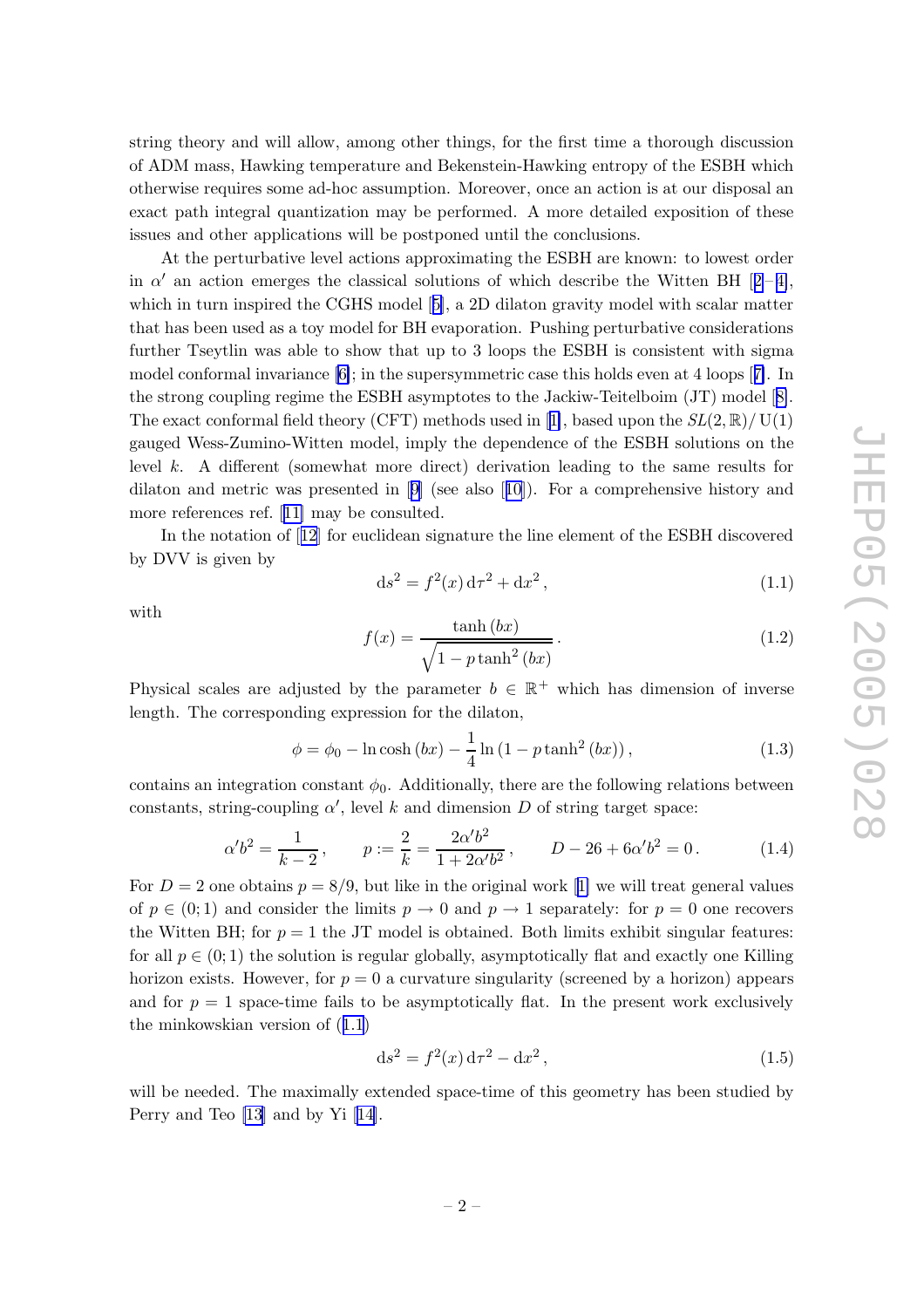string theory and will allow, among other things, for the first time a thorough discussion of ADM mass, Hawking temperature and Bekenstein-Hawking entropy of the ESBH which otherwise requires some ad-hoc assumption. Moreover, once an action is at our disposal an exact path integral quantization may be performed. A more detailed exposition of these issues and other applications will be postponed until the conclusions.

At the perturbative level actions approximating the ESBH are known: to lowest order in $\alpha'$ an action emerges the classical solutions of which describe the Witten BH [2–4], which in turn inspired the CGHS model [5], a 2D dilaton gravity model with scalar matter that has been used as a toy model for BH evaporation. Pushing perturbative considerations further Tseytlin was able to show that up to 3 loops the ESBH is consistent with sigma model conformal invariance [6]; in the supersymmetric case this holds even at 4 loops [7]. In the strong coupling regime the ESBH asymptotes to the Jackiw-Teitelboim (JT) model [8]. The exact conformal field theory (CFT) methods used in [1], based upon the $SL(2,\mathbb{R})/\,\mathrm{U}(1)$ gauged Wess-Zumino-Witten model, imply the dependence of the ESBH solutions on the level $k$. A different (somewhat more direct) derivation leading to the same results for dilaton and metric was presented in [9] (see also [10]). For a comprehensive history and more references ref. [11] may be consulted.

In the notation of [12] for euclidean signature the line element of the ESBH discovered by DVV is given by

$$\mathrm{d}s^2 = f^2(x)\,\mathrm{d}\tau^2 + \mathrm{d}x^2\,, \tag{1.1}$$

with

$$f(x) = \frac{\tanh{(bx)}}{\sqrt{1 - p\tanh^2{(bx)}}}\,. \tag{1.2}$$

Physical scales are adjusted by the parameter $b \in \mathbb{R}^+$ which has dimension of inverse length. The corresponding expression for the dilaton,

$$\phi = \phi_0 - \ln\cosh{(bx)} - \frac{1}{4}\ln{(1 - p\tanh^2{(bx)})}\,, \tag{1.3}$$

contains an integration constant $\phi_0$. Additionally, there are the following relations between constants, string-coupling $\alpha'$, level $k$ and dimension $D$ of string target space:

$$\alpha' b^2 = \frac{1}{k-2}\,, \qquad p := \frac{2}{k} = \frac{2\alpha' b^2}{1 + 2\alpha' b^2}\,, \qquad D - 26 + 6\alpha' b^2 = 0\,. \tag{1.4}$$

For $D = 2$ one obtains $p = 8/9$, but like in the original work [1] we will treat general values of $p \in (0;1)$ and consider the limits $p \to 0$ and $p \to 1$ separately: for $p = 0$ one recovers the Witten BH; for $p = 1$ the JT model is obtained. Both limits exhibit singular features: for all $p \in (0;1)$ the solution is regular globally, asymptotically flat and exactly one Killing horizon exists. However, for $p = 0$ a curvature singularity (screened by a horizon) appears and for $p = 1$ space-time fails to be asymptotically flat. In the present work exclusively the minkowskian version of (1.1)

$$\mathrm{d}s^2 = f^2(x)\,\mathrm{d}\tau^2 - \mathrm{d}x^2\,, \tag{1.5}$$

will be needed. The maximally extended space-time of this geometry has been studied by Perry and Teo [13] and by Yi [14].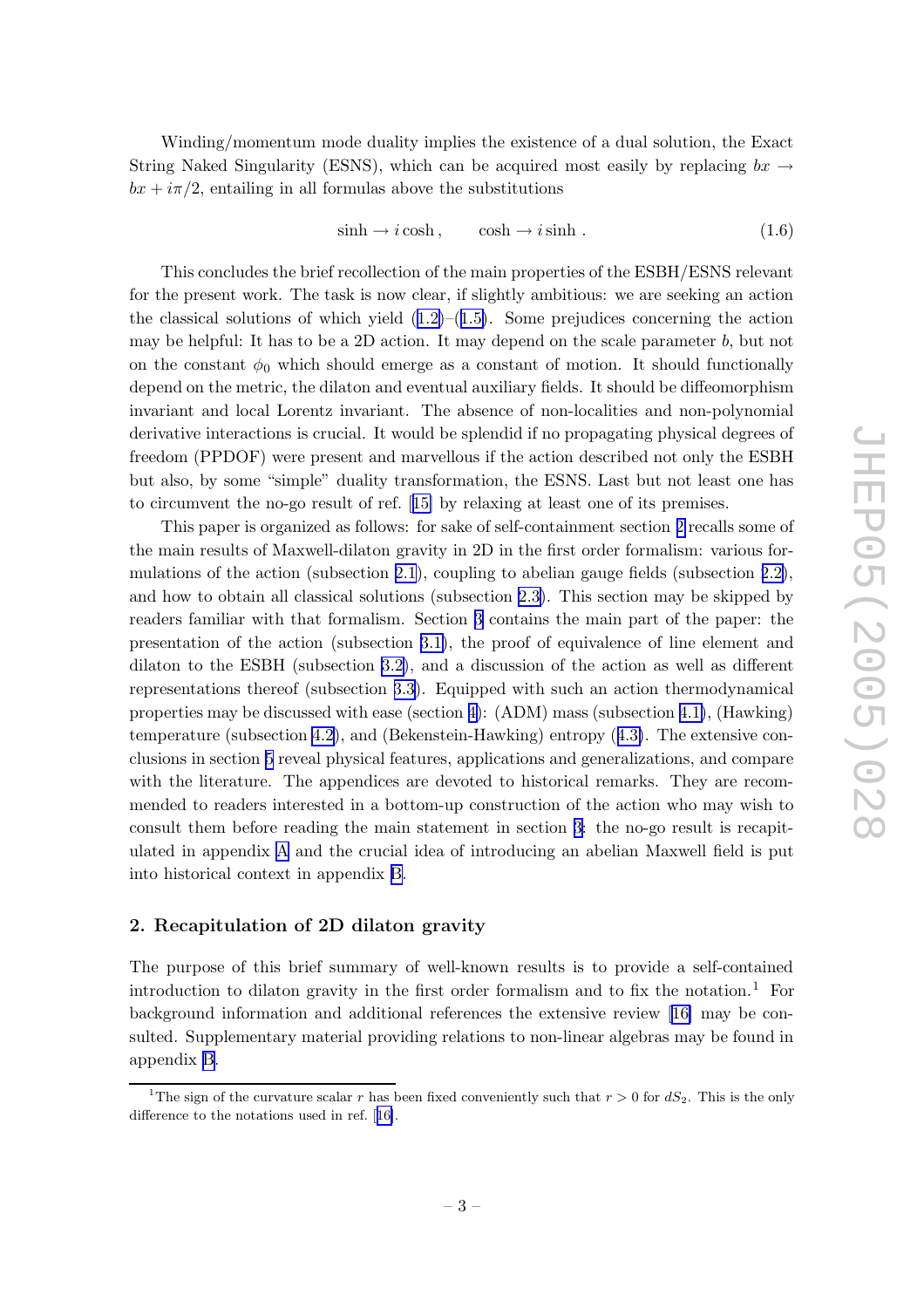Winding/momentum mode duality implies the existence of a dual solution, the Exact String Naked Singularity (ESNS), which can be acquired most easily by replacing $bx \to bx + i\pi/2$, entailing in all formulas above the substitutions

$$\sinh \to i \cosh \,, \qquad \cosh \to i \sinh \,. \tag{1.6}$$

This concludes the brief recollection of the main properties of the ESBH/ESNS relevant for the present work. The task is now clear, if slightly ambitious: we are seeking an action the classical solutions of which yield (1.2)–(1.5). Some prejudices concerning the action may be helpful: It has to be a 2D action. It may depend on the scale parameter $b$, but not on the constant $\phi_0$ which should emerge as a constant of motion. It should functionally depend on the metric, the dilaton and eventual auxiliary fields. It should be diffeomorphism invariant and local Lorentz invariant. The absence of non-localities and non-polynomial derivative interactions is crucial. It would be splendid if no propagating physical degrees of freedom (PPDOF) were present and marvellous if the action described not only the ESBH but also, by some "simple" duality transformation, the ESNS. Last but not least one has to circumvent the no-go result of ref. [15] by relaxing at least one of its premises.

This paper is organized as follows: for sake of self-containment section 2 recalls some of the main results of Maxwell-dilaton gravity in 2D in the first order formalism: various formulations of the action (subsection 2.1), coupling to abelian gauge fields (subsection 2.2), and how to obtain all classical solutions (subsection 2.3). This section may be skipped by readers familiar with that formalism. Section 3 contains the main part of the paper: the presentation of the action (subsection 3.1), the proof of equivalence of line element and dilaton to the ESBH (subsection 3.2), and a discussion of the action as well as different representations thereof (subsection 3.3). Equipped with such an action thermodynamical properties may be discussed with ease (section 4): (ADM) mass (subsection 4.1), (Hawking) temperature (subsection 4.2), and (Bekenstein-Hawking) entropy (4.3). The extensive conclusions in section 5 reveal physical features, applications and generalizations, and compare with the literature. The appendices are devoted to historical remarks. They are recommended to readers interested in a bottom-up construction of the action who may wish to consult them before reading the main statement in section 3: the no-go result is recapitulated in appendix A and the crucial idea of introducing an abelian Maxwell field is put into historical context in appendix B.

## 2. Recapitulation of 2D dilaton gravity

The purpose of this brief summary of well-known results is to provide a self-contained introduction to dilaton gravity in the first order formalism and to fix the notation.[1] For background information and additional references the extensive review [16] may be consulted. Supplementary material providing relations to non-linear algebras may be found in appendix B.

[1] The sign of the curvature scalar $r$ has been fixed conveniently such that $r > 0$ for $dS_2$. This is the only difference to the notations used in ref. [16].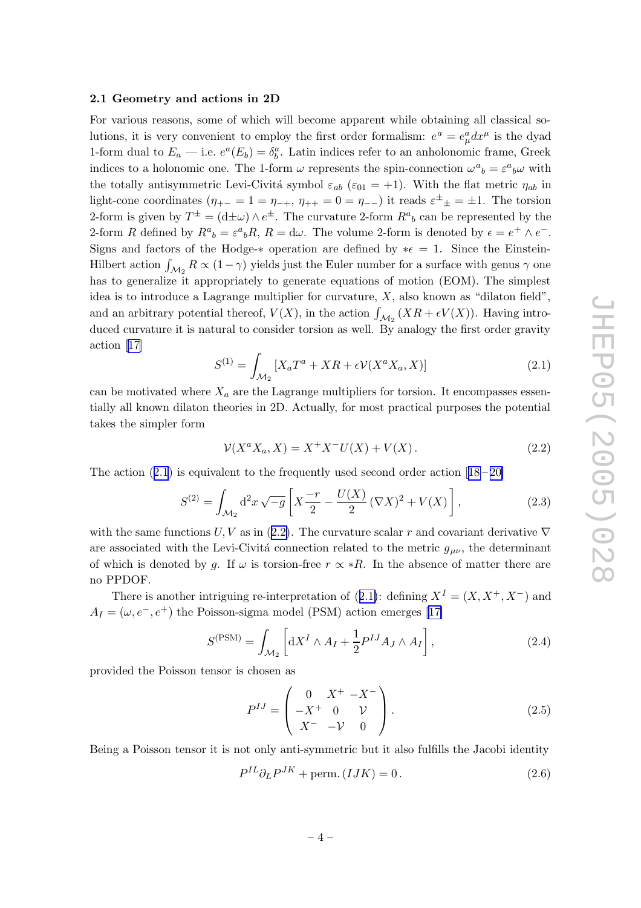### 2.1 Geometry and actions in 2D

For various reasons, some of which will become apparent while obtaining all classical solutions, it is very convenient to employ the first order formalism: $e^a = e^a_\mu dx^\mu$ is the dyad 1-form dual to $E_a$ — i.e. $e^a(E_b) = \delta^a_b$. Latin indices refer to an anholonomic frame, Greek indices to a holonomic one. The 1-form $\omega$ represents the spin-connection $\omega^a{}_b = \varepsilon^a{}_b\omega$ with the totally antisymmetric Levi-Civitá symbol $\varepsilon_{ab}$ ($\varepsilon_{01} = +1$). With the flat metric $\eta_{ab}$ in light-cone coordinates ($\eta_{+-} = 1 = \eta_{-+}$, $\eta_{++} = 0 = \eta_{--}$) it reads $\varepsilon^\pm{}_\pm = \pm 1$. The torsion 2-form is given by $T^\pm = (\mathrm{d}\pm\omega) \wedge e^\pm$. The curvature 2-form $R^a{}_b$ can be represented by the 2-form $R$ defined by $R^a{}_b = \varepsilon^a{}_b R$, $R = \mathrm{d}\omega$. The volume 2-form is denoted by $\epsilon = e^+ \wedge e^-$. Signs and factors of the Hodge-$*$ operation are defined by $*\epsilon = 1$. Since the Einstein-Hilbert action $\int_{\mathcal{M}_2} R \propto (1-\gamma)$ yields just the Euler number for a surface with genus $\gamma$ one has to generalize it appropriately to generate equations of motion (EOM). The simplest idea is to introduce a Lagrange multiplier for curvature, $X$, also known as "dilaton field", and an arbitrary potential thereof, $V(X)$, in the action $\int_{\mathcal{M}_2} (XR + \epsilon V(X))$. Having introduced curvature it is natural to consider torsion as well. By analogy the first order gravity action [17]

$$S^{(1)} = \int_{\mathcal{M}_2} \left[X_a T^a + XR + \epsilon \mathcal{V}(X^a X_a, X)\right] \tag{2.1}$$

can be motivated where $X_a$ are the Lagrange multipliers for torsion. It encompasses essentially all known dilaton theories in 2D. Actually, for most practical purposes the potential takes the simpler form

$$\mathcal{V}(X^a X_a, X) = X^+ X^- U(X) + V(X)\,. \tag{2.2}$$

The action (2.1) is equivalent to the frequently used second order action [18–20]

$$S^{(2)} = \int_{\mathcal{M}_2} \mathrm{d}^2x \sqrt{-g}\left[X\frac{-r}{2} - \frac{U(X)}{2}(\nabla X)^2 + V(X)\right], \tag{2.3}$$

with the same functions $U, V$ as in (2.2). The curvature scalar $r$ and covariant derivative $\nabla$ are associated with the Levi-Civitá connection related to the metric $g_{\mu\nu}$, the determinant of which is denoted by $g$. If $\omega$ is torsion-free $r \propto *R$. In the absence of matter there are no PPDOF.

There is another intriguing re-interpretation of (2.1): defining $X^I = (X, X^+, X^-)$ and $A_I = (\omega, e^-, e^+)$ the Poisson-sigma model (PSM) action emerges [17]

$$S^{(\mathrm{PSM})} = \int_{\mathcal{M}_2} \left[\mathrm{d}X^I \wedge A_I + \frac{1}{2} P^{IJ} A_J \wedge A_I\right], \tag{2.4}$$

provided the Poisson tensor is chosen as

$$P^{IJ} = \begin{pmatrix} 0 & X^+ & -X^- \\ -X^+ & 0 & \mathcal{V} \\ X^- & -\mathcal{V} & 0 \end{pmatrix}. \tag{2.5}$$

Being a Poisson tensor it is not only anti-symmetric but it also fulfills the Jacobi identity

$$P^{IL}\partial_L P^{JK} + \mathrm{perm.}\,(IJK) = 0\,. \tag{2.6}$$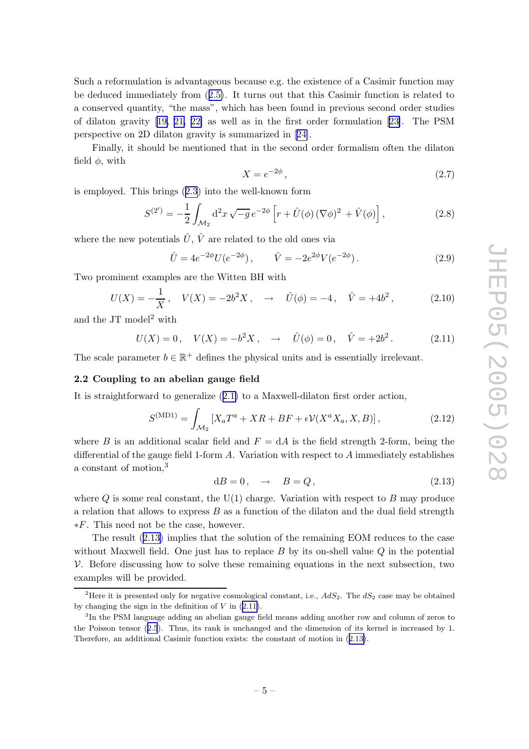Such a reformulation is advantageous because e.g. the existence of a Casimir function may be deduced immediately from (2.5). It turns out that this Casimir function is related to a conserved quantity, "the mass", which has been found in previous second order studies of dilaton gravity [19, 21, 22] as well as in the first order formulation [23]. The PSM perspective on 2D dilaton gravity is summarized in [24].

Finally, it should be mentioned that in the second order formalism often the dilaton field $\phi$, with

$$X = e^{-2\phi}\,, \tag{2.7}$$

is employed. This brings (2.3) into the well-known form

$$S^{(2')} = -\frac{1}{2}\int_{\mathcal{M}_2} \mathrm{d}^2x\,\sqrt{-g}\,e^{-2\phi}\left[r + \hat{U}(\phi)\,(\nabla\phi)^2 + \hat{V}(\phi)\right], \tag{2.8}$$

where the new potentials $\hat{U}$, $\hat{V}$ are related to the old ones via

$$\hat{U} = 4e^{-2\phi}U(e^{-2\phi})\,, \qquad \hat{V} = -2e^{2\phi}V(e^{-2\phi})\,. \tag{2.9}$$

Two prominent examples are the Witten BH with

$$U(X) = -\frac{1}{X}\,, \quad V(X) = -2b^2X\,, \quad \rightarrow \quad \hat{U}(\phi) = -4\,, \quad \hat{V} = +4b^2\,, \tag{2.10}$$

and the JT model[2] with

$$U(X) = 0\,, \quad V(X) = -b^2X\,, \quad \rightarrow \quad \hat{U}(\phi) = 0\,, \quad \hat{V} = +2b^2\,. \tag{2.11}$$

The scale parameter $b \in \mathbb{R}^+$ defines the physical units and is essentially irrelevant.

### 2.2 Coupling to an abelian gauge field

It is straightforward to generalize (2.1) to a Maxwell-dilaton first order action,

$$S^{(\mathrm{MD1})} = \int_{\mathcal{M}_2}\left[X_aT^a + XR + BF + \epsilon\mathcal{V}(X^aX_a, X, B)\right], \tag{2.12}$$

where $B$ is an additional scalar field and $F = \mathrm{d}A$ is the field strength 2-form, being the differential of the gauge field 1-form $A$. Variation with respect to $A$ immediately establishes a constant of motion,[3]

$$\mathrm{d}B = 0\,, \quad \rightarrow \quad B = Q\,, \tag{2.13}$$

where $Q$ is some real constant, the U(1) charge. Variation with respect to $B$ may produce a relation that allows to express $B$ as a function of the dilaton and the dual field strength $*F$. This need not be the case, however.

The result (2.13) implies that the solution of the remaining EOM reduces to the case without Maxwell field. One just has to replace $B$ by its on-shell value $Q$ in the potential $\mathcal{V}$. Before discussing how to solve these remaining equations in the next subsection, two examples will be provided.

---

[2] Here it is presented only for negative cosmological constant, i.e., $AdS_2$. The $dS_2$ case may be obtained by changing the sign in the definition of $V$ in (2.11).

[3] In the PSM language adding an abelian gauge field means adding another row and column of zeros to the Poisson tensor (2.5). Thus, its rank is unchanged and the dimension of its kernel is increased by 1. Therefore, an additional Casimir function exists: the constant of motion in (2.13).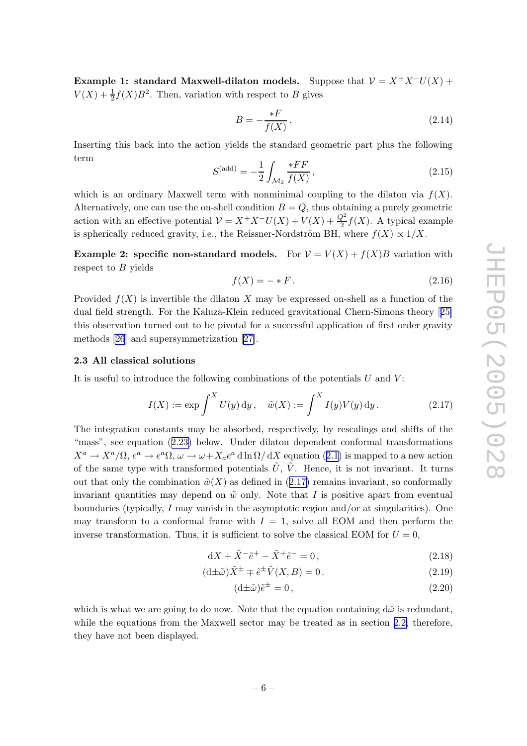**Example 1: standard Maxwell-dilaton models.** Suppose that $\mathcal{V} = X^+X^-U(X) + V(X) + \frac{1}{2}f(X)B^2$. Then, variation with respect to $B$ gives

$$B = -\frac{*F}{f(X)}\,. \tag{2.14}$$

Inserting this back into the action yields the standard geometric part plus the following term

$$S^{(\text{add})} = -\frac{1}{2}\int_{\mathcal{M}_2} \frac{*FF}{f(X)}\,, \tag{2.15}$$

which is an ordinary Maxwell term with nonminimal coupling to the dilaton via $f(X)$. Alternatively, one can use the on-shell condition $B = Q$, thus obtaining a purely geometric action with an effective potential $\mathcal{V} = X^+X^-U(X) + V(X) + \frac{Q^2}{2}f(X)$. A typical example is spherically reduced gravity, i.e., the Reissner-Nordström BH, where $f(X) \propto 1/X$.

**Example 2: specific non-standard models.** For $\mathcal{V} = V(X) + f(X)B$ variation with respect to $B$ yields

$$f(X) = - * F\,. \tag{2.16}$$

Provided $f(X)$ is invertible the dilaton $X$ may be expressed on-shell as a function of the dual field strength. For the Kaluza-Klein reduced gravitational Chern-Simons theory [25] this observation turned out to be pivotal for a successful application of first order gravity methods [26] and supersymmetrization [27].

### 2.3 All classical solutions

It is useful to introduce the following combinations of the potentials $U$ and $V$:

$$I(X) := \exp\int^X U(y)\,\mathrm{d}y\,, \quad \tilde{w}(X) := \int^X I(y)V(y)\,\mathrm{d}y\,. \tag{2.17}$$

The integration constants may be absorbed, respectively, by rescalings and shifts of the "mass", see equation (2.23) below. Under dilaton dependent conformal transformations $X^a \to X^a/\Omega$, $e^a \to e^a\Omega$, $\omega \to \omega + X_a e^a\,\mathrm{d}\ln\Omega/\,\mathrm{d}X$ equation (2.1) is mapped to a new action of the same type with transformed potentials $\tilde{U}$, $\tilde{V}$. Hence, it is not invariant. It turns out that only the combination $\tilde{w}(X)$ as defined in (2.17) remains invariant, so conformally invariant quantities may depend on $\tilde{w}$ only. Note that $I$ is positive apart from eventual boundaries (typically, $I$ may vanish in the asymptotic region and/or at singularities). One may transform to a conformal frame with $I = 1$, solve all EOM and then perform the inverse transformation. Thus, it is sufficient to solve the classical EOM for $U = 0$,

$$\mathrm{d}X + \tilde{X}^-\tilde{e}^+ - \tilde{X}^+\tilde{e}^- = 0\,, \tag{2.18}$$

$$(\mathrm{d}\pm\tilde{\omega})\tilde{X}^\pm \mp \tilde{e}^\pm\tilde{V}(X,B) = 0\,. \tag{2.19}$$

$$(\mathrm{d}\pm\tilde{\omega})\tilde{e}^\pm = 0\,, \tag{2.20}$$

which is what we are going to do now. Note that the equation containing $\mathrm{d}\tilde{\omega}$ is redundant, while the equations from the Maxwell sector may be treated as in section 2.2; therefore, they have not been displayed.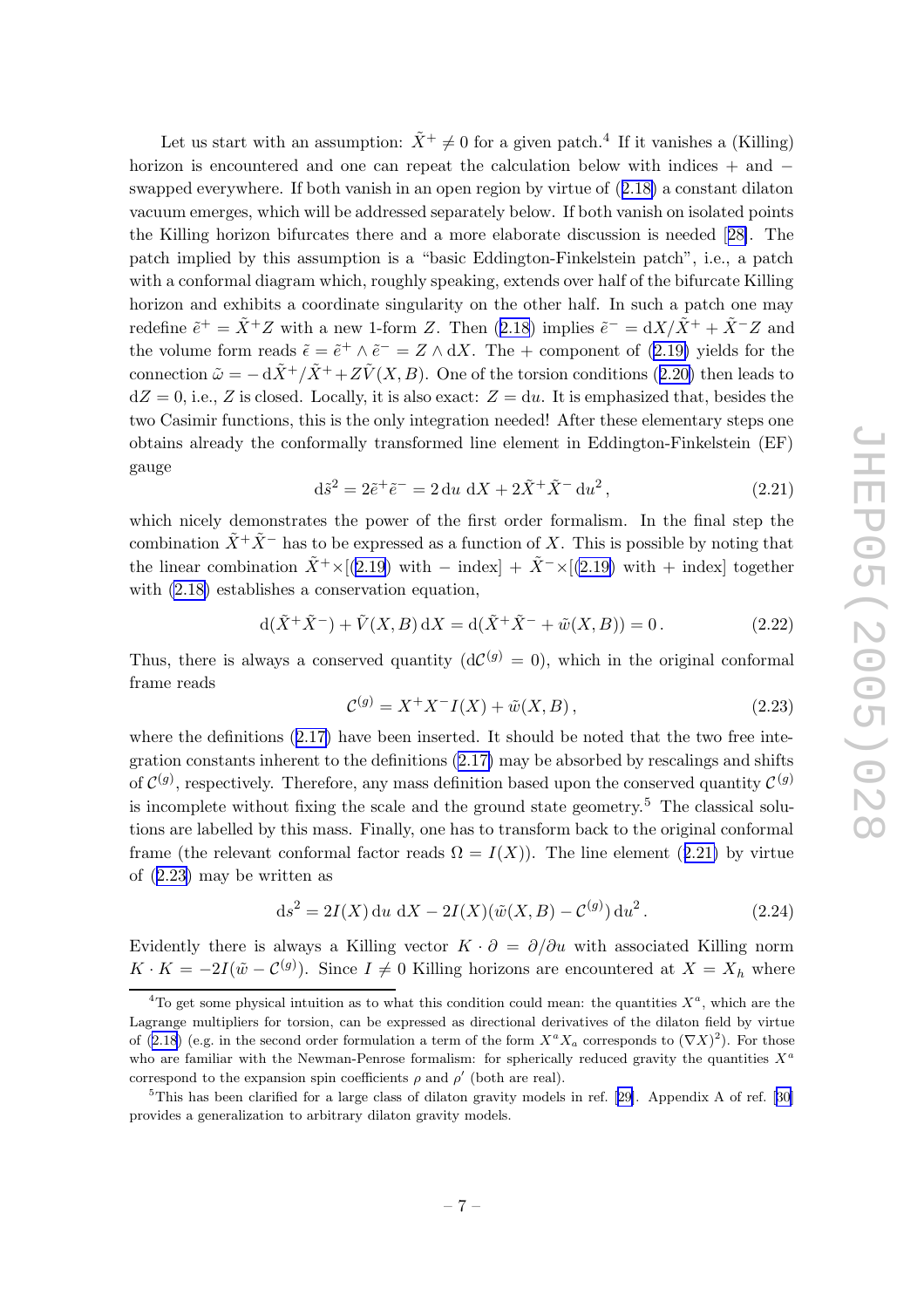Let us start with an assumption: $\tilde{X}^+ \neq 0$ for a given patch.[4] If it vanishes a (Killing) horizon is encountered and one can repeat the calculation below with indices + and − swapped everywhere. If both vanish in an open region by virtue of (2.18) a constant dilaton vacuum emerges, which will be addressed separately below. If both vanish on isolated points the Killing horizon bifurcates there and a more elaborate discussion is needed [28]. The patch implied by this assumption is a "basic Eddington-Finkelstein patch", i.e., a patch with a conformal diagram which, roughly speaking, extends over half of the bifurcate Killing horizon and exhibits a coordinate singularity on the other half. In such a patch one may redefine $\tilde{e}^+ = \tilde{X}^+ Z$ with a new 1-form $Z$. Then (2.18) implies $\tilde{e}^- = \mathrm{d}X/\tilde{X}^+ + \tilde{X}^- Z$ and the volume form reads $\tilde{\epsilon} = \tilde{e}^+ \wedge \tilde{e}^- = Z \wedge \mathrm{d}X$. The + component of (2.19) yields for the connection $\tilde{\omega} = -\,\mathrm{d}\tilde{X}^+/\tilde{X}^+ + Z\tilde{V}(X,B)$. One of the torsion conditions (2.20) then leads to $\mathrm{d}Z = 0$, i.e., $Z$ is closed. Locally, it is also exact: $Z = \mathrm{d}u$. It is emphasized that, besides the two Casimir functions, this is the only integration needed! After these elementary steps one obtains already the conformally transformed line element in Eddington-Finkelstein (EF) gauge

$$\mathrm{d}\tilde{s}^2 = 2\tilde{e}^+\tilde{e}^- = 2\,\mathrm{d}u\;\mathrm{d}X + 2\tilde{X}^+\tilde{X}^-\,\mathrm{d}u^2\,, \tag{2.21}$$

which nicely demonstrates the power of the first order formalism. In the final step the combination $\tilde{X}^+\tilde{X}^-$ has to be expressed as a function of $X$. This is possible by noting that the linear combination $\tilde{X}^+\times$[(2.19) with − index] + $\tilde{X}^-\times$[(2.19) with + index] together with (2.18) establishes a conservation equation,

$$\mathrm{d}(\tilde{X}^+\tilde{X}^-) + \tilde{V}(X,B)\,\mathrm{d}X = \mathrm{d}(\tilde{X}^+\tilde{X}^- + \tilde{w}(X,B)) = 0\,. \tag{2.22}$$

Thus, there is always a conserved quantity ($\mathrm{d}\mathcal{C}^{(g)} = 0$), which in the original conformal frame reads

$$\mathcal{C}^{(g)} = X^+X^-I(X) + \tilde{w}(X,B)\,, \tag{2.23}$$

where the definitions (2.17) have been inserted. It should be noted that the two free integration constants inherent to the definitions (2.17) may be absorbed by rescalings and shifts of $\mathcal{C}^{(g)}$, respectively. Therefore, any mass definition based upon the conserved quantity $\mathcal{C}^{(g)}$ is incomplete without fixing the scale and the ground state geometry.[5] The classical solutions are labelled by this mass. Finally, one has to transform back to the original conformal frame (the relevant conformal factor reads $\Omega = I(X)$). The line element (2.21) by virtue of (2.23) may be written as

$$\mathrm{d}s^2 = 2I(X)\,\mathrm{d}u\;\mathrm{d}X - 2I(X)(\tilde{w}(X,B) - \mathcal{C}^{(g)})\,\mathrm{d}u^2\,. \tag{2.24}$$

Evidently there is always a Killing vector $K\cdot\partial = \partial/\partial u$ with associated Killing norm $K\cdot K = -2I(\tilde{w} - \mathcal{C}^{(g)})$. Since $I \neq 0$ Killing horizons are encountered at $X = X_h$ where

---

[4] To get some physical intuition as to what this condition could mean: the quantities $X^a$, which are the Lagrange multipliers for torsion, can be expressed as directional derivatives of the dilaton field by virtue of (2.18) (e.g. in the second order formulation a term of the form $X^aX_a$ corresponds to $(\nabla X)^2$). For those who are familiar with the Newman-Penrose formalism: for spherically reduced gravity the quantities $X^a$ correspond to the expansion spin coefficients $\rho$ and $\rho'$ (both are real).

[5] This has been clarified for a large class of dilaton gravity models in ref. [29]. Appendix A of ref. [30] provides a generalization to arbitrary dilaton gravity models.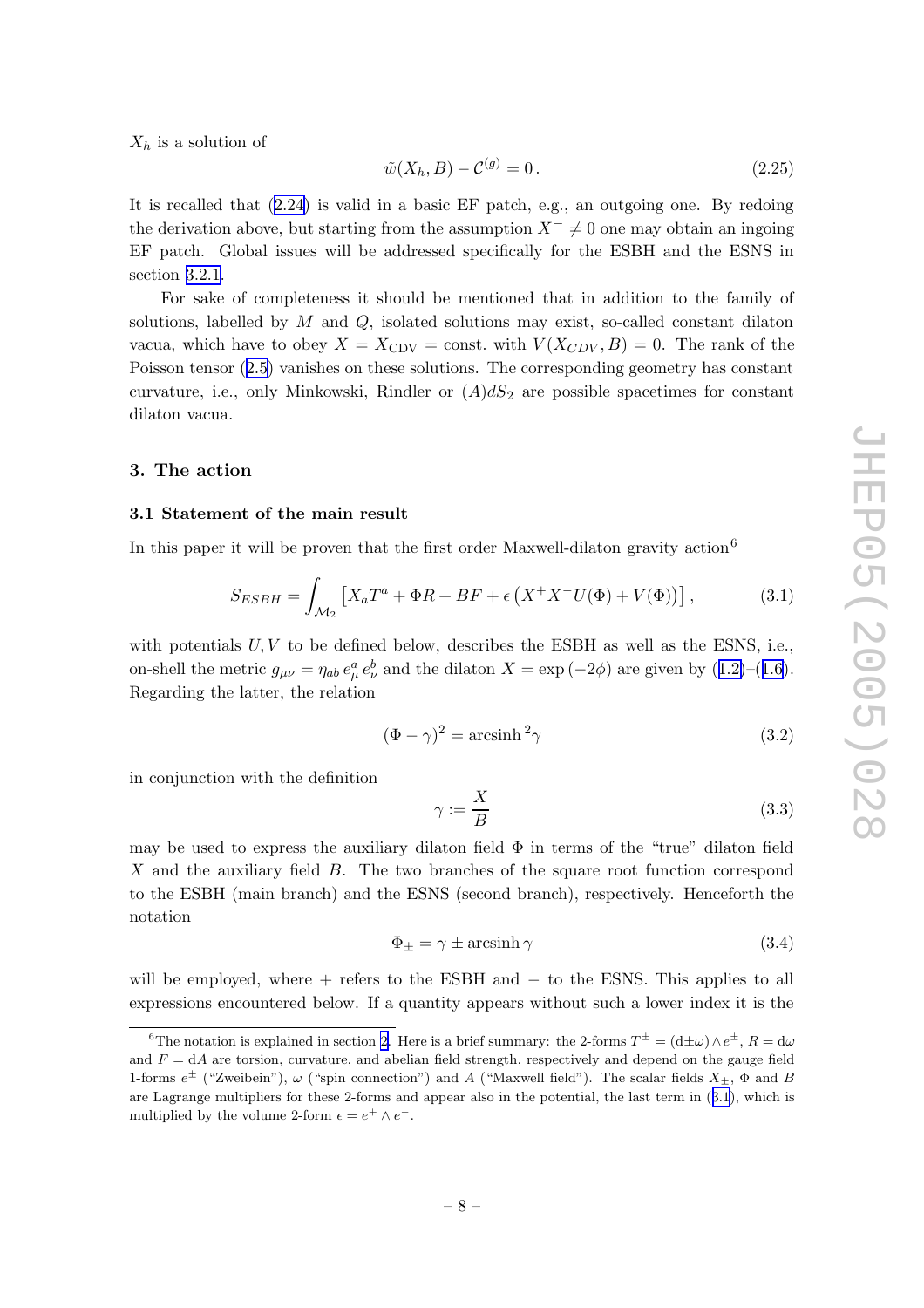$X_h$ is a solution of

$$\tilde{w}(X_h, B) - \mathcal{C}^{(g)} = 0 \,. \tag{2.25}$$

It is recalled that (2.24) is valid in a basic EF patch, e.g., an outgoing one. By redoing the derivation above, but starting from the assumption $X^- \neq 0$ one may obtain an ingoing EF patch. Global issues will be addressed specifically for the ESBH and the ESNS in section 3.2.1.

For sake of completeness it should be mentioned that in addition to the family of solutions, labelled by $M$ and $Q$, isolated solutions may exist, so-called constant dilaton vacua, which have to obey $X = X_{\text{CDV}} = \text{const.}$ with $V(X_{CDV}, B) = 0$. The rank of the Poisson tensor (2.5) vanishes on these solutions. The corresponding geometry has constant curvature, i.e., only Minkowski, Rindler or $(A)dS_2$ are possible spacetimes for constant dilaton vacua.

## 3. The action

### 3.1 Statement of the main result

In this paper it will be proven that the first order Maxwell-dilaton gravity action[6]

$$S_{ESBH} = \int_{\mathcal{M}_2} \left[ X_a T^a + \Phi R + BF + \epsilon \left( X^+ X^- U(\Phi) + V(\Phi) \right) \right] , \tag{3.1}$$

with potentials $U, V$ to be defined below, describes the ESBH as well as the ESNS, i.e., on-shell the metric $g_{\mu\nu} = \eta_{ab}\, e^a_\mu\, e^b_\nu$ and the dilaton $X = \exp(-2\phi)$ are given by (1.2)–(1.6). Regarding the latter, the relation

$$(\Phi - \gamma)^2 = \operatorname{arcsinh}^2 \gamma \tag{3.2}$$

in conjunction with the definition

$$\gamma := \frac{X}{B} \tag{3.3}$$

may be used to express the auxiliary dilaton field $\Phi$ in terms of the "true" dilaton field $X$ and the auxiliary field $B$. The two branches of the square root function correspond to the ESBH (main branch) and the ESNS (second branch), respectively. Henceforth the notation

$$\Phi_\pm = \gamma \pm \operatorname{arcsinh} \gamma \tag{3.4}$$

will be employed, where $+$ refers to the ESBH and $-$ to the ESNS. This applies to all expressions encountered below. If a quantity appears without such a lower index it is the

---

[6] The notation is explained in section 2. Here is a brief summary: the 2-forms $T^\pm = (\mathrm{d} \pm \omega) \wedge e^\pm$, $R = \mathrm{d}\omega$ and $F = \mathrm{d}A$ are torsion, curvature, and abelian field strength, respectively and depend on the gauge field 1-forms $e^\pm$ ("Zweibein"), $\omega$ ("spin connection") and $A$ ("Maxwell field"). The scalar fields $X_\pm$, $\Phi$ and $B$ are Lagrange multipliers for these 2-forms and appear also in the potential, the last term in (3.1), which is multiplied by the volume 2-form $\epsilon = e^+ \wedge e^-$.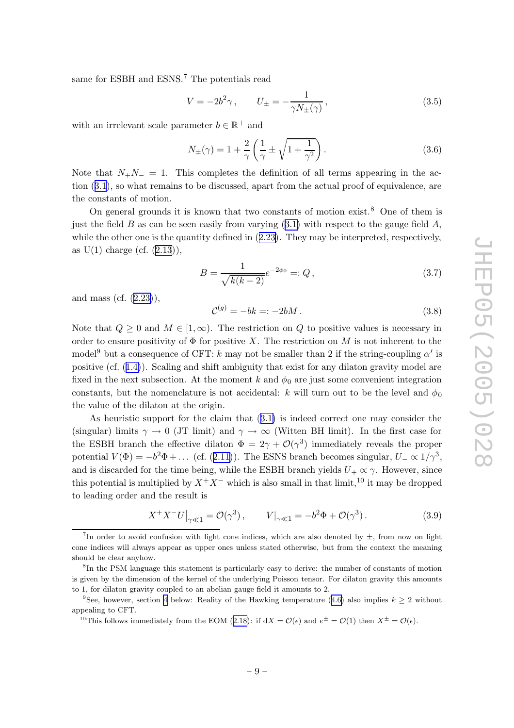same for ESBH and ESNS.[7] The potentials read

$$V = -2b^2\gamma\,, \qquad U_\pm = -\frac{1}{\gamma N_\pm(\gamma)}\,, \tag{3.5}$$

with an irrelevant scale parameter $b \in \mathbb{R}^+$ and

$$N_\pm(\gamma) = 1 + \frac{2}{\gamma}\left(\frac{1}{\gamma} \pm \sqrt{1+\frac{1}{\gamma^2}}\right). \tag{3.6}$$

Note that $N_+N_- = 1$. This completes the definition of all terms appearing in the action (3.1), so what remains to be discussed, apart from the actual proof of equivalence, are the constants of motion.

On general grounds it is known that two constants of motion exist.[8] One of them is just the field $B$ as can be seen easily from varying (3.1) with respect to the gauge field $A$, while the other one is the quantity defined in (2.23). They may be interpreted, respectively, as U(1) charge (cf. (2.13)),

$$B = \frac{1}{\sqrt{k(k-2)}}e^{-2\phi_0} =: Q\,, \tag{3.7}$$

and mass (cf. (2.23)),

$$\mathcal{C}^{(g)} = -bk =: -2bM\,. \tag{3.8}$$

Note that $Q \geq 0$ and $M \in [1, \infty)$. The restriction on $Q$ to positive values is necessary in order to ensure positivity of $\Phi$ for positive $X$. The restriction on $M$ is not inherent to the model[9] but a consequence of CFT: $k$ may not be smaller than 2 if the string-coupling $\alpha'$ is positive (cf. (1.4)). Scaling and shift ambiguity that exist for any dilaton gravity model are fixed in the next subsection. At the moment $k$ and $\phi_0$ are just some convenient integration constants, but the nomenclature is not accidental: $k$ will turn out to be the level and $\phi_0$ the value of the dilaton at the origin.

As heuristic support for the claim that (3.1) is indeed correct one may consider the (singular) limits $\gamma \to 0$ (JT limit) and $\gamma \to \infty$ (Witten BH limit). In the first case for the ESBH branch the effective dilaton $\Phi = 2\gamma + \mathcal{O}(\gamma^3)$ immediately reveals the proper potential $V(\Phi) = -b^2\Phi + \dots$ (cf. (2.11)). The ESNS branch becomes singular, $U_- \propto 1/\gamma^3$, and is discarded for the time being, while the ESBH branch yields $U_+ \propto \gamma$. However, since this potential is multiplied by $X^+X^-$ which is also small in that limit,[10] it may be dropped to leading order and the result is

$$X^+X^-U\big|_{\gamma\ll 1} = \mathcal{O}(\gamma^3)\,, \qquad V\big|_{\gamma\ll 1} = -b^2\Phi + \mathcal{O}(\gamma^3)\,. \tag{3.9}$$

---

[7] In order to avoid confusion with light cone indices, which are also denoted by $\pm$, from now on light cone indices will always appear as upper ones unless stated otherwise, but from the context the meaning should be clear anyhow.

[8] In the PSM language this statement is particularly easy to derive: the number of constants of motion is given by the dimension of the kernel of the underlying Poisson tensor. For dilaton gravity this amounts to 1, for dilaton gravity coupled to an abelian gauge field it amounts to 2.

[9] See, however, section 4 below: Reality of the Hawking temperature (4.6) also implies $k \geq 2$ without appealing to CFT.

[10] This follows immediately from the EOM (2.18): if $dX = \mathcal{O}(\epsilon)$ and $e^\pm = \mathcal{O}(1)$ then $X^\pm = \mathcal{O}(\epsilon)$.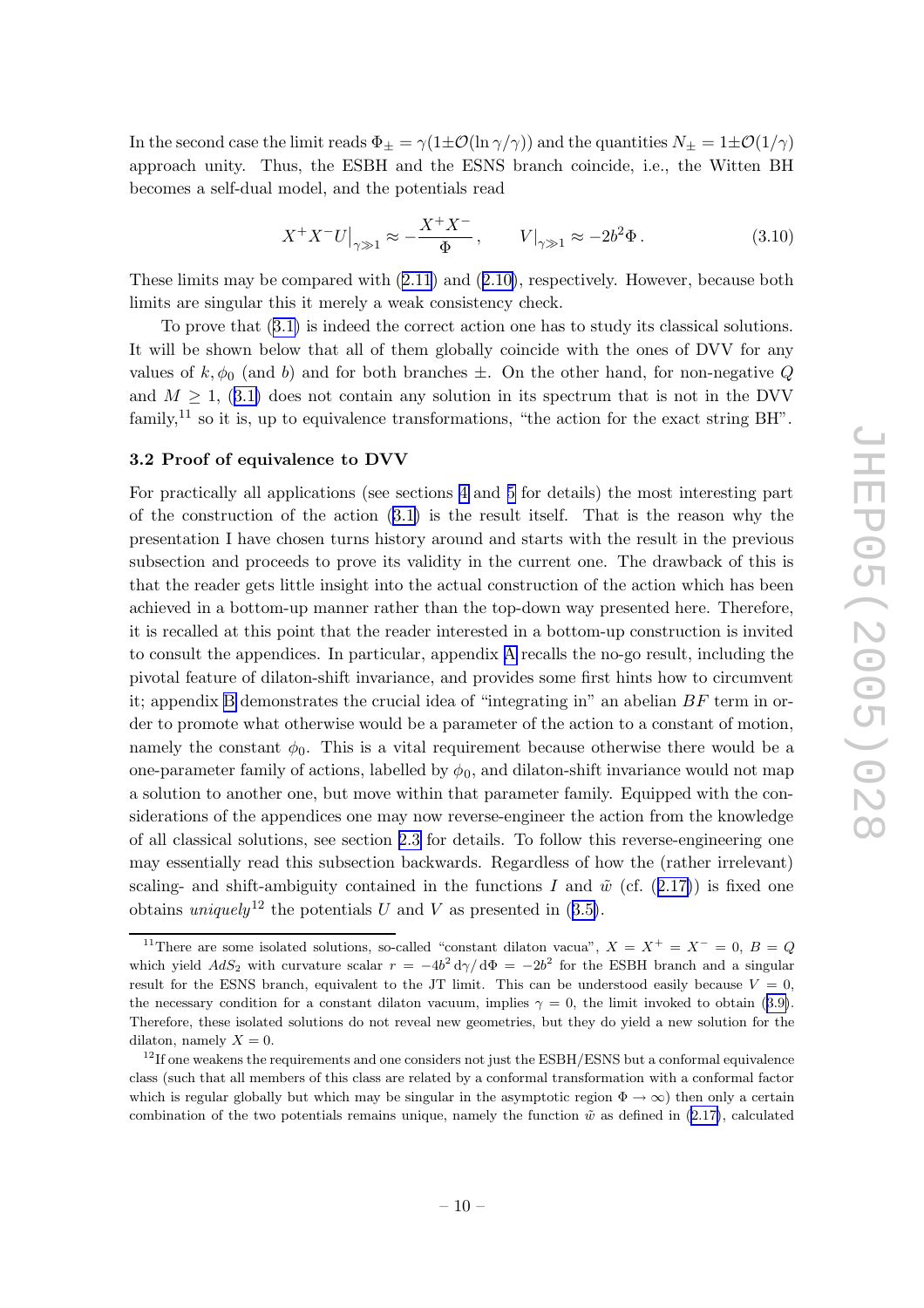In the second case the limit reads $\Phi_\pm = \gamma(1 \pm \mathcal{O}(\ln\gamma/\gamma))$ and the quantities $N_\pm = 1 \pm \mathcal{O}(1/\gamma)$ approach unity. Thus, the ESBH and the ESNS branch coincide, i.e., the Witten BH becomes a self-dual model, and the potentials read

$$X^+X^-U\big|_{\gamma\gg 1} \approx -\frac{X^+X^-}{\Phi}\,, \qquad V\big|_{\gamma\gg 1} \approx -2b^2\Phi\,. \tag{3.10}$$

These limits may be compared with (2.11) and (2.10), respectively. However, because both limits are singular this it merely a weak consistency check.

To prove that (3.1) is indeed the correct action one has to study its classical solutions. It will be shown below that all of them globally coincide with the ones of DVV for any values of $k, \phi_0$ (and $b$) and for both branches $\pm$. On the other hand, for non-negative $Q$ and $M \geq 1$, (3.1) does not contain any solution in its spectrum that is not in the DVV family,[11] so it is, up to equivalence transformations, "the action for the exact string BH".

### 3.2 Proof of equivalence to DVV

For practically all applications (see sections 4 and 5 for details) the most interesting part of the construction of the action (3.1) is the result itself. That is the reason why the presentation I have chosen turns history around and starts with the result in the previous subsection and proceeds to prove its validity in the current one. The drawback of this is that the reader gets little insight into the actual construction of the action which has been achieved in a bottom-up manner rather than the top-down way presented here. Therefore, it is recalled at this point that the reader interested in a bottom-up construction is invited to consult the appendices. In particular, appendix A recalls the no-go result, including the pivotal feature of dilaton-shift invariance, and provides some first hints how to circumvent it; appendix B demonstrates the crucial idea of "integrating in" an abelian $BF$ term in order to promote what otherwise would be a parameter of the action to a constant of motion, namely the constant $\phi_0$. This is a vital requirement because otherwise there would be a one-parameter family of actions, labelled by $\phi_0$, and dilaton-shift invariance would not map a solution to another one, but move within that parameter family. Equipped with the considerations of the appendices one may now reverse-engineer the action from the knowledge of all classical solutions, see section 2.3 for details. To follow this reverse-engineering one may essentially read this subsection backwards. Regardless of how the (rather irrelevant) scaling- and shift-ambiguity contained in the functions $I$ and $\tilde{w}$ (cf. (2.17)) is fixed one obtains *uniquely*[12] the potentials $U$ and $V$ as presented in (3.5).

---

[11] There are some isolated solutions, so-called "constant dilaton vacua", $X = X^+ = X^- = 0$, $B = Q$ which yield $AdS_2$ with curvature scalar $r = -4b^2\,\mathrm{d}\gamma/\,\mathrm{d}\Phi = -2b^2$ for the ESBH branch and a singular result for the ESNS branch, equivalent to the JT limit. This can be understood easily because $V = 0$, the necessary condition for a constant dilaton vacuum, implies $\gamma = 0$, the limit invoked to obtain (3.9). Therefore, these isolated solutions do not reveal new geometries, but they do yield a new solution for the dilaton, namely $X = 0$.

[12] If one weakens the requirements and one considers not just the ESBH/ESNS but a conformal equivalence class (such that all members of this class are related by a conformal transformation with a conformal factor which is regular globally but which may be singular in the asymptotic region $\Phi \to \infty$) then only a certain combination of the two potentials remains unique, namely the function $\tilde{w}$ as defined in (2.17), calculated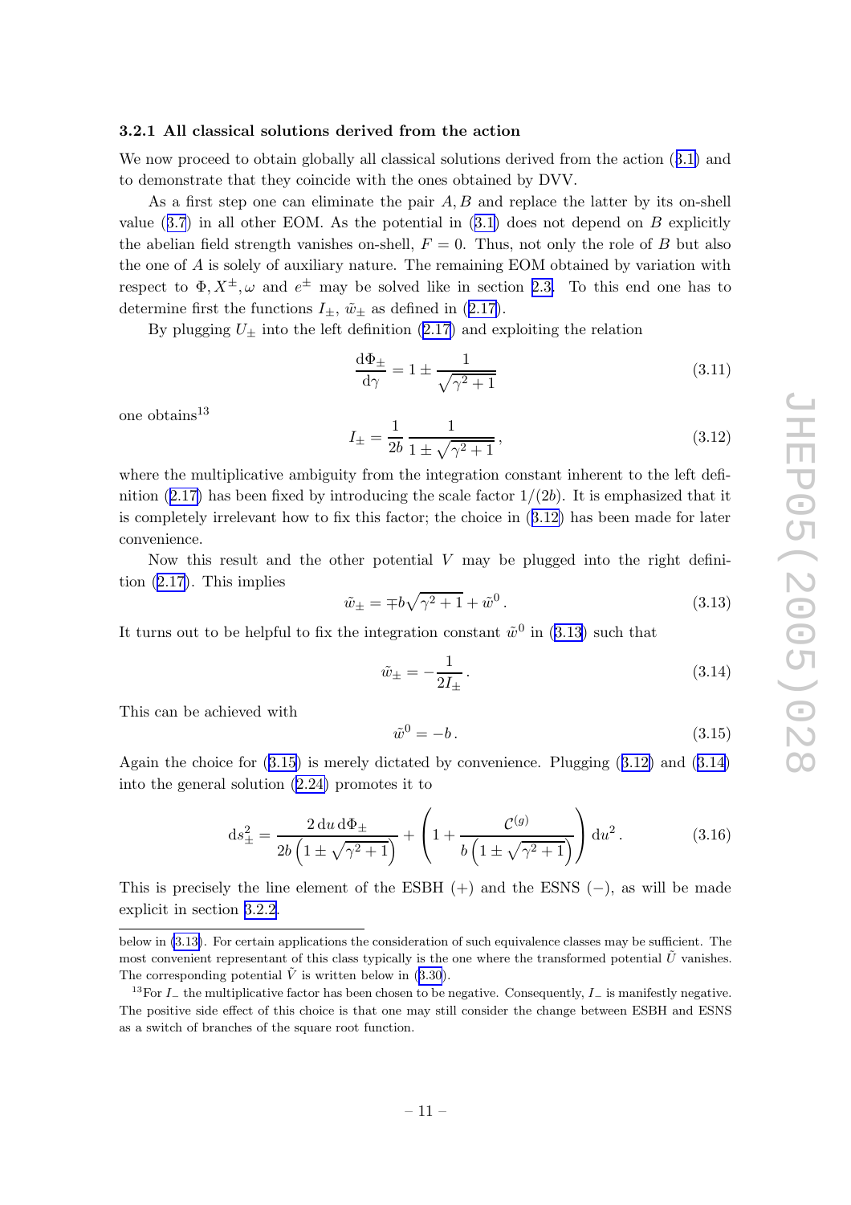### 3.2.1 All classical solutions derived from the action

We now proceed to obtain globally all classical solutions derived from the action (3.1) and to demonstrate that they coincide with the ones obtained by DVV.

As a first step one can eliminate the pair $A, B$ and replace the latter by its on-shell value (3.7) in all other EOM. As the potential in (3.1) does not depend on $B$ explicitly the abelian field strength vanishes on-shell, $F = 0$. Thus, not only the role of $B$ but also the one of $A$ is solely of auxiliary nature. The remaining EOM obtained by variation with respect to $\Phi, X^{\pm}, \omega$ and $e^{\pm}$ may be solved like in section 2.3. To this end one has to determine first the functions $I_{\pm}$, $\tilde{w}_{\pm}$ as defined in (2.17).

By plugging $U_{\pm}$ into the left definition (2.17) and exploiting the relation

$$\frac{\mathrm{d}\Phi_{\pm}}{\mathrm{d}\gamma} = 1 \pm \frac{1}{\sqrt{\gamma^2+1}} \tag{3.11}$$

one obtains[13]

$$I_{\pm} = \frac{1}{2b}\,\frac{1}{1 \pm \sqrt{\gamma^2+1}}\,, \tag{3.12}$$

where the multiplicative ambiguity from the integration constant inherent to the left definition (2.17) has been fixed by introducing the scale factor $1/(2b)$. It is emphasized that it is completely irrelevant how to fix this factor; the choice in (3.12) has been made for later convenience.

Now this result and the other potential $V$ may be plugged into the right definition (2.17). This implies

$$\tilde{w}_{\pm} = \mp b\sqrt{\gamma^2+1} + \tilde{w}^0\,. \tag{3.13}$$

It turns out to be helpful to fix the integration constant $\tilde{w}^0$ in (3.13) such that

$$\tilde{w}_{\pm} = -\frac{1}{2I_{\pm}}\,. \tag{3.14}$$

This can be achieved with

$$\tilde{w}^0 = -b\,. \tag{3.15}$$

Again the choice for (3.15) is merely dictated by convenience. Plugging (3.12) and (3.14) into the general solution (2.24) promotes it to

$$\mathrm{d}s^2_{\pm} = \frac{2\,\mathrm{d}u\,\mathrm{d}\Phi_{\pm}}{2b\left(1 \pm \sqrt{\gamma^2+1}\right)} + \left(1 + \frac{\mathcal{C}^{(g)}}{b\left(1 \pm \sqrt{\gamma^2+1}\right)}\right)\mathrm{d}u^2\,. \tag{3.16}$$

This is precisely the line element of the ESBH (+) and the ESNS (−), as will be made explicit in section 3.2.2.

---

below in (3.13). For certain applications the consideration of such equivalence classes may be sufficient. The most convenient representant of this class typically is the one where the transformed potential $\tilde{U}$ vanishes. The corresponding potential $\tilde{V}$ is written below in (3.30).

[13] For $I_{-}$ the multiplicative factor has been chosen to be negative. Consequently, $I_{-}$ is manifestly negative. The positive side effect of this choice is that one may still consider the change between ESBH and ESNS as a switch of branches of the square root function.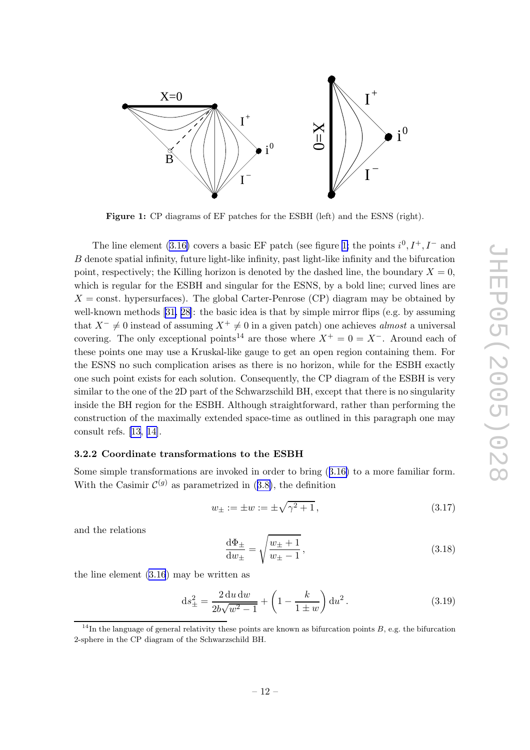**Figure 1:** CP diagrams of EF patches for the ESBH (left) and the ESNS (right).

The line element (3.16) covers a basic EF patch (see figure 1; the points $i^0, I^+, I^-$ and $B$ denote spatial infinity, future light-like infinity, past light-like infinity and the bifurcation point, respectively; the Killing horizon is denoted by the dashed line, the boundary $X = 0$, which is regular for the ESBH and singular for the ESNS, by a bold line; curved lines are $X =$ const. hypersurfaces). The global Carter-Penrose (CP) diagram may be obtained by well-known methods [31, 28]: the basic idea is that by simple mirror flips (e.g. by assuming that $X^- \neq 0$ instead of assuming $X^+ \neq 0$ in a given patch) one achieves *almost* a universal covering. The only exceptional points[14] are those where $X^+ = 0 = X^-$. Around each of these points one may use a Kruskal-like gauge to get an open region containing them. For the ESNS no such complication arises as there is no horizon, while for the ESBH exactly one such point exists for each solution. Consequently, the CP diagram of the ESBH is very similar to the one of the 2D part of the Schwarzschild BH, except that there is no singularity inside the BH region for the ESBH. Although straightforward, rather than performing the construction of the maximally extended space-time as outlined in this paragraph one may consult refs. [13, 14].

### 3.2.2 Coordinate transformations to the ESBH

Some simple transformations are invoked in order to bring (3.16) to a more familiar form. With the Casimir $\mathcal{C}^{(g)}$ as parametrized in (3.8), the definition

$$w_\pm := \pm w := \pm\sqrt{\gamma^2 + 1}\,, \tag{3.17}$$

and the relations

$$\frac{\mathrm{d}\Phi_\pm}{\mathrm{d}w_\pm} = \sqrt{\frac{w_\pm + 1}{w_\pm - 1}}\,, \tag{3.18}$$

the line element (3.16) may be written as

$$\mathrm{d}s_\pm^2 = \frac{2\,\mathrm{d}u\,\mathrm{d}w}{2b\sqrt{w^2-1}} + \left(1 - \frac{k}{1 \pm w}\right)\mathrm{d}u^2\,. \tag{3.19}$$

[14] In the language of general relativity these points are known as bifurcation points $B$, e.g. the bifurcation 2-sphere in the CP diagram of the Schwarzschild BH.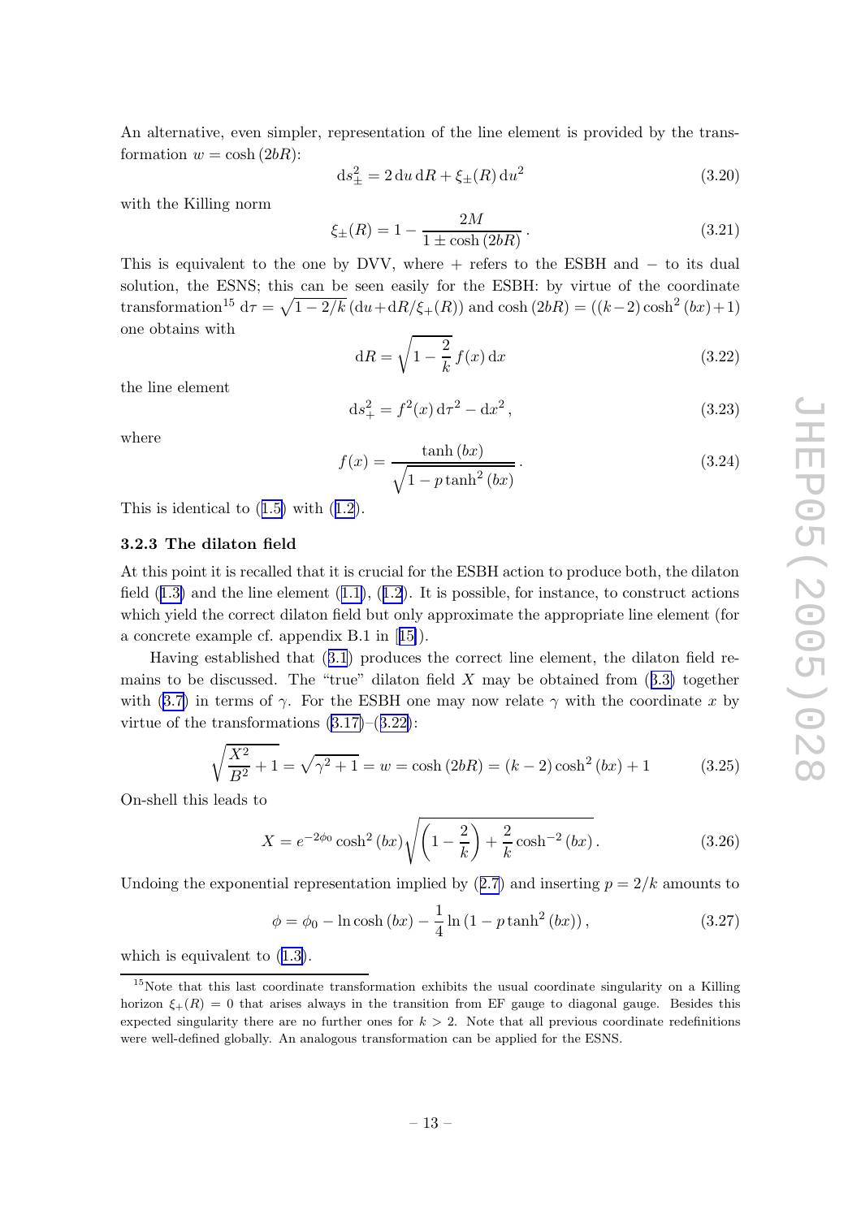An alternative, even simpler, representation of the line element is provided by the transformation $w = \cosh(2bR)$:

$$\mathrm{d}s_{\pm}^2 = 2\,\mathrm{d}u\,\mathrm{d}R + \xi_{\pm}(R)\,\mathrm{d}u^2 \tag{3.20}$$

with the Killing norm

$$\xi_{\pm}(R) = 1 - \frac{2M}{1 \pm \cosh(2bR)}\,. \tag{3.21}$$

This is equivalent to the one by DVV, where + refers to the ESBH and − to its dual solution, the ESNS; this can be seen easily for the ESBH: by virtue of the coordinate transformation[15] $\mathrm{d}\tau = \sqrt{1-2/k}\,(\mathrm{d}u + \mathrm{d}R/\xi_+(R))$ and $\cosh(2bR) = ((k-2)\cosh^2(bx)+1)$ one obtains with

$$\mathrm{d}R = \sqrt{1-\frac{2}{k}}\,f(x)\,\mathrm{d}x \tag{3.22}$$

the line element

$$\mathrm{d}s_+^2 = f^2(x)\,\mathrm{d}\tau^2 - \mathrm{d}x^2\,, \tag{3.23}$$

where

$$f(x) = \frac{\tanh(bx)}{\sqrt{1-p\tanh^2(bx)}}\,. \tag{3.24}$$

This is identical to (1.5) with (1.2).

### 3.2.3 The dilaton field

At this point it is recalled that it is crucial for the ESBH action to produce both, the dilaton field (1.3) and the line element (1.1), (1.2). It is possible, for instance, to construct actions which yield the correct dilaton field but only approximate the appropriate line element (for a concrete example cf. appendix B.1 in [15]).

Having established that (3.1) produces the correct line element, the dilaton field remains to be discussed. The "true" dilaton field $X$ may be obtained from (3.3) together with (3.7) in terms of $\gamma$. For the ESBH one may now relate $\gamma$ with the coordinate $x$ by virtue of the transformations (3.17)–(3.22):

$$\sqrt{\frac{X^2}{B^2}+1} = \sqrt{\gamma^2+1} = w = \cosh(2bR) = (k-2)\cosh^2(bx) + 1 \tag{3.25}$$

On-shell this leads to

$$X = e^{-2\phi_0}\cosh^2(bx)\sqrt{\left(1-\frac{2}{k}\right) + \frac{2}{k}\cosh^{-2}(bx)}\,. \tag{3.26}$$

Undoing the exponential representation implied by (2.7) and inserting $p = 2/k$ amounts to

$$\phi = \phi_0 - \ln\cosh(bx) - \frac{1}{4}\ln\left(1 - p\tanh^2(bx)\right), \tag{3.27}$$

which is equivalent to (1.3).

---

[15] Note that this last coordinate transformation exhibits the usual coordinate singularity on a Killing horizon $\xi_+(R) = 0$ that arises always in the transition from EF gauge to diagonal gauge. Besides this expected singularity there are no further ones for $k > 2$. Note that all previous coordinate redefinitions were well-defined globally. An analogous transformation can be applied for the ESNS.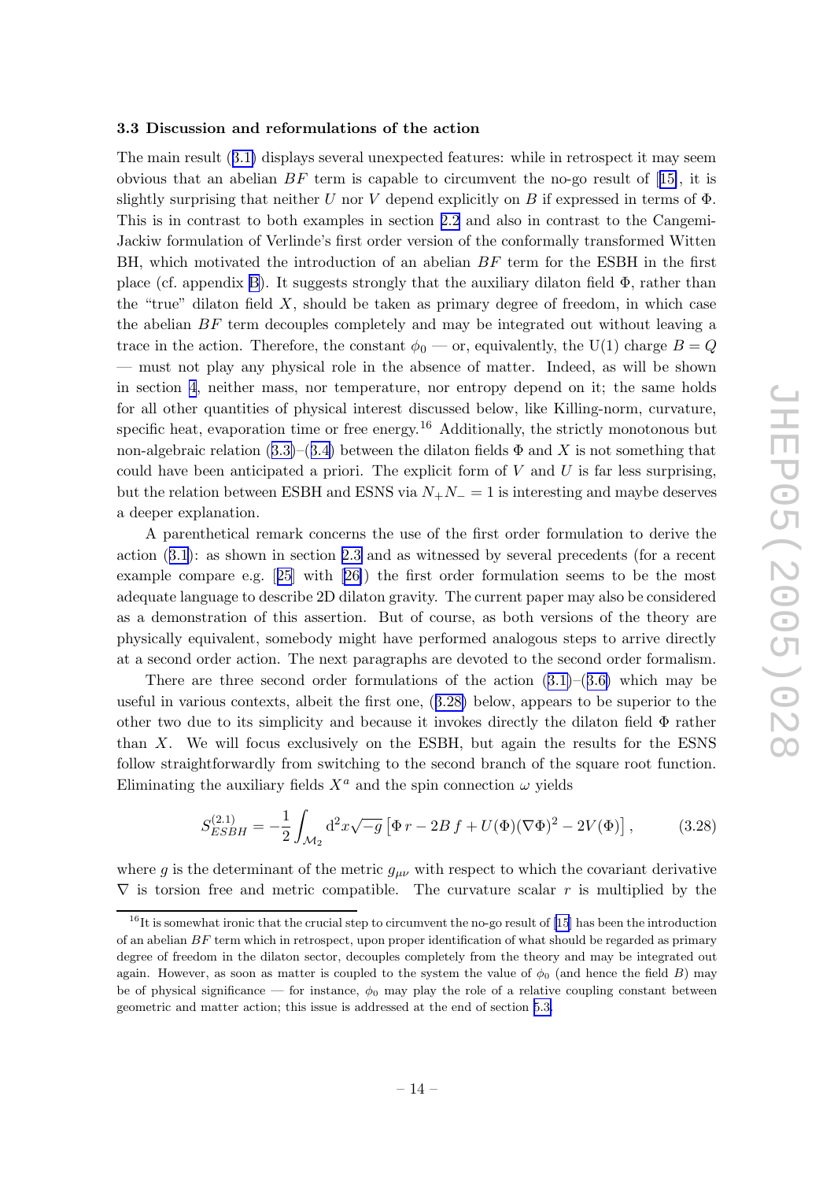### 3.3 Discussion and reformulations of the action

The main result (3.1) displays several unexpected features: while in retrospect it may seem obvious that an abelian $BF$ term is capable to circumvent the no-go result of [15], it is slightly surprising that neither $U$ nor $V$ depend explicitly on $B$ if expressed in terms of $\Phi$. This is in contrast to both examples in section 2.2 and also in contrast to the Cangemi-Jackiw formulation of Verlinde's first order version of the conformally transformed Witten BH, which motivated the introduction of an abelian $BF$ term for the ESBH in the first place (cf. appendix B). It suggests strongly that the auxiliary dilaton field $\Phi$, rather than the "true" dilaton field $X$, should be taken as primary degree of freedom, in which case the abelian $BF$ term decouples completely and may be integrated out without leaving a trace in the action. Therefore, the constant $\phi_0$ — or, equivalently, the U(1) charge $B = Q$ — must not play any physical role in the absence of matter. Indeed, as will be shown in section 4, neither mass, nor temperature, nor entropy depend on it; the same holds for all other quantities of physical interest discussed below, like Killing-norm, curvature, specific heat, evaporation time or free energy.[16] Additionally, the strictly monotonous but non-algebraic relation (3.3)–(3.4) between the dilaton fields $\Phi$ and $X$ is not something that could have been anticipated a priori. The explicit form of $V$ and $U$ is far less surprising, but the relation between ESBH and ESNS via $N_+N_- = 1$ is interesting and maybe deserves a deeper explanation.

A parenthetical remark concerns the use of the first order formulation to derive the action (3.1): as shown in section 2.3 and as witnessed by several precedents (for a recent example compare e.g. [25] with [26]) the first order formulation seems to be the most adequate language to describe 2D dilaton gravity. The current paper may also be considered as a demonstration of this assertion. But of course, as both versions of the theory are physically equivalent, somebody might have performed analogous steps to arrive directly at a second order action. The next paragraphs are devoted to the second order formalism.

There are three second order formulations of the action (3.1)–(3.6) which may be useful in various contexts, albeit the first one, (3.28) below, appears to be superior to the other two due to its simplicity and because it invokes directly the dilaton field $\Phi$ rather than $X$. We will focus exclusively on the ESBH, but again the results for the ESNS follow straightforwardly from switching to the second branch of the square root function. Eliminating the auxiliary fields $X^a$ and the spin connection $\omega$ yields

$$S^{(2.1)}_{ESBH} = -\frac{1}{2}\int_{\mathcal{M}_2} \mathrm{d}^2x\sqrt{-g}\left[\Phi\, r - 2B\, f + U(\Phi)(\nabla\Phi)^2 - 2V(\Phi)\right], \qquad (3.28)$$

where $g$ is the determinant of the metric $g_{\mu\nu}$ with respect to which the covariant derivative $\nabla$ is torsion free and metric compatible. The curvature scalar $r$ is multiplied by the

---

[16] It is somewhat ironic that the crucial step to circumvent the no-go result of [15] has been the introduction of an abelian $BF$ term which in retrospect, upon proper identification of what should be regarded as primary degree of freedom in the dilaton sector, decouples completely from the theory and may be integrated out again. However, as soon as matter is coupled to the system the value of $\phi_0$ (and hence the field $B$) may be of physical significance — for instance, $\phi_0$ may play the role of a relative coupling constant between geometric and matter action; this issue is addressed at the end of section 5.3.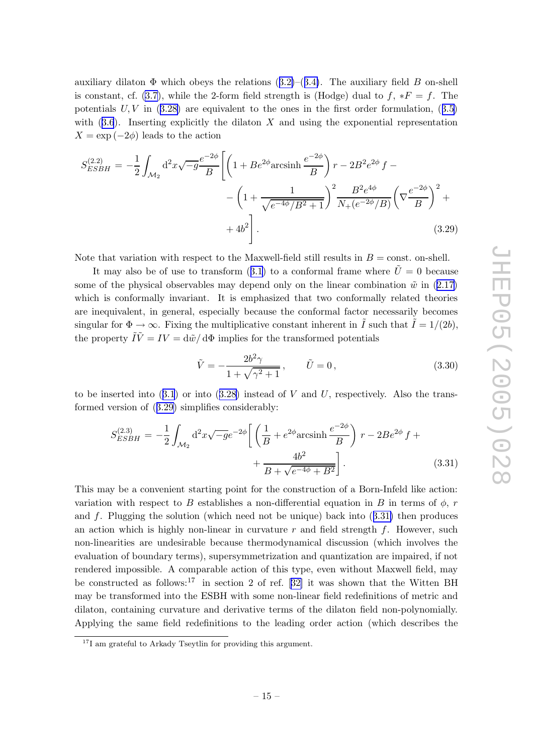auxiliary dilaton $\Phi$ which obeys the relations (3.2)–(3.4). The auxiliary field $B$ on-shell is constant, cf. (3.7), while the 2-form field strength is (Hodge) dual to $f$, $*F = f$. The potentials $U, V$ in (3.28) are equivalent to the ones in the first order formulation, (3.5) with (3.6). Inserting explicitly the dilaton $X$ and using the exponential representation $X = \exp(-2\phi)$ leads to the action

$$
\begin{aligned}
S^{(2.2)}_{ESBH} = -\frac{1}{2}\int_{\mathcal{M}_2} \mathrm{d}^2x\sqrt{-g}\frac{e^{-2\phi}}{B}\Bigg[&\left(1 + Be^{2\phi}\mathrm{arcsinh}\,\frac{e^{-2\phi}}{B}\right)r - 2B^2e^{2\phi}\,f - \\
&- \left(1 + \frac{1}{\sqrt{e^{-4\phi}/B^2+1}}\right)^2 \frac{B^2e^{4\phi}}{N_+(e^{-2\phi}/B)}\left(\nabla\frac{e^{-2\phi}}{B}\right)^2 + \\
&+ 4b^2\Bigg]\,. 
\end{aligned} \tag{3.29}
$$

Note that variation with respect to the Maxwell-field still results in $B = \text{const.}$ on-shell.

It may also be of use to transform (3.1) to a conformal frame where $\tilde{U} = 0$ because some of the physical observables may depend only on the linear combination $\tilde{w}$ in (2.17) which is conformally invariant. It is emphasized that two conformally related theories are inequivalent, in general, especially because the conformal factor necessarily becomes singular for $\Phi \to \infty$. Fixing the multiplicative constant inherent in $\tilde{I}$ such that $\tilde{I} = 1/(2b)$, the property $\tilde{I}\tilde{V} = IV = \mathrm{d}\tilde{w}/\mathrm{d}\Phi$ implies for the transformed potentials

$$
\tilde{V} = -\frac{2b^2\gamma}{1+\sqrt{\gamma^2+1}}\,, \qquad \tilde{U} = 0\,, \tag{3.30}
$$

to be inserted into (3.1) or into (3.28) instead of $V$ and $U$, respectively. Also the transformed version of (3.29) simplifies considerably:

$$
\begin{aligned}
S^{(2.3)}_{ESBH} = -\frac{1}{2}\int_{\mathcal{M}_2} \mathrm{d}^2x\sqrt{-g}e^{-2\phi}\Bigg[&\left(\frac{1}{B} + e^{2\phi}\mathrm{arcsinh}\,\frac{e^{-2\phi}}{B}\right)r - 2Be^{2\phi}\,f + \\
&+ \frac{4b^2}{B+\sqrt{e^{-4\phi}+B^2}}\Bigg]\,.
\end{aligned} \tag{3.31}
$$

This may be a convenient starting point for the construction of a Born-Infeld like action: variation with respect to $B$ establishes a non-differential equation in $B$ in terms of $\phi$, $r$ and $f$. Plugging the solution (which need not be unique) back into (3.31) then produces an action which is highly non-linear in curvature $r$ and field strength $f$. However, such non-linearities are undesirable because thermodynamical discussion (which involves the evaluation of boundary terms), supersymmetrization and quantization are impaired, if not rendered impossible. A comparable action of this type, even without Maxwell field, may be constructed as follows:[17] in section 2 of ref. [32] it was shown that the Witten BH may be transformed into the ESBH with some non-linear field redefinitions of metric and dilaton, containing curvature and derivative terms of the dilaton field non-polynomially. Applying the same field redefinitions to the leading order action (which describes the

[17] I am grateful to Arkady Tseytlin for providing this argument.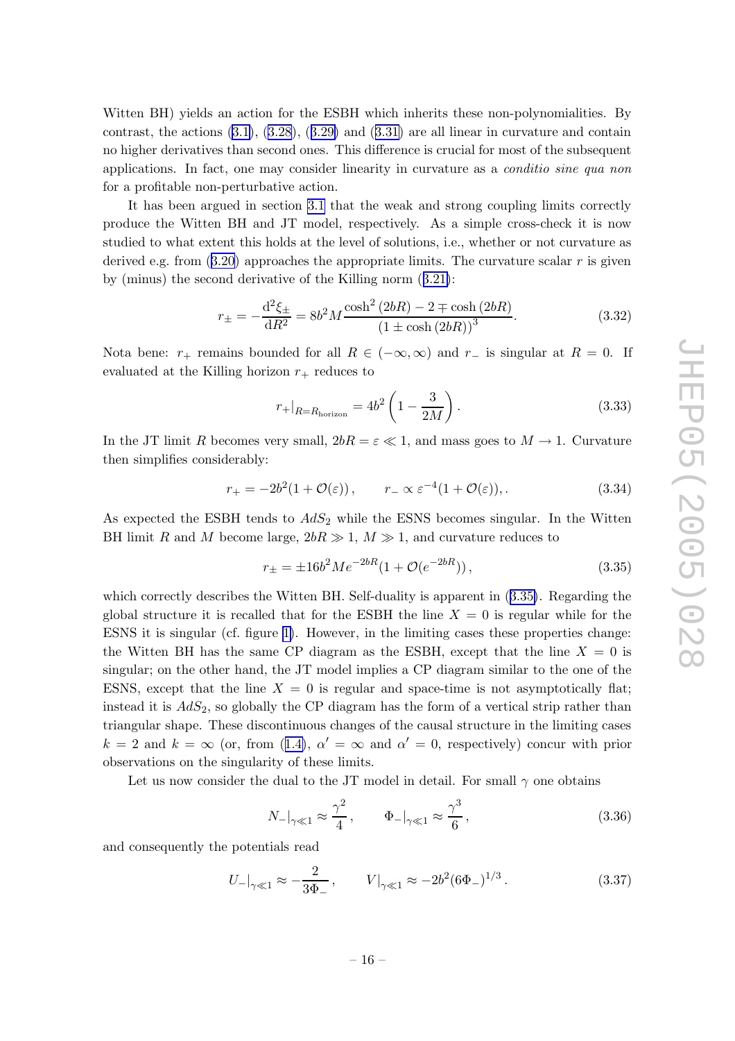Witten BH) yields an action for the ESBH which inherits these non-polynomialities. By contrast, the actions (3.1), (3.28), (3.29) and (3.31) are all linear in curvature and contain no higher derivatives than second ones. This difference is crucial for most of the subsequent applications. In fact, one may consider linearity in curvature as a *conditio sine qua non* for a profitable non-perturbative action.

It has been argued in section 3.1 that the weak and strong coupling limits correctly produce the Witten BH and JT model, respectively. As a simple cross-check it is now studied to what extent this holds at the level of solutions, i.e., whether or not curvature as derived e.g. from (3.20) approaches the appropriate limits. The curvature scalar $r$ is given by (minus) the second derivative of the Killing norm (3.21):

$$r_\pm = -\frac{\mathrm{d}^2\xi_\pm}{\mathrm{d}R^2} = 8b^2M\frac{\cosh^2(2bR) - 2\mp\cosh(2bR)}{(1\pm\cosh(2bR))^3}. \tag{3.32}$$

Nota bene: $r_+$ remains bounded for all $R\in(-\infty,\infty)$ and $r_-$ is singular at $R=0$. If evaluated at the Killing horizon $r_+$ reduces to

$$r_+|_{R=R_{\text{horizon}}} = 4b^2\left(1-\frac{3}{2M}\right). \tag{3.33}$$

In the JT limit $R$ becomes very small, $2bR=\varepsilon\ll 1$, and mass goes to $M\to 1$. Curvature then simplifies considerably:

$$r_+ = -2b^2(1+\mathcal{O}(\varepsilon))\,, \qquad r_-\propto\varepsilon^{-4}(1+\mathcal{O}(\varepsilon)),. \tag{3.34}$$

As expected the ESBH tends to $AdS_2$ while the ESNS becomes singular. In the Witten BH limit $R$ and $M$ become large, $2bR\gg 1$, $M\gg 1$, and curvature reduces to

$$r_\pm = \pm 16b^2Me^{-2bR}(1+\mathcal{O}(e^{-2bR}))\,, \tag{3.35}$$

which correctly describes the Witten BH. Self-duality is apparent in (3.35). Regarding the global structure it is recalled that for the ESBH the line $X=0$ is regular while for the ESNS it is singular (cf. figure 1). However, in the limiting cases these properties change: the Witten BH has the same CP diagram as the ESBH, except that the line $X=0$ is singular; on the other hand, the JT model implies a CP diagram similar to the one of the ESNS, except that the line $X=0$ is regular and space-time is not asymptotically flat; instead it is $AdS_2$, so globally the CP diagram has the form of a vertical strip rather than triangular shape. These discontinuous changes of the causal structure in the limiting cases $k=2$ and $k=\infty$ (or, from (1.4), $\alpha'=\infty$ and $\alpha'=0$, respectively) concur with prior observations on the singularity of these limits.

Let us now consider the dual to the JT model in detail. For small $\gamma$ one obtains

$$N_-|_{\gamma\ll 1}\approx\frac{\gamma^2}{4}\,, \qquad \Phi_-|_{\gamma\ll 1}\approx\frac{\gamma^3}{6}\,, \tag{3.36}$$

and consequently the potentials read

$$U_-|_{\gamma\ll 1}\approx-\frac{2}{3\Phi_-}\,, \qquad V|_{\gamma\ll 1}\approx -2b^2(6\Phi_-)^{1/3}\,. \tag{3.37}$$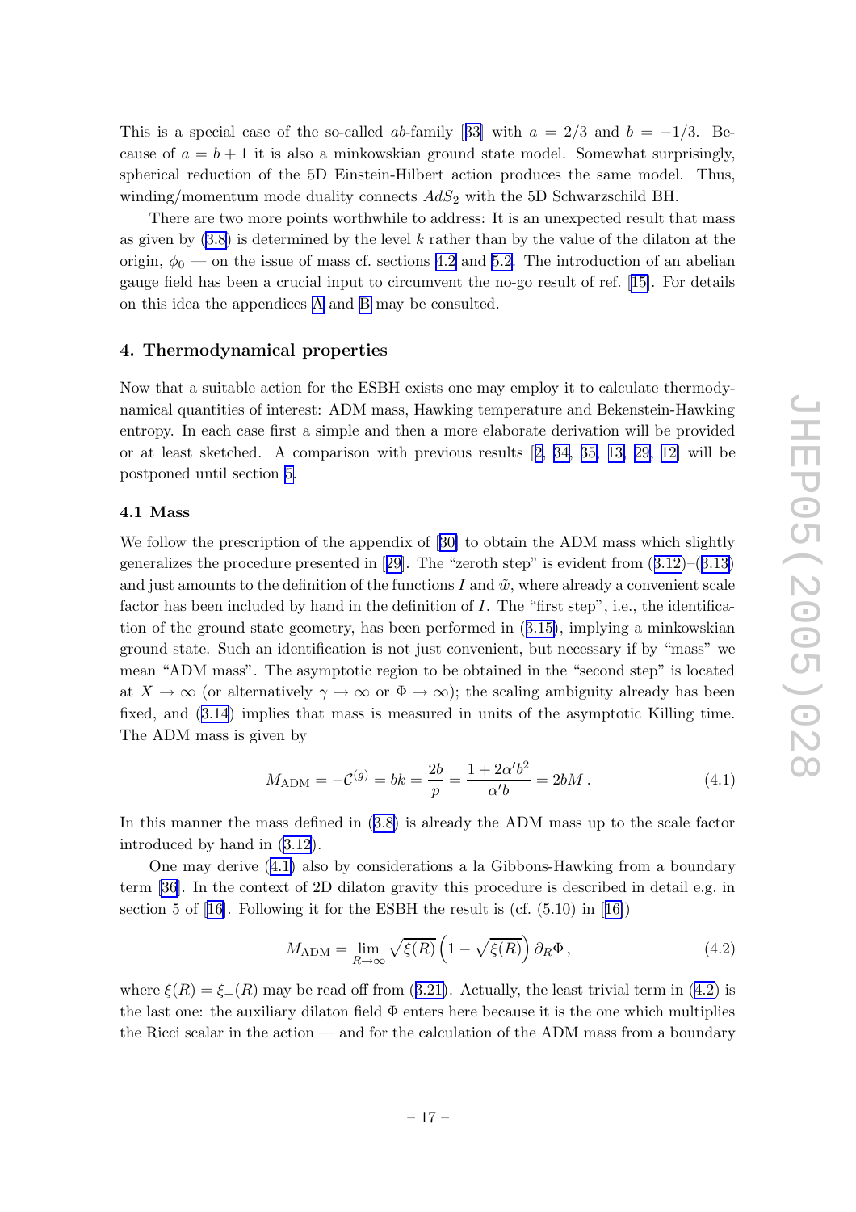This is a special case of the so-called $ab$-family [33] with $a = 2/3$ and $b = -1/3$. Because of $a = b + 1$ it is also a minkowskian ground state model. Somewhat surprisingly, spherical reduction of the 5D Einstein-Hilbert action produces the same model. Thus, winding/momentum mode duality connects $AdS_2$ with the 5D Schwarzschild BH.

There are two more points worthwhile to address: It is an unexpected result that mass as given by (3.8) is determined by the level $k$ rather than by the value of the dilaton at the origin, $\phi_0$ — on the issue of mass cf. sections 4.2 and 5.2. The introduction of an abelian gauge field has been a crucial input to circumvent the no-go result of ref. [15]. For details on this idea the appendices A and B may be consulted.

## 4. Thermodynamical properties

Now that a suitable action for the ESBH exists one may employ it to calculate thermodynamical quantities of interest: ADM mass, Hawking temperature and Bekenstein-Hawking entropy. In each case first a simple and then a more elaborate derivation will be provided or at least sketched. A comparison with previous results [2, 34, 35, 13, 29, 12] will be postponed until section 5.

### 4.1 Mass

We follow the prescription of the appendix of [30] to obtain the ADM mass which slightly generalizes the procedure presented in [29]. The "zeroth step" is evident from (3.12)–(3.13) and just amounts to the definition of the functions $I$ and $\tilde{w}$, where already a convenient scale factor has been included by hand in the definition of $I$. The "first step", i.e., the identification of the ground state geometry, has been performed in (3.15), implying a minkowskian ground state. Such an identification is not just convenient, but necessary if by "mass" we mean "ADM mass". The asymptotic region to be obtained in the "second step" is located at $X \to \infty$ (or alternatively $\gamma \to \infty$ or $\Phi \to \infty$); the scaling ambiguity already has been fixed, and (3.14) implies that mass is measured in units of the asymptotic Killing time. The ADM mass is given by

$$M_{\text{ADM}} = -\mathcal{C}^{(g)} = bk = \frac{2b}{p} = \frac{1 + 2\alpha' b^2}{\alpha' b} = 2bM \,. \tag{4.1}$$

In this manner the mass defined in (3.8) is already the ADM mass up to the scale factor introduced by hand in (3.12).

One may derive (4.1) also by considerations a la Gibbons-Hawking from a boundary term [36]. In the context of 2D dilaton gravity this procedure is described in detail e.g. in section 5 of [16]. Following it for the ESBH the result is (cf. (5.10) in [16])

$$M_{\text{ADM}} = \lim_{R \to \infty} \sqrt{\xi(R)} \left(1 - \sqrt{\xi(R)}\right) \partial_R \Phi \,, \tag{4.2}$$

where $\xi(R) = \xi_+(R)$ may be read off from (3.21). Actually, the least trivial term in (4.2) is the last one: the auxiliary dilaton field $\Phi$ enters here because it is the one which multiplies the Ricci scalar in the action — and for the calculation of the ADM mass from a boundary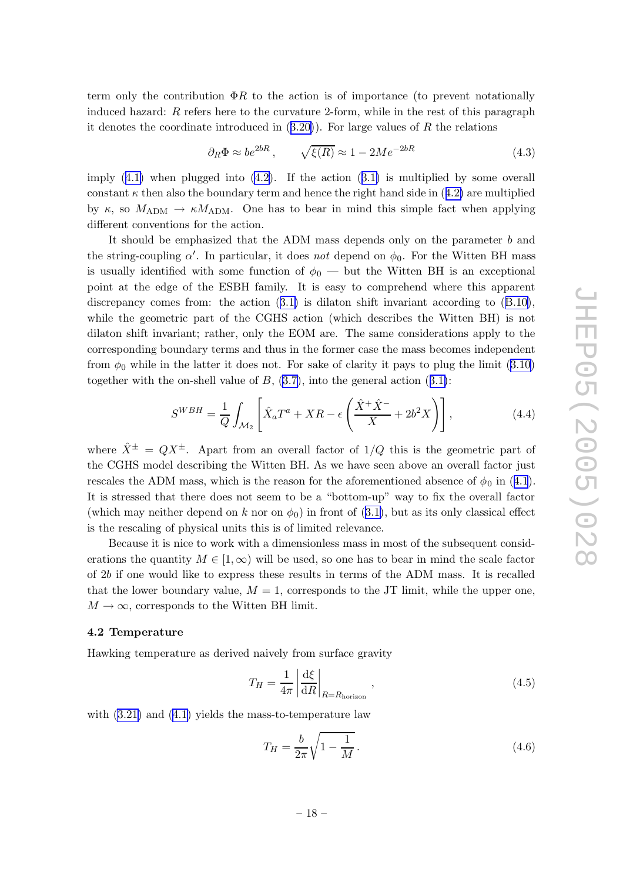term only the contribution $\Phi R$ to the action is of importance (to prevent notationally induced hazard: $R$ refers here to the curvature 2-form, while in the rest of this paragraph it denotes the coordinate introduced in (3.20)). For large values of $R$ the relations

$$\partial_R \Phi \approx b e^{2bR}\,, \qquad \sqrt{\xi(R)} \approx 1 - 2M e^{-2bR} \tag{4.3}$$

imply (4.1) when plugged into (4.2). If the action (3.1) is multiplied by some overall constant $\kappa$ then also the boundary term and hence the right hand side in (4.2) are multiplied by $\kappa$, so $M_{\text{ADM}} \to \kappa M_{\text{ADM}}$. One has to bear in mind this simple fact when applying different conventions for the action.

It should be emphasized that the ADM mass depends only on the parameter $b$ and the string-coupling $\alpha'$. In particular, it does *not* depend on $\phi_0$. For the Witten BH mass is usually identified with some function of $\phi_0$ — but the Witten BH is an exceptional point at the edge of the ESBH family. It is easy to comprehend where this apparent discrepancy comes from: the action (3.1) is dilaton shift invariant according to (3.10), while the geometric part of the CGHS action (which describes the Witten BH) is not dilaton shift invariant; rather, only the EOM are. The same considerations apply to the corresponding boundary terms and thus in the former case the mass becomes independent from $\phi_0$ while in the latter it does not. For sake of clarity it pays to plug the limit (3.10) together with the on-shell value of $B$, (3.7), into the general action (3.1):

$$S^{WBH} = \frac{1}{Q}\int_{\mathcal{M}_2}\left[\hat{X}_a T^a + XR - \epsilon\left(\frac{\hat{X}^+\hat{X}^-}{X} + 2b^2 X\right)\right], \tag{4.4}$$

where $\hat{X}^\pm = QX^\pm$. Apart from an overall factor of $1/Q$ this is the geometric part of the CGHS model describing the Witten BH. As we have seen above an overall factor just rescales the ADM mass, which is the reason for the aforementioned absence of $\phi_0$ in (4.1). It is stressed that there does not seem to be a "bottom-up" way to fix the overall factor (which may neither depend on $k$ nor on $\phi_0$) in front of (3.1), but as its only classical effect is the rescaling of physical units this is of limited relevance.

Because it is nice to work with a dimensionless mass in most of the subsequent considerations the quantity $M \in [1, \infty)$ will be used, so one has to bear in mind the scale factor of $2b$ if one would like to express these results in terms of the ADM mass. It is recalled that the lower boundary value, $M = 1$, corresponds to the JT limit, while the upper one, $M \to \infty$, corresponds to the Witten BH limit.

### 4.2 Temperature

Hawking temperature as derived naively from surface gravity

$$T_H = \frac{1}{4\pi}\left|\frac{\mathrm{d}\xi}{\mathrm{d}R}\right|_{R=R_{\text{horizon}}}, \tag{4.5}$$

with (3.21) and (4.1) yields the mass-to-temperature law

$$T_H = \frac{b}{2\pi}\sqrt{1-\frac{1}{M}}\,. \tag{4.6}$$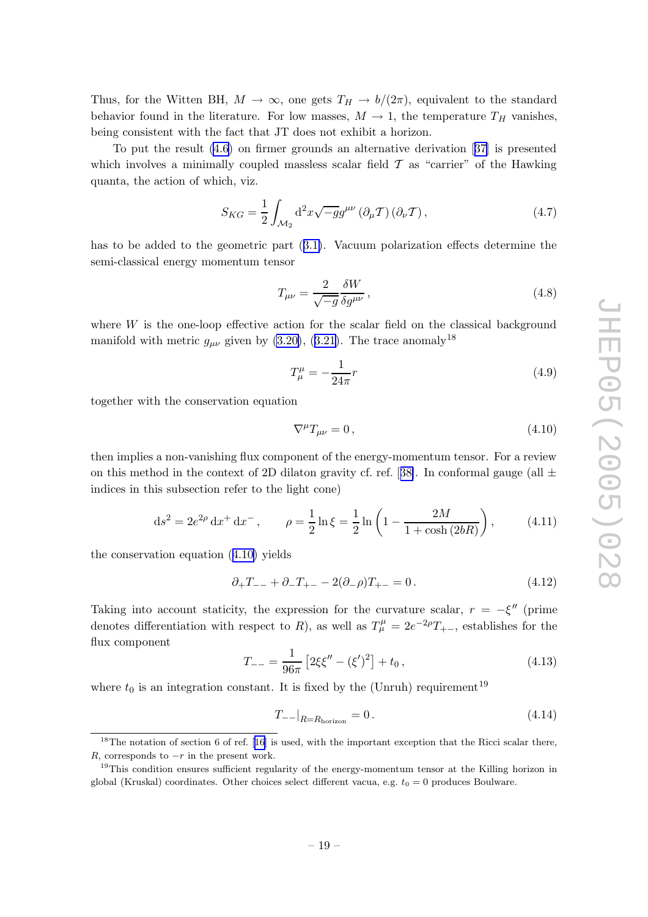Thus, for the Witten BH, $M \to \infty$, one gets $T_H \to b/(2\pi)$, equivalent to the standard behavior found in the literature. For low masses, $M \to 1$, the temperature $T_H$ vanishes, being consistent with the fact that JT does not exhibit a horizon.

To put the result (4.6) on firmer grounds an alternative derivation [37] is presented which involves a minimally coupled massless scalar field $\mathcal{T}$ as "carrier" of the Hawking quanta, the action of which, viz.

$$S_{KG} = \frac{1}{2}\int_{\mathcal{M}_2} \mathrm{d}^2x\sqrt{-g}g^{\mu\nu}\left(\partial_\mu \mathcal{T}\right)\left(\partial_\nu \mathcal{T}\right), \tag{4.7}$$

has to be added to the geometric part (3.1). Vacuum polarization effects determine the semi-classical energy momentum tensor

$$T_{\mu\nu} = \frac{2}{\sqrt{-g}}\frac{\delta W}{\delta g^{\mu\nu}}\,, \tag{4.8}$$

where $W$ is the one-loop effective action for the scalar field on the classical background manifold with metric $g_{\mu\nu}$ given by (3.20), (3.21). The trace anomaly[18]

$$T^\mu_\mu = -\frac{1}{24\pi}r \tag{4.9}$$

together with the conservation equation

$$\nabla^\mu T_{\mu\nu} = 0\,, \tag{4.10}$$

then implies a non-vanishing flux component of the energy-momentum tensor. For a review on this method in the context of 2D dilaton gravity cf. ref. [38]. In conformal gauge (all $\pm$ indices in this subsection refer to the light cone)

$$\mathrm{d}s^2 = 2e^{2\rho}\,\mathrm{d}x^+\,\mathrm{d}x^-\,, \qquad \rho = \frac{1}{2}\ln\xi = \frac{1}{2}\ln\left(1 - \frac{2M}{1+\cosh\left(2bR\right)}\right), \tag{4.11}$$

the conservation equation (4.10) yields

$$\partial_+ T_{--} + \partial_- T_{+-} - 2(\partial_-\rho)T_{+-} = 0\,. \tag{4.12}$$

Taking into account staticity, the expression for the curvature scalar, $r = -\xi''$ (prime denotes differentiation with respect to $R$), as well as $T^\mu_\mu = 2e^{-2\rho}T_{+-}$, establishes for the flux component

$$T_{--} = \frac{1}{96\pi}\left[2\xi\xi'' - (\xi')^2\right] + t_0\,, \tag{4.13}$$

where $t_0$ is an integration constant. It is fixed by the (Unruh) requirement[19]

$$T_{--}|_{R=R_{\text{horizon}}} = 0\,. \tag{4.14}$$

---

[18] The notation of section 6 of ref. [16] is used, with the important exception that the Ricci scalar there, $R$, corresponds to $-r$ in the present work.

[19] This condition ensures sufficient regularity of the energy-momentum tensor at the Killing horizon in global (Kruskal) coordinates. Other choices select different vacua, e.g. $t_0 = 0$ produces Boulware.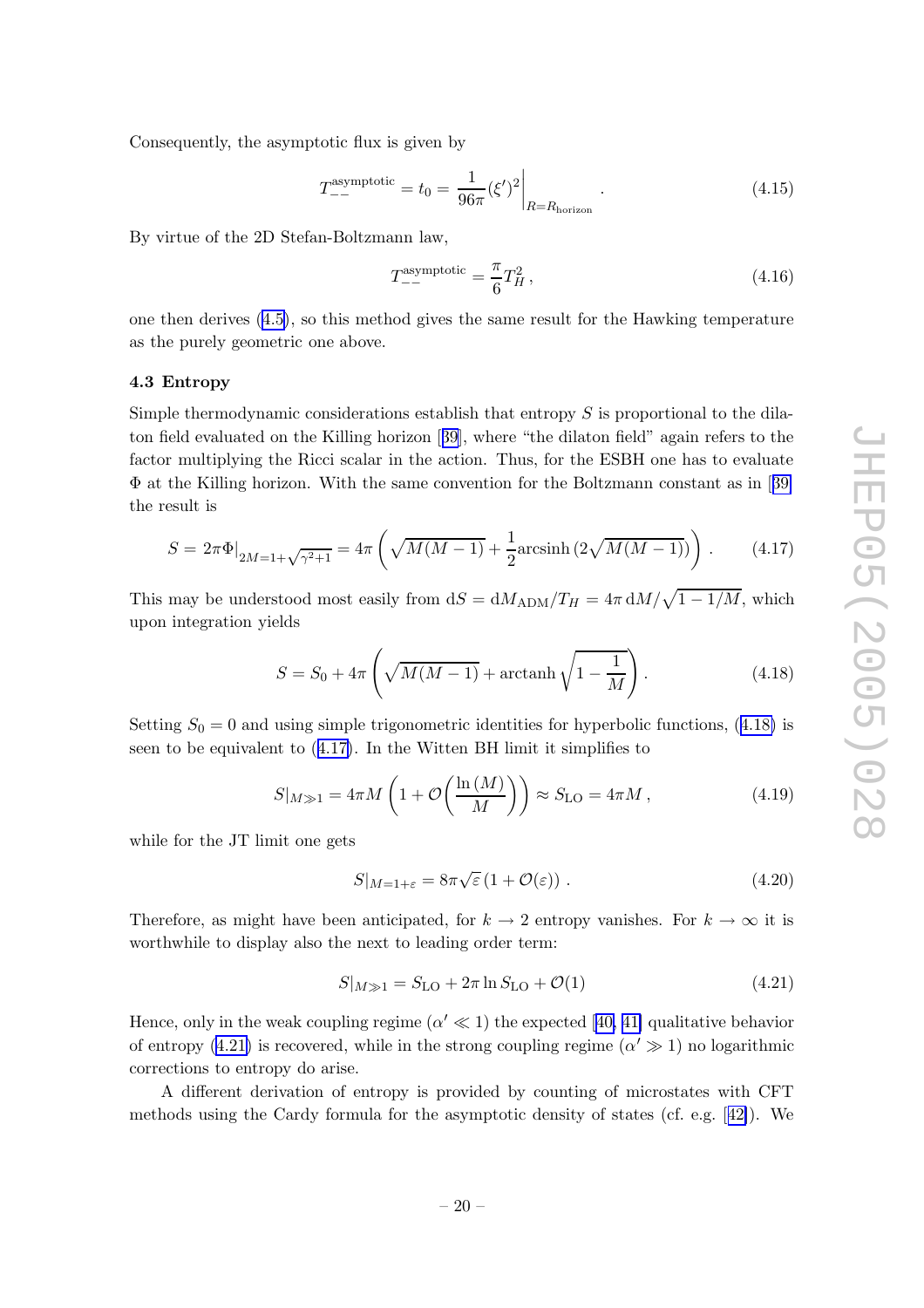Consequently, the asymptotic flux is given by

$$T_{--}^{\text{asymptotic}} = t_0 = \frac{1}{96\pi}(\xi')^2\Big|_{R=R_{\text{horizon}}} . \tag{4.15}$$

By virtue of the 2D Stefan-Boltzmann law,

$$T_{--}^{\text{asymptotic}} = \frac{\pi}{6}T_H^2 , \tag{4.16}$$

one then derives (4.5), so this method gives the same result for the Hawking temperature as the purely geometric one above.

### 4.3 Entropy

Simple thermodynamic considerations establish that entropy $S$ is proportional to the dilaton field evaluated on the Killing horizon [39], where "the dilaton field" again refers to the factor multiplying the Ricci scalar in the action. Thus, for the ESBH one has to evaluate $\Phi$ at the Killing horizon. With the same convention for the Boltzmann constant as in [39] the result is

$$S = 2\pi\Phi|_{2M=1+\sqrt{\gamma^2+1}} = 4\pi\left(\sqrt{M(M-1)} + \frac{1}{2}\text{arcsinh}\,(2\sqrt{M(M-1)})\right) . \tag{4.17}$$

This may be understood most easily from $\mathrm{d}S = \mathrm{d}M_{\text{ADM}}/T_H = 4\pi\,\mathrm{d}M/\sqrt{1-1/M}$, which upon integration yields

$$S = S_0 + 4\pi\left(\sqrt{M(M-1)} + \text{arctanh}\sqrt{1-\frac{1}{M}}\right) . \tag{4.18}$$

Setting $S_0 = 0$ and using simple trigonometric identities for hyperbolic functions, (4.18) is seen to be equivalent to (4.17). In the Witten BH limit it simplifies to

$$S|_{M\gg 1} = 4\pi M\left(1 + \mathcal{O}\left(\frac{\ln(M)}{M}\right)\right) \approx S_{\text{LO}} = 4\pi M , \tag{4.19}$$

while for the JT limit one gets

$$S|_{M=1+\varepsilon} = 8\pi\sqrt{\varepsilon}\,(1+\mathcal{O}(\varepsilon)) . \tag{4.20}$$

Therefore, as might have been anticipated, for $k \to 2$ entropy vanishes. For $k \to \infty$ it is worthwhile to display also the next to leading order term:

$$S|_{M\gg 1} = S_{\text{LO}} + 2\pi \ln S_{\text{LO}} + \mathcal{O}(1) \tag{4.21}$$

Hence, only in the weak coupling regime ($\alpha' \ll 1$) the expected [40, 41] qualitative behavior of entropy (4.21) is recovered, while in the strong coupling regime ($\alpha' \gg 1$) no logarithmic corrections to entropy do arise.

A different derivation of entropy is provided by counting of microstates with CFT methods using the Cardy formula for the asymptotic density of states (cf. e.g. [42]). We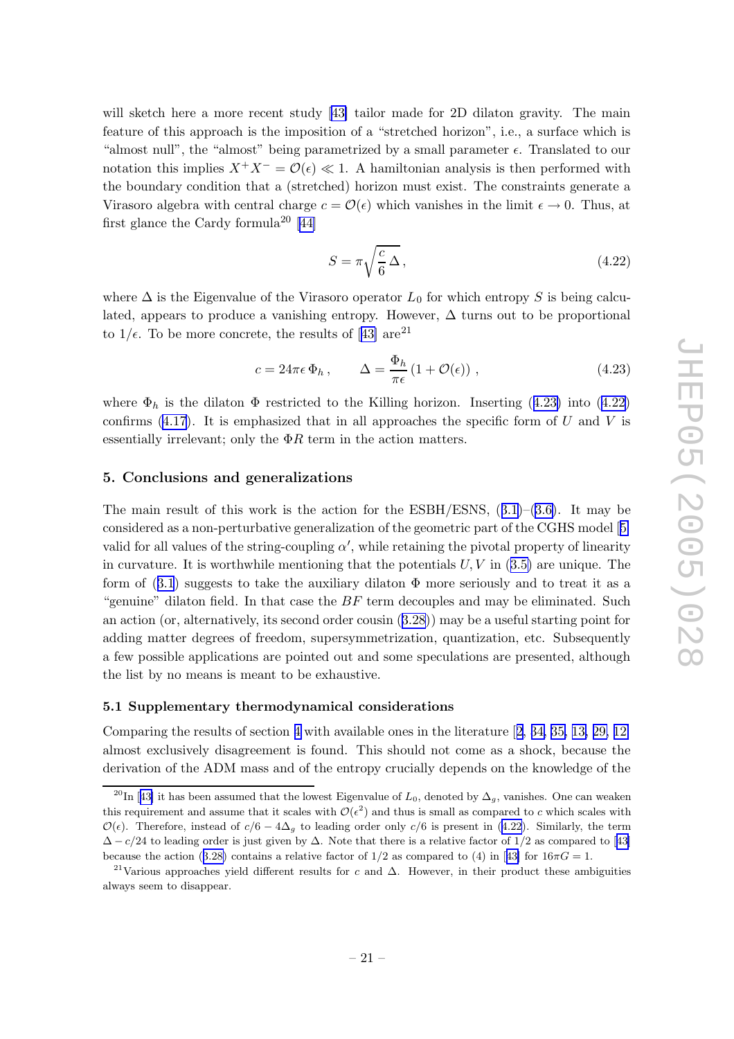will sketch here a more recent study [43] tailor made for 2D dilaton gravity. The main feature of this approach is the imposition of a "stretched horizon", i.e., a surface which is "almost null", the "almost" being parametrized by a small parameter $\epsilon$. Translated to our notation this implies $X^+X^- = \mathcal{O}(\epsilon) \ll 1$. A hamiltonian analysis is then performed with the boundary condition that a (stretched) horizon must exist. The constraints generate a Virasoro algebra with central charge $c = \mathcal{O}(\epsilon)$ which vanishes in the limit $\epsilon \to 0$. Thus, at first glance the Cardy formula[20] [44]

$$S = \pi\sqrt{\frac{c}{6}\,\Delta}\,, \tag{4.22}$$

where $\Delta$ is the Eigenvalue of the Virasoro operator $L_0$ for which entropy $S$ is being calculated, appears to produce a vanishing entropy. However, $\Delta$ turns out to be proportional to $1/\epsilon$. To be more concrete, the results of [43] are[21]

$$c = 24\pi\epsilon\,\Phi_h\,, \qquad \Delta = \frac{\Phi_h}{\pi\epsilon}\left(1 + \mathcal{O}(\epsilon)\right)\,, \tag{4.23}$$

where $\Phi_h$ is the dilaton $\Phi$ restricted to the Killing horizon. Inserting (4.23) into (4.22) confirms (4.17). It is emphasized that in all approaches the specific form of $U$ and $V$ is essentially irrelevant; only the $\Phi R$ term in the action matters.

## 5. Conclusions and generalizations

The main result of this work is the action for the ESBH/ESNS, (3.1)–(3.6). It may be considered as a non-perturbative generalization of the geometric part of the CGHS model [5] valid for all values of the string-coupling $\alpha'$, while retaining the pivotal property of linearity in curvature. It is worthwhile mentioning that the potentials $U, V$ in (3.5) are unique. The form of (3.1) suggests to take the auxiliary dilaton $\Phi$ more seriously and to treat it as a "genuine" dilaton field. In that case the $BF$ term decouples and may be eliminated. Such an action (or, alternatively, its second order cousin (3.28)) may be a useful starting point for adding matter degrees of freedom, supersymmetrization, quantization, etc. Subsequently a few possible applications are pointed out and some speculations are presented, although the list by no means is meant to be exhaustive.

### 5.1 Supplementary thermodynamical considerations

Comparing the results of section 4 with available ones in the literature [2, 34, 35, 13, 29, 12] almost exclusively disagreement is found. This should not come as a shock, because the derivation of the ADM mass and of the entropy crucially depends on the knowledge of the

---

[20] In [43] it has been assumed that the lowest Eigenvalue of $L_0$, denoted by $\Delta_g$, vanishes. One can weaken this requirement and assume that it scales with $\mathcal{O}(\epsilon^2)$ and thus is small as compared to $c$ which scales with $\mathcal{O}(\epsilon)$. Therefore, instead of $c/6 - 4\Delta_g$ to leading order only $c/6$ is present in (4.22). Similarly, the term $\Delta - c/24$ to leading order is just given by $\Delta$. Note that there is a relative factor of 1/2 as compared to [43] because the action (3.28) contains a relative factor of 1/2 as compared to (4) in [43] for $16\pi G = 1$.

[21] Various approaches yield different results for $c$ and $\Delta$. However, in their product these ambiguities always seem to disappear.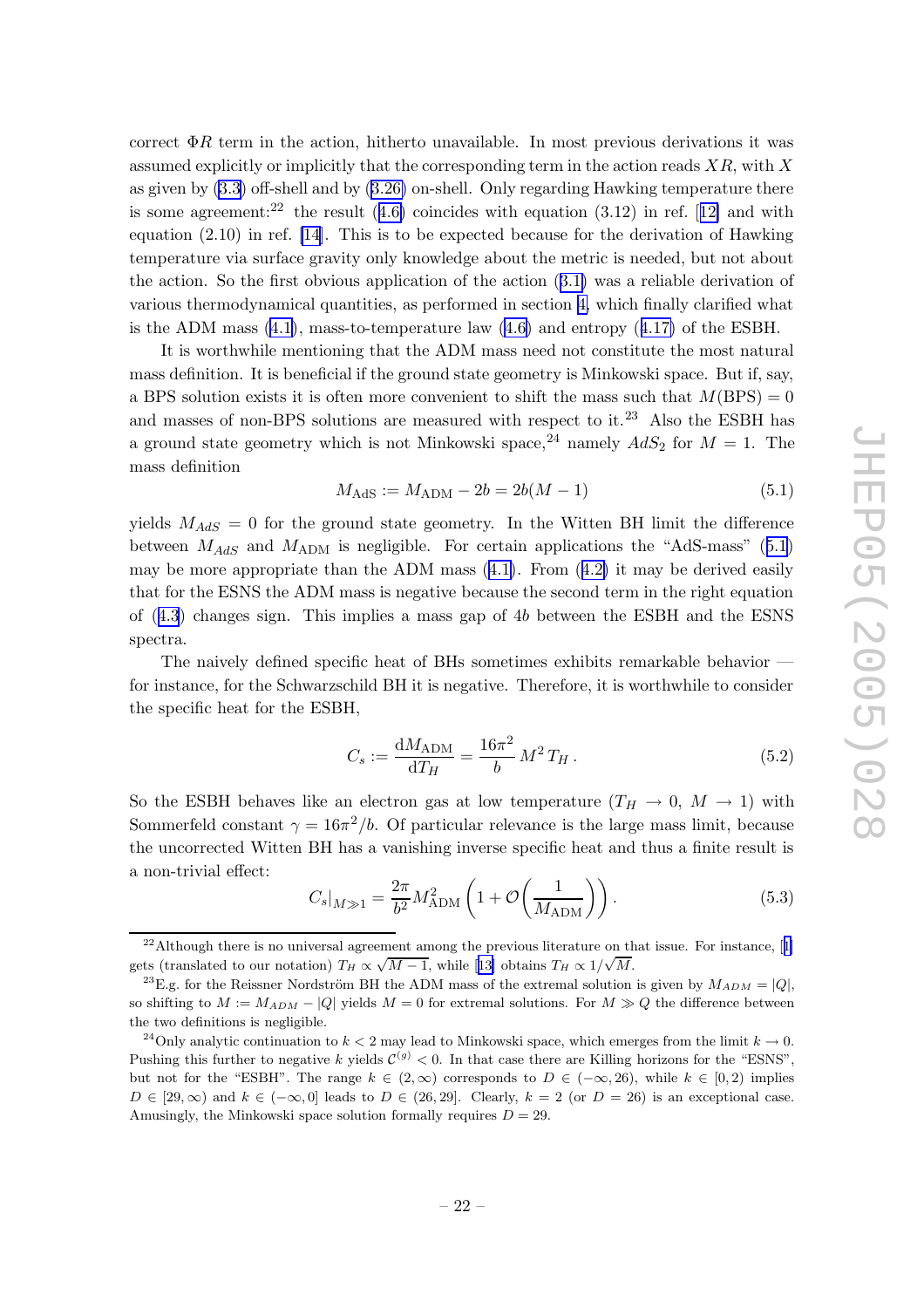correct $\Phi R$ term in the action, hitherto unavailable. In most previous derivations it was assumed explicitly or implicitly that the corresponding term in the action reads $XR$, with $X$ as given by (3.3) off-shell and by (3.26) on-shell. Only regarding Hawking temperature there is some agreement:[22] the result (4.6) coincides with equation (3.12) in ref. [12] and with equation (2.10) in ref. [14]. This is to be expected because for the derivation of Hawking temperature via surface gravity only knowledge about the metric is needed, but not about the action. So the first obvious application of the action (3.1) was a reliable derivation of various thermodynamical quantities, as performed in section 4, which finally clarified what is the ADM mass (4.1), mass-to-temperature law (4.6) and entropy (4.17) of the ESBH.

It is worthwhile mentioning that the ADM mass need not constitute the most natural mass definition. It is beneficial if the ground state geometry is Minkowski space. But if, say, a BPS solution exists it is often more convenient to shift the mass such that $M(\text{BPS}) = 0$ and masses of non-BPS solutions are measured with respect to it.[23] Also the ESBH has a ground state geometry which is not Minkowski space,[24] namely $AdS_2$ for $M = 1$. The mass definition

$$M_{\text{AdS}} := M_{\text{ADM}} - 2b = 2b(M - 1) \tag{5.1}$$

yields $M_{AdS} = 0$ for the ground state geometry. In the Witten BH limit the difference between $M_{AdS}$ and $M_{\text{ADM}}$ is negligible. For certain applications the "AdS-mass" (5.1) may be more appropriate than the ADM mass (4.1). From (4.2) it may be derived easily that for the ESNS the ADM mass is negative because the second term in the right equation of (4.3) changes sign. This implies a mass gap of $4b$ between the ESBH and the ESNS spectra.

The naively defined specific heat of BHs sometimes exhibits remarkable behavior — for instance, for the Schwarzschild BH it is negative. Therefore, it is worthwhile to consider the specific heat for the ESBH,

$$C_s := \frac{\mathrm{d}M_{\text{ADM}}}{\mathrm{d}T_H} = \frac{16\pi^2}{b}\, M^2\, T_H\,. \tag{5.2}$$

So the ESBH behaves like an electron gas at low temperature ($T_H \to 0$, $M \to 1$) with Sommerfeld constant $\gamma = 16\pi^2/b$. Of particular relevance is the large mass limit, because the uncorrected Witten BH has a vanishing inverse specific heat and thus a finite result is a non-trivial effect:

$$C_s|_{M\gg 1} = \frac{2\pi}{b^2} M_{\text{ADM}}^2 \left(1 + \mathcal{O}\left(\frac{1}{M_{\text{ADM}}}\right)\right). \tag{5.3}$$

---

[22] Although there is no universal agreement among the previous literature on that issue. For instance, [1] gets (translated to our notation) $T_H \propto \sqrt{M-1}$, while [13] obtains $T_H \propto 1/\sqrt{M}$.

[23] E.g. for the Reissner Nordström BH the ADM mass of the extremal solution is given by $M_{ADM} = |Q|$, so shifting to $M := M_{ADM} - |Q|$ yields $M = 0$ for extremal solutions. For $M \gg Q$ the difference between the two definitions is negligible.

[24] Only analytic continuation to $k < 2$ may lead to Minkowski space, which emerges from the limit $k \to 0$. Pushing this further to negative $k$ yields $\mathcal{C}^{(g)} < 0$. In that case there are Killing horizons for the "ESNS", but not for the "ESBH". The range $k \in (2, \infty)$ corresponds to $D \in (-\infty, 26)$, while $k \in [0, 2)$ implies $D \in [29, \infty)$ and $k \in (-\infty, 0]$ leads to $D \in (26, 29]$. Clearly, $k = 2$ (or $D = 26$) is an exceptional case. Amusingly, the Minkowski space solution formally requires $D = 29$.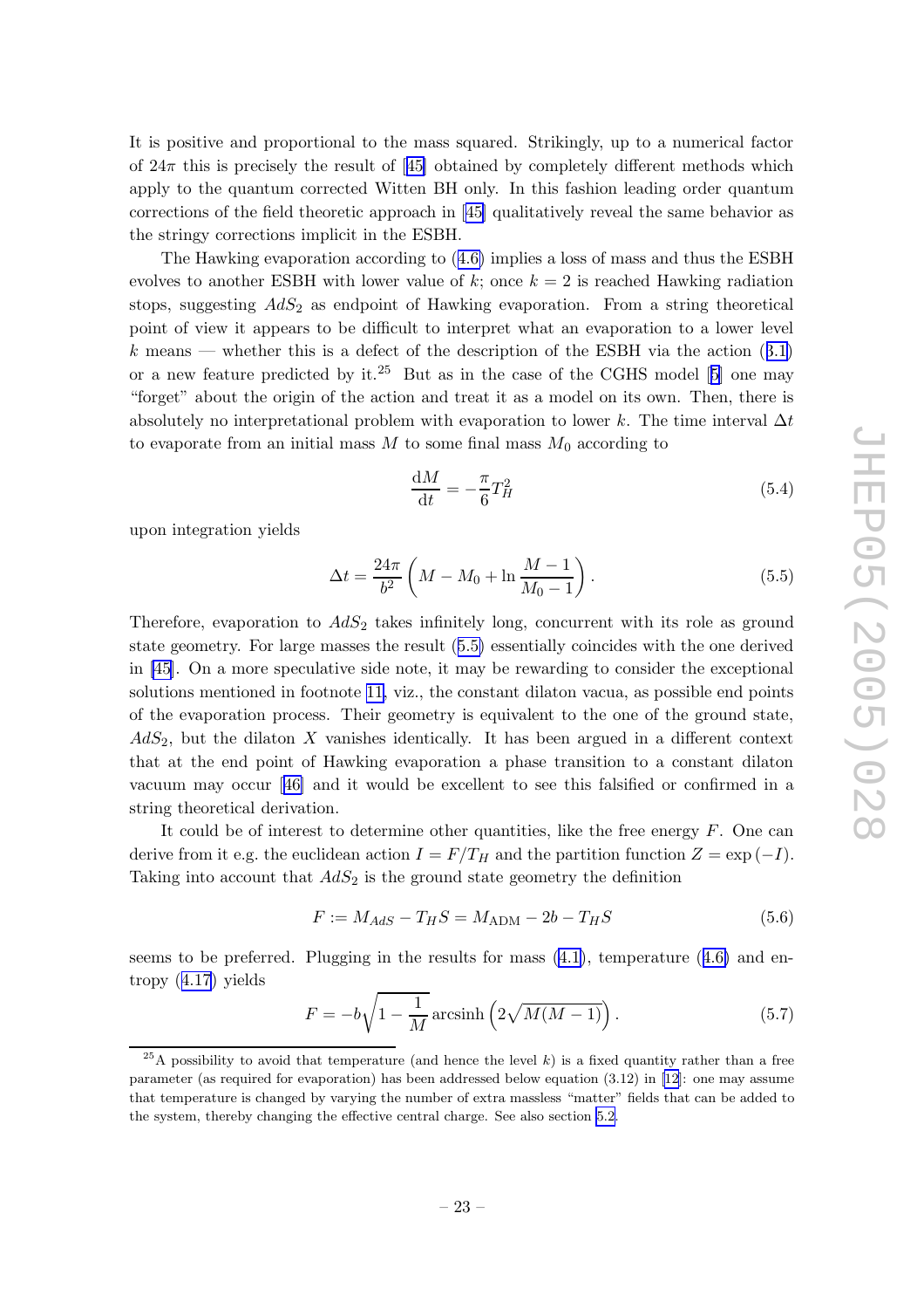It is positive and proportional to the mass squared. Strikingly, up to a numerical factor of $24\pi$ this is precisely the result of [45] obtained by completely different methods which apply to the quantum corrected Witten BH only. In this fashion leading order quantum corrections of the field theoretic approach in [45] qualitatively reveal the same behavior as the stringy corrections implicit in the ESBH.

The Hawking evaporation according to (4.6) implies a loss of mass and thus the ESBH evolves to another ESBH with lower value of $k$; once $k = 2$ is reached Hawking radiation stops, suggesting $AdS_2$ as endpoint of Hawking evaporation. From a string theoretical point of view it appears to be difficult to interpret what an evaporation to a lower level $k$ means — whether this is a defect of the description of the ESBH via the action (3.1) or a new feature predicted by it.[25] But as in the case of the CGHS model [5] one may "forget" about the origin of the action and treat it as a model on its own. Then, there is absolutely no interpretational problem with evaporation to lower $k$. The time interval $\Delta t$ to evaporate from an initial mass $M$ to some final mass $M_0$ according to

$$\frac{\mathrm{d}M}{\mathrm{d}t} = -\frac{\pi}{6} T_H^2 \tag{5.4}$$

upon integration yields

$$\Delta t = \frac{24\pi}{b^2}\left(M - M_0 + \ln\frac{M-1}{M_0-1}\right). \tag{5.5}$$

Therefore, evaporation to $AdS_2$ takes infinitely long, concurrent with its role as ground state geometry. For large masses the result (5.5) essentially coincides with the one derived in [45]. On a more speculative side note, it may be rewarding to consider the exceptional solutions mentioned in footnote 11, viz., the constant dilaton vacua, as possible end points of the evaporation process. Their geometry is equivalent to the one of the ground state, $AdS_2$, but the dilaton $X$ vanishes identically. It has been argued in a different context that at the end point of Hawking evaporation a phase transition to a constant dilaton vacuum may occur [46] and it would be excellent to see this falsified or confirmed in a string theoretical derivation.

It could be of interest to determine other quantities, like the free energy $F$. One can derive from it e.g. the euclidean action $I = F/T_H$ and the partition function $Z = \exp(-I)$. Taking into account that $AdS_2$ is the ground state geometry the definition

$$F := M_{AdS} - T_H S = M_{\mathrm{ADM}} - 2b - T_H S \tag{5.6}$$

seems to be preferred. Plugging in the results for mass (4.1), temperature (4.6) and entropy (4.17) yields

$$F = -b\sqrt{1-\frac{1}{M}}\,\mathrm{arcsinh}\left(2\sqrt{M(M-1)}\right). \tag{5.7}$$

[25] A possibility to avoid that temperature (and hence the level $k$) is a fixed quantity rather than a free parameter (as required for evaporation) has been addressed below equation (3.12) in [12]: one may assume that temperature is changed by varying the number of extra massless "matter" fields that can be added to the system, thereby changing the effective central charge. See also section 5.2.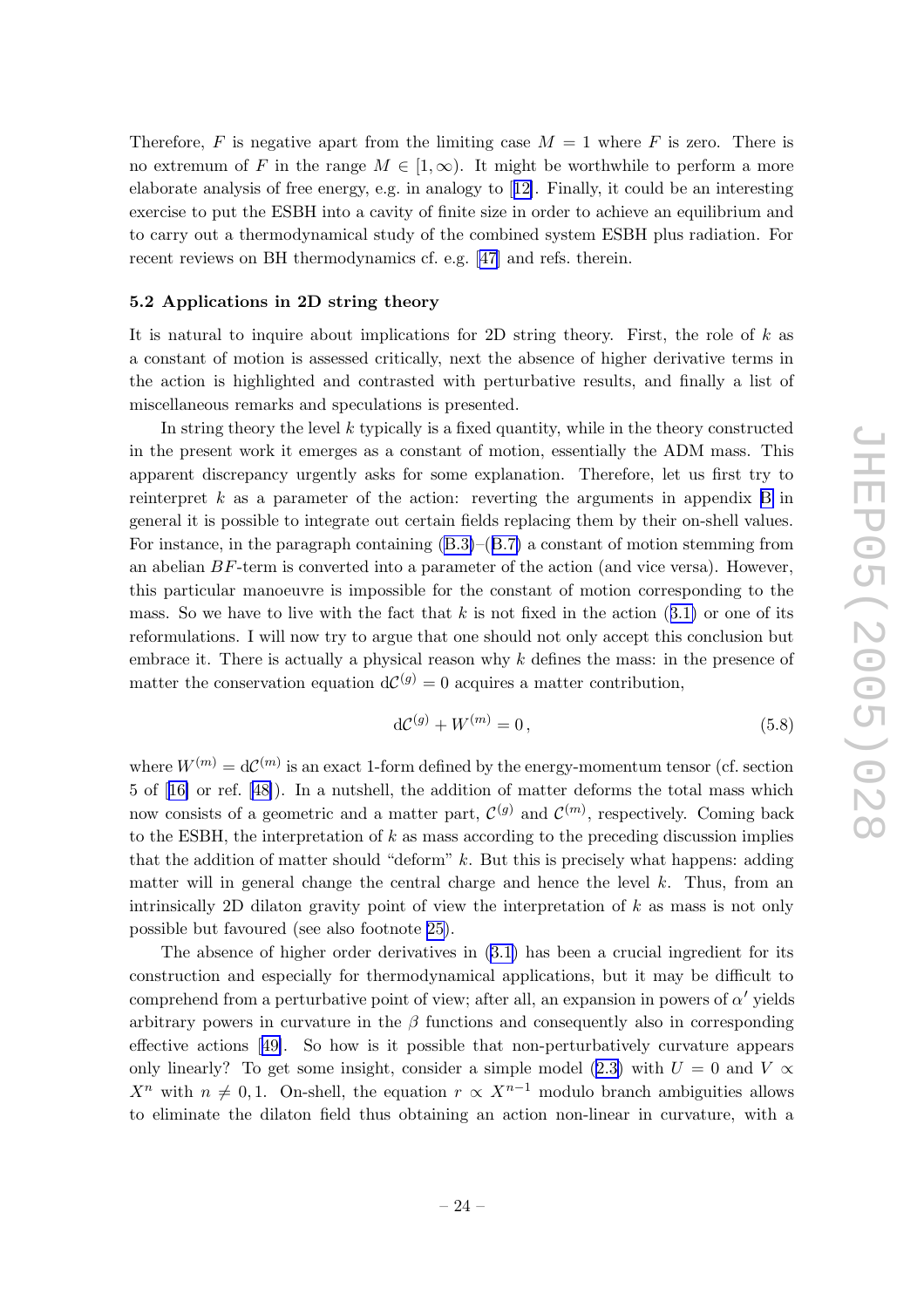Therefore, $F$ is negative apart from the limiting case $M = 1$ where $F$ is zero. There is no extremum of $F$ in the range $M \in [1, \infty)$. It might be worthwhile to perform a more elaborate analysis of free energy, e.g. in analogy to [12]. Finally, it could be an interesting exercise to put the ESBH into a cavity of finite size in order to achieve an equilibrium and to carry out a thermodynamical study of the combined system ESBH plus radiation. For recent reviews on BH thermodynamics cf. e.g. [47] and refs. therein.

### 5.2 Applications in 2D string theory

It is natural to inquire about implications for 2D string theory. First, the role of $k$ as a constant of motion is assessed critically, next the absence of higher derivative terms in the action is highlighted and contrasted with perturbative results, and finally a list of miscellaneous remarks and speculations is presented.

In string theory the level $k$ typically is a fixed quantity, while in the theory constructed in the present work it emerges as a constant of motion, essentially the ADM mass. This apparent discrepancy urgently asks for some explanation. Therefore, let us first try to reinterpret $k$ as a parameter of the action: reverting the arguments in appendix B in general it is possible to integrate out certain fields replacing them by their on-shell values. For instance, in the paragraph containing (B.3)–(B.7) a constant of motion stemming from an abelian $BF$-term is converted into a parameter of the action (and vice versa). However, this particular manoeuvre is impossible for the constant of motion corresponding to the mass. So we have to live with the fact that $k$ is not fixed in the action (3.1) or one of its reformulations. I will now try to argue that one should not only accept this conclusion but embrace it. There is actually a physical reason why $k$ defines the mass: in the presence of matter the conservation equation $\mathrm{d}\mathcal{C}^{(g)} = 0$ acquires a matter contribution,

$$\mathrm{d}\mathcal{C}^{(g)} + W^{(m)} = 0\,, \tag{5.8}$$

where $W^{(m)} = \mathrm{d}\mathcal{C}^{(m)}$ is an exact 1-form defined by the energy-momentum tensor (cf. section 5 of [16] or ref. [48]). In a nutshell, the addition of matter deforms the total mass which now consists of a geometric and a matter part, $\mathcal{C}^{(g)}$ and $\mathcal{C}^{(m)}$, respectively. Coming back to the ESBH, the interpretation of $k$ as mass according to the preceding discussion implies that the addition of matter should "deform" $k$. But this is precisely what happens: adding matter will in general change the central charge and hence the level $k$. Thus, from an intrinsically 2D dilaton gravity point of view the interpretation of $k$ as mass is not only possible but favoured (see also footnote 25).

The absence of higher order derivatives in (3.1) has been a crucial ingredient for its construction and especially for thermodynamical applications, but it may be difficult to comprehend from a perturbative point of view; after all, an expansion in powers of $\alpha'$ yields arbitrary powers in curvature in the $\beta$ functions and consequently also in corresponding effective actions [49]. So how is it possible that non-perturbatively curvature appears only linearly? To get some insight, consider a simple model (2.3) with $U = 0$ and $V \propto X^n$ with $n \neq 0, 1$. On-shell, the equation $r \propto X^{n-1}$ modulo branch ambiguities allows to eliminate the dilaton field thus obtaining an action non-linear in curvature, with a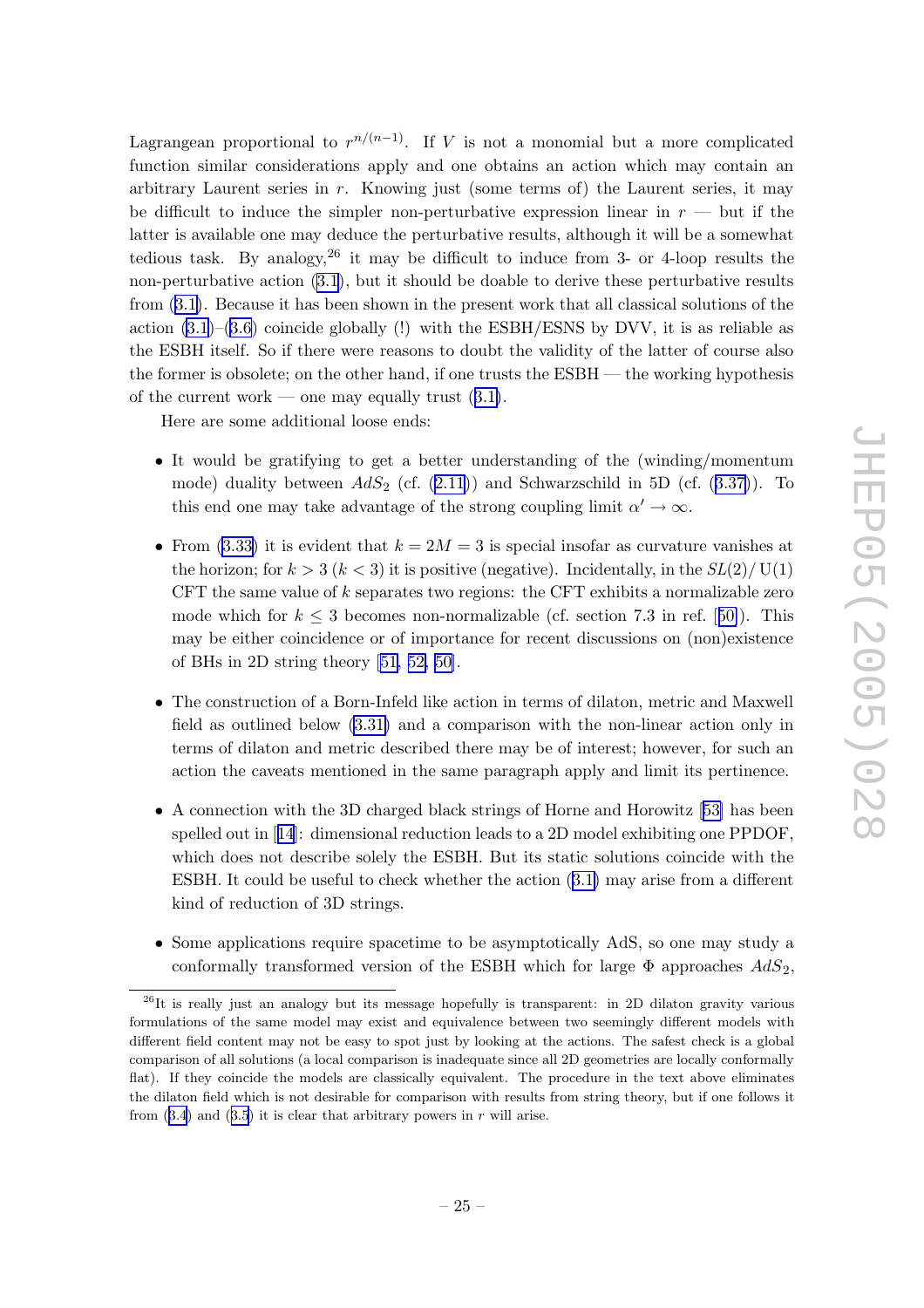Lagrangean proportional to $r^{n/(n-1)}$. If $V$ is not a monomial but a more complicated function similar considerations apply and one obtains an action which may contain an arbitrary Laurent series in $r$. Knowing just (some terms of) the Laurent series, it may be difficult to induce the simpler non-perturbative expression linear in $r$ — but if the latter is available one may deduce the perturbative results, although it will be a somewhat tedious task. By analogy,[26] it may be difficult to induce from 3- or 4-loop results the non-perturbative action (3.1), but it should be doable to derive these perturbative results from (3.1). Because it has been shown in the present work that all classical solutions of the action (3.1)–(3.6) coincide globally (!) with the ESBH/ESNS by DVV, it is as reliable as the ESBH itself. So if there were reasons to doubt the validity of the latter of course also the former is obsolete; on the other hand, if one trusts the ESBH — the working hypothesis of the current work — one may equally trust (3.1).

Here are some additional loose ends:

- It would be gratifying to get a better understanding of the (winding/momentum mode) duality between $AdS_2$ (cf. (2.11)) and Schwarzschild in 5D (cf. (3.37)). To this end one may take advantage of the strong coupling limit $\alpha' \to \infty$.

- From (3.33) it is evident that $k = 2M = 3$ is special insofar as curvature vanishes at the horizon; for $k > 3$ ($k < 3$) it is positive (negative). Incidentally, in the $SL(2)/U(1)$ CFT the same value of $k$ separates two regions: the CFT exhibits a normalizable zero mode which for $k \leq 3$ becomes non-normalizable (cf. section 7.3 in ref. [50]). This may be either coincidence or of importance for recent discussions on (non)existence of BHs in 2D string theory [51, 52, 50].

- The construction of a Born-Infeld like action in terms of dilaton, metric and Maxwell field as outlined below (3.31) and a comparison with the non-linear action only in terms of dilaton and metric described there may be of interest; however, for such an action the caveats mentioned in the same paragraph apply and limit its pertinence.

- A connection with the 3D charged black strings of Horne and Horowitz [53] has been spelled out in [14]: dimensional reduction leads to a 2D model exhibiting one PPDOF, which does not describe solely the ESBH. But its static solutions coincide with the ESBH. It could be useful to check whether the action (3.1) may arise from a different kind of reduction of 3D strings.

- Some applications require spacetime to be asymptotically AdS, so one may study a conformally transformed version of the ESBH which for large $\Phi$ approaches $AdS_2$,

[26] It is really just an analogy but its message hopefully is transparent: in 2D dilaton gravity various formulations of the same model may exist and equivalence between two seemingly different models with different field content may not be easy to spot just by looking at the actions. The safest check is a global comparison of all solutions (a local comparison is inadequate since all 2D geometries are locally conformally flat). If they coincide the models are classically equivalent. The procedure in the text above eliminates the dilaton field which is not desirable for comparison with results from string theory, but if one follows it from (3.4) and (3.5) it is clear that arbitrary powers in $r$ will arise.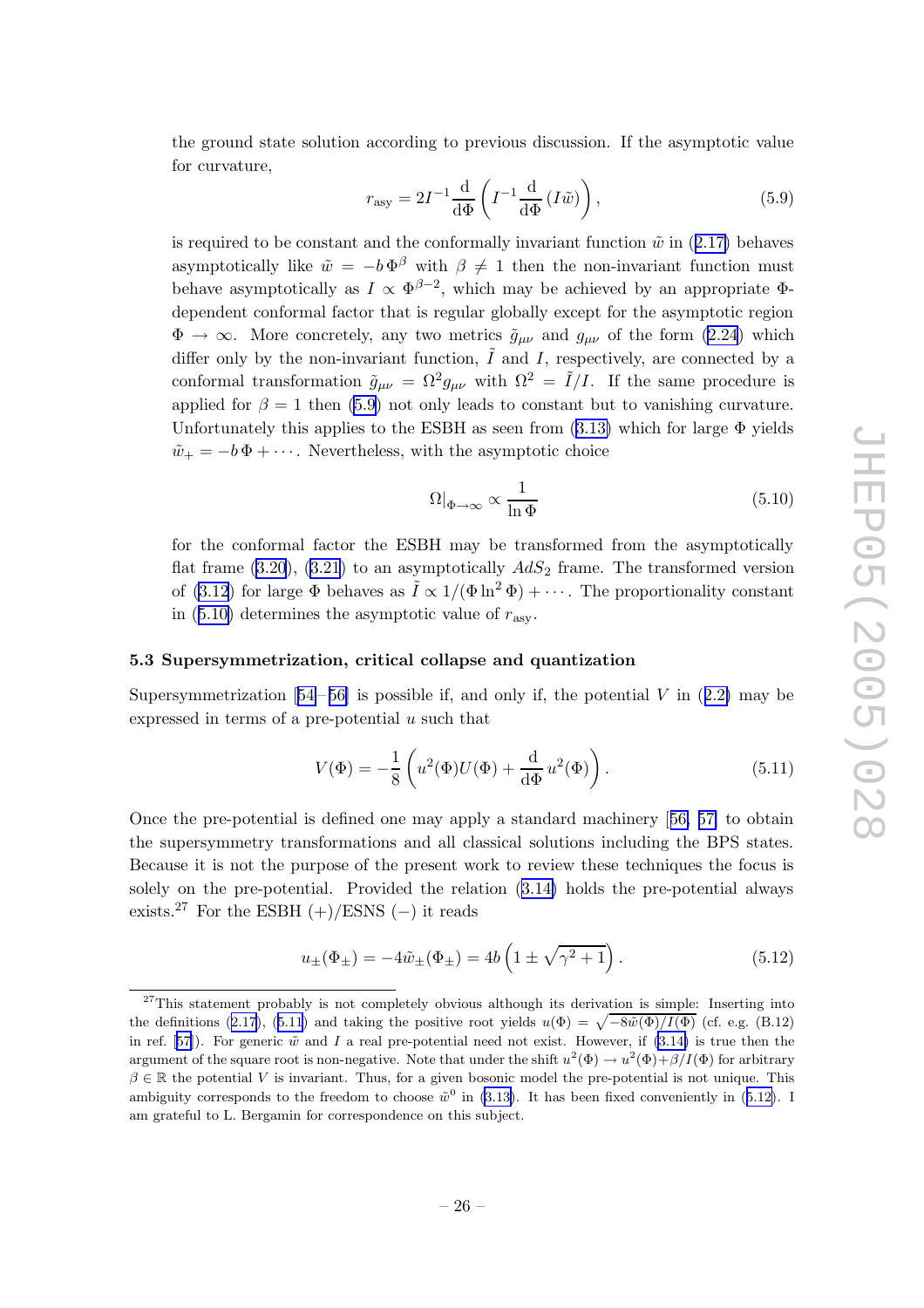the ground state solution according to previous discussion. If the asymptotic value for curvature,

$$r_{\text{asy}} = 2I^{-1}\frac{\mathrm{d}}{\mathrm{d}\Phi}\left(I^{-1}\frac{\mathrm{d}}{\mathrm{d}\Phi}\left(I\tilde{w}\right)\right), \tag{5.9}$$

is required to be constant and the conformally invariant function $\tilde{w}$ in (2.17) behaves asymptotically like $\tilde{w} = -b\,\Phi^\beta$ with $\beta \neq 1$ then the non-invariant function must behave asymptotically as $I \propto \Phi^{\beta-2}$, which may be achieved by an appropriate $\Phi$-dependent conformal factor that is regular globally except for the asymptotic region $\Phi \to \infty$. More concretely, any two metrics $\tilde{g}_{\mu\nu}$ and $g_{\mu\nu}$ of the form (2.24) which differ only by the non-invariant function, $\tilde{I}$ and $I$, respectively, are connected by a conformal transformation $\tilde{g}_{\mu\nu} = \Omega^2 g_{\mu\nu}$ with $\Omega^2 = \tilde{I}/I$. If the same procedure is applied for $\beta = 1$ then (5.9) not only leads to constant but to vanishing curvature. Unfortunately this applies to the ESBH as seen from (3.13) which for large $\Phi$ yields $\tilde{w}_+ = -b\,\Phi + \cdots$. Nevertheless, with the asymptotic choice

$$\Omega|_{\Phi\to\infty} \propto \frac{1}{\ln\Phi} \tag{5.10}$$

for the conformal factor the ESBH may be transformed from the asymptotically flat frame (3.20), (3.21) to an asymptotically $AdS_2$ frame. The transformed version of (3.12) for large $\Phi$ behaves as $\tilde{I} \propto 1/(\Phi\ln^2\Phi) + \cdots$. The proportionality constant in (5.10) determines the asymptotic value of $r_{\text{asy}}$.

### 5.3 Supersymmetrization, critical collapse and quantization

Supersymmetrization [54–56] is possible if, and only if, the potential $V$ in (2.2) may be expressed in terms of a pre-potential $u$ such that

$$V(\Phi) = -\frac{1}{8}\left(u^2(\Phi)U(\Phi) + \frac{\mathrm{d}}{\mathrm{d}\Phi}u^2(\Phi)\right). \tag{5.11}$$

Once the pre-potential is defined one may apply a standard machinery [56, 57] to obtain the supersymmetry transformations and all classical solutions including the BPS states. Because it is not the purpose of the present work to review these techniques the focus is solely on the pre-potential. Provided the relation (3.14) holds the pre-potential always exists.[27] For the ESBH (+)/ESNS (−) it reads

$$u_\pm(\Phi_\pm) = -4\tilde{w}_\pm(\Phi_\pm) = 4b\left(1 \pm \sqrt{\gamma^2+1}\right). \tag{5.12}$$

---

[27] This statement probably is not completely obvious although its derivation is simple: Inserting into the definitions (2.17), (5.11) and taking the positive root yields $u(\Phi) = \sqrt{-8\tilde{w}(\Phi)/I(\Phi)}$ (cf. e.g. (B.12) in ref. [57]). For generic $\tilde{w}$ and $I$ a real pre-potential need not exist. However, if (3.14) is true then the argument of the square root is non-negative. Note that under the shift $u^2(\Phi) \to u^2(\Phi) + \beta/I(\Phi)$ for arbitrary $\beta \in \mathbb{R}$ the potential $V$ is invariant. Thus, for a given bosonic model the pre-potential is not unique. This ambiguity corresponds to the freedom to choose $\tilde{w}^0$ in (3.13). It has been fixed conveniently in (5.12). I am grateful to L. Bergamin for correspondence on this subject.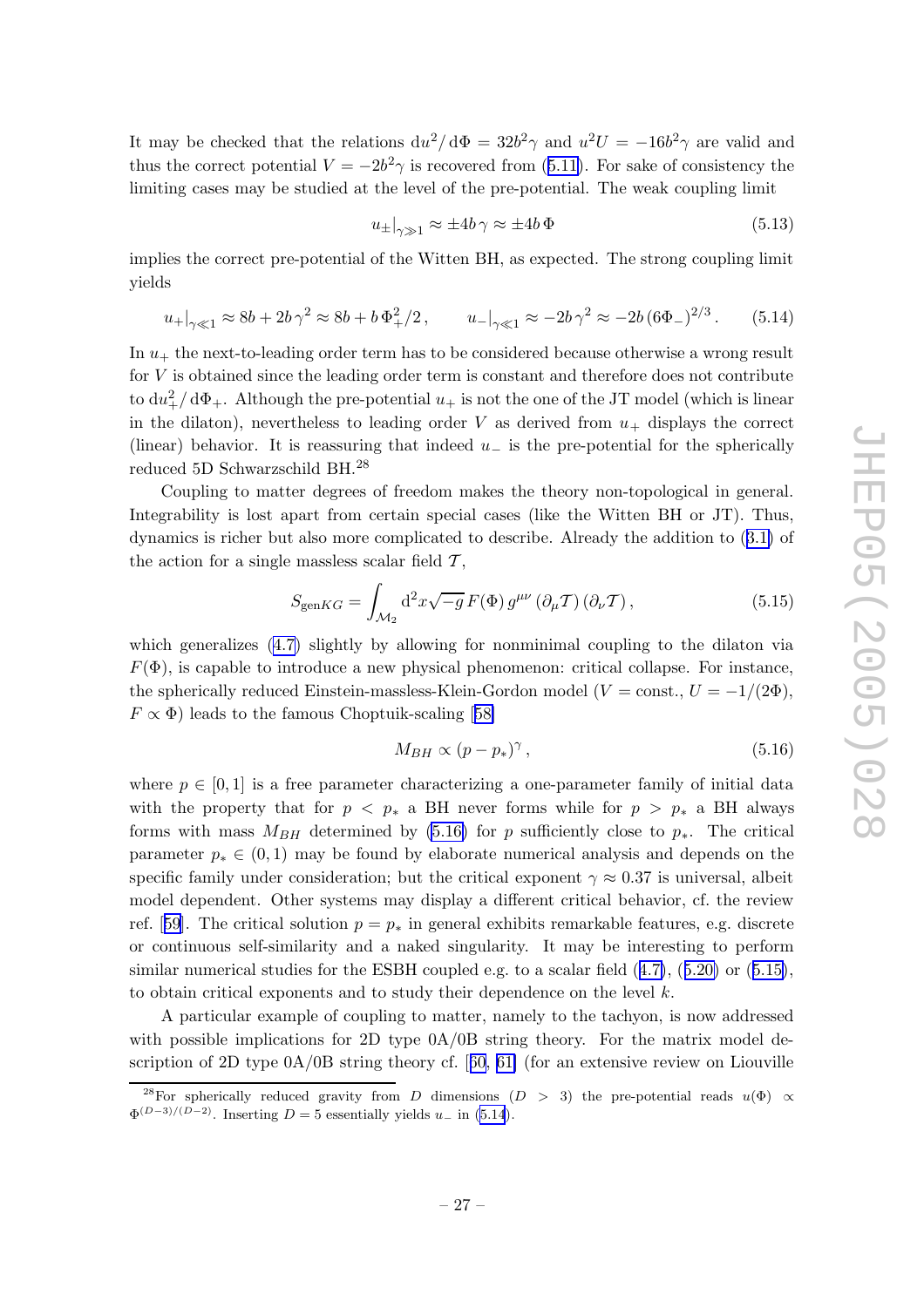It may be checked that the relations $\mathrm{d}u^2/\mathrm{d}\Phi = 32b^2\gamma$ and $u^2 U = -16b^2\gamma$ are valid and thus the correct potential $V = -2b^2\gamma$ is recovered from (5.11). For sake of consistency the limiting cases may be studied at the level of the pre-potential. The weak coupling limit

$$u_\pm|_{\gamma\gg 1} \approx \pm 4b\,\gamma \approx \pm 4b\,\Phi \tag{5.13}$$

implies the correct pre-potential of the Witten BH, as expected. The strong coupling limit yields

$$u_+|_{\gamma\ll 1} \approx 8b + 2b\,\gamma^2 \approx 8b + b\,\Phi_+^2/2\,, \qquad u_-|_{\gamma\ll 1} \approx -2b\,\gamma^2 \approx -2b\,(6\Phi_-)^{2/3}\,. \tag{5.14}$$

In $u_+$ the next-to-leading order term has to be considered because otherwise a wrong result for $V$ is obtained since the leading order term is constant and therefore does not contribute to $\mathrm{d}u_+^2/\mathrm{d}\Phi_+$. Although the pre-potential $u_+$ is not the one of the JT model (which is linear in the dilaton), nevertheless to leading order $V$ as derived from $u_+$ displays the correct (linear) behavior. It is reassuring that indeed $u_-$ is the pre-potential for the spherically reduced 5D Schwarzschild BH.[28]

Coupling to matter degrees of freedom makes the theory non-topological in general. Integrability is lost apart from certain special cases (like the Witten BH or JT). Thus, dynamics is richer but also more complicated to describe. Already the addition to (3.1) of the action for a single massless scalar field $\mathcal{T}$,

$$S_{\text{genKG}} = \int_{\mathcal{M}_2} \mathrm{d}^2x\sqrt{-g}\,F(\Phi)\,g^{\mu\nu}\,(\partial_\mu\mathcal{T})\,(\partial_\nu\mathcal{T})\,, \tag{5.15}$$

which generalizes (4.7) slightly by allowing for nonminimal coupling to the dilaton via $F(\Phi)$, is capable to introduce a new physical phenomenon: critical collapse. For instance, the spherically reduced Einstein-massless-Klein-Gordon model ($V = \text{const.}$, $U = -1/(2\Phi)$, $F \propto \Phi$) leads to the famous Choptuik-scaling [58]

$$M_{BH} \propto (p - p_*)^\gamma\,, \tag{5.16}$$

where $p \in [0, 1]$ is a free parameter characterizing a one-parameter family of initial data with the property that for $p < p_*$ a BH never forms while for $p > p_*$ a BH always forms with mass $M_{BH}$ determined by (5.16) for $p$ sufficiently close to $p_*$. The critical parameter $p_* \in (0, 1)$ may be found by elaborate numerical analysis and depends on the specific family under consideration; but the critical exponent $\gamma \approx 0.37$ is universal, albeit model dependent. Other systems may display a different critical behavior, cf. the review ref. [59]. The critical solution $p = p_*$ in general exhibits remarkable features, e.g. discrete or continuous self-similarity and a naked singularity. It may be interesting to perform similar numerical studies for the ESBH coupled e.g. to a scalar field (4.7), (5.20) or (5.15), to obtain critical exponents and to study their dependence on the level $k$.

A particular example of coupling to matter, namely to the tachyon, is now addressed with possible implications for 2D type 0A/0B string theory. For the matrix model description of 2D type 0A/0B string theory cf. [60, 61] (for an extensive review on Liouville

[28] For spherically reduced gravity from $D$ dimensions ($D > 3$) the pre-potential reads $u(\Phi) \propto \Phi^{(D-3)/(D-2)}$. Inserting $D = 5$ essentially yields $u_-$ in (5.14).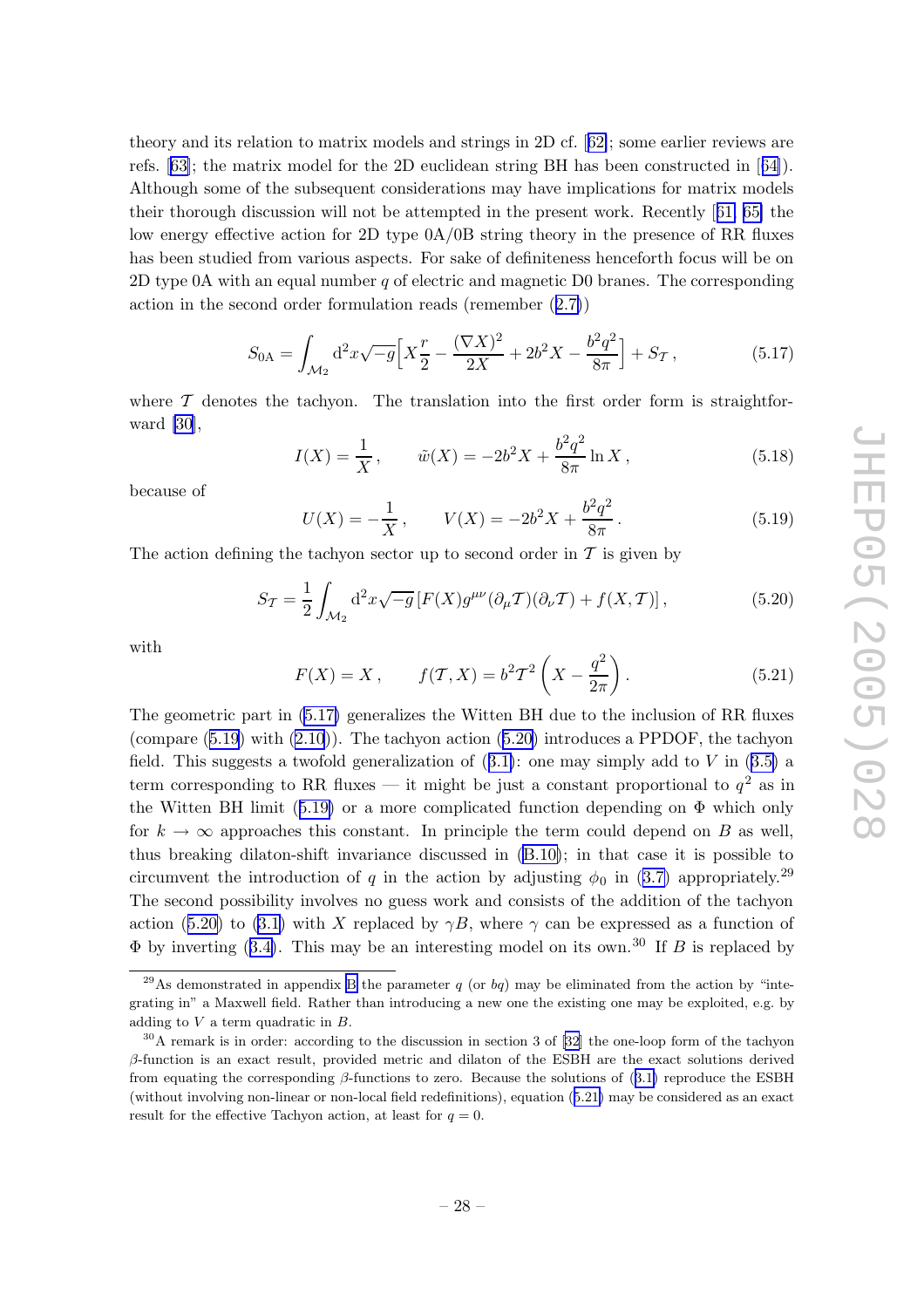theory and its relation to matrix models and strings in 2D cf. [62]; some earlier reviews are refs. [63]; the matrix model for the 2D euclidean string BH has been constructed in [64]). Although some of the subsequent considerations may have implications for matrix models their thorough discussion will not be attempted in the present work. Recently [61, 65] the low energy effective action for 2D type 0A/0B string theory in the presence of RR fluxes has been studied from various aspects. For sake of definiteness henceforth focus will be on 2D type 0A with an equal number $q$ of electric and magnetic D0 branes. The corresponding action in the second order formulation reads (remember (2.7))

$$S_{0\mathrm{A}} = \int_{\mathcal{M}_2} \mathrm{d}^2x\sqrt{-g}\Big[X\frac{r}{2} - \frac{(\nabla X)^2}{2X} + 2b^2X - \frac{b^2q^2}{8\pi}\Big] + S_{\mathcal{T}}\,, \tag{5.17}$$

where $\mathcal{T}$ denotes the tachyon. The translation into the first order form is straightforward [30],

$$I(X) = \frac{1}{X}\,, \qquad \tilde{w}(X) = -2b^2X + \frac{b^2q^2}{8\pi}\ln X\,, \tag{5.18}$$

because of

$$U(X) = -\frac{1}{X}\,, \qquad V(X) = -2b^2X + \frac{b^2q^2}{8\pi}\,. \tag{5.19}$$

The action defining the tachyon sector up to second order in $\mathcal{T}$ is given by

$$S_{\mathcal{T}} = \frac{1}{2}\int_{\mathcal{M}_2} \mathrm{d}^2x\sqrt{-g}\left[F(X)g^{\mu\nu}(\partial_\mu\mathcal{T})(\partial_\nu\mathcal{T}) + f(X,\mathcal{T})\right], \tag{5.20}$$

with

$$F(X) = X\,, \qquad f(\mathcal{T},X) = b^2\mathcal{T}^2\left(X - \frac{q^2}{2\pi}\right). \tag{5.21}$$

The geometric part in (5.17) generalizes the Witten BH due to the inclusion of RR fluxes (compare (5.19) with (2.10)). The tachyon action (5.20) introduces a PPDOF, the tachyon field. This suggests a twofold generalization of (3.1): one may simply add to $V$ in (3.5) a term corresponding to RR fluxes — it might be just a constant proportional to $q^2$ as in the Witten BH limit (5.19) or a more complicated function depending on $\Phi$ which only for $k \to \infty$ approaches this constant. In principle the term could depend on $B$ as well, thus breaking dilaton-shift invariance discussed in (B.10); in that case it is possible to circumvent the introduction of $q$ in the action by adjusting $\phi_0$ in (3.7) appropriately.[29] The second possibility involves no guess work and consists of the addition of the tachyon action (5.20) to (3.1) with $X$ replaced by $\gamma B$, where $\gamma$ can be expressed as a function of $\Phi$ by inverting (3.4). This may be an interesting model on its own.[30] If $B$ is replaced by

[29] As demonstrated in appendix B the parameter $q$ (or $bq$) may be eliminated from the action by "integrating in" a Maxwell field. Rather than introducing a new one the existing one may be exploited, e.g. by adding to $V$ a term quadratic in $B$.

[30] A remark is in order: according to the discussion in section 3 of [32] the one-loop form of the tachyon $\beta$-function is an exact result, provided metric and dilaton of the ESBH are the exact solutions derived from equating the corresponding $\beta$-functions to zero. Because the solutions of (3.1) reproduce the ESBH (without involving non-linear or non-local field redefinitions), equation (5.21) may be considered as an exact result for the effective Tachyon action, at least for $q = 0$.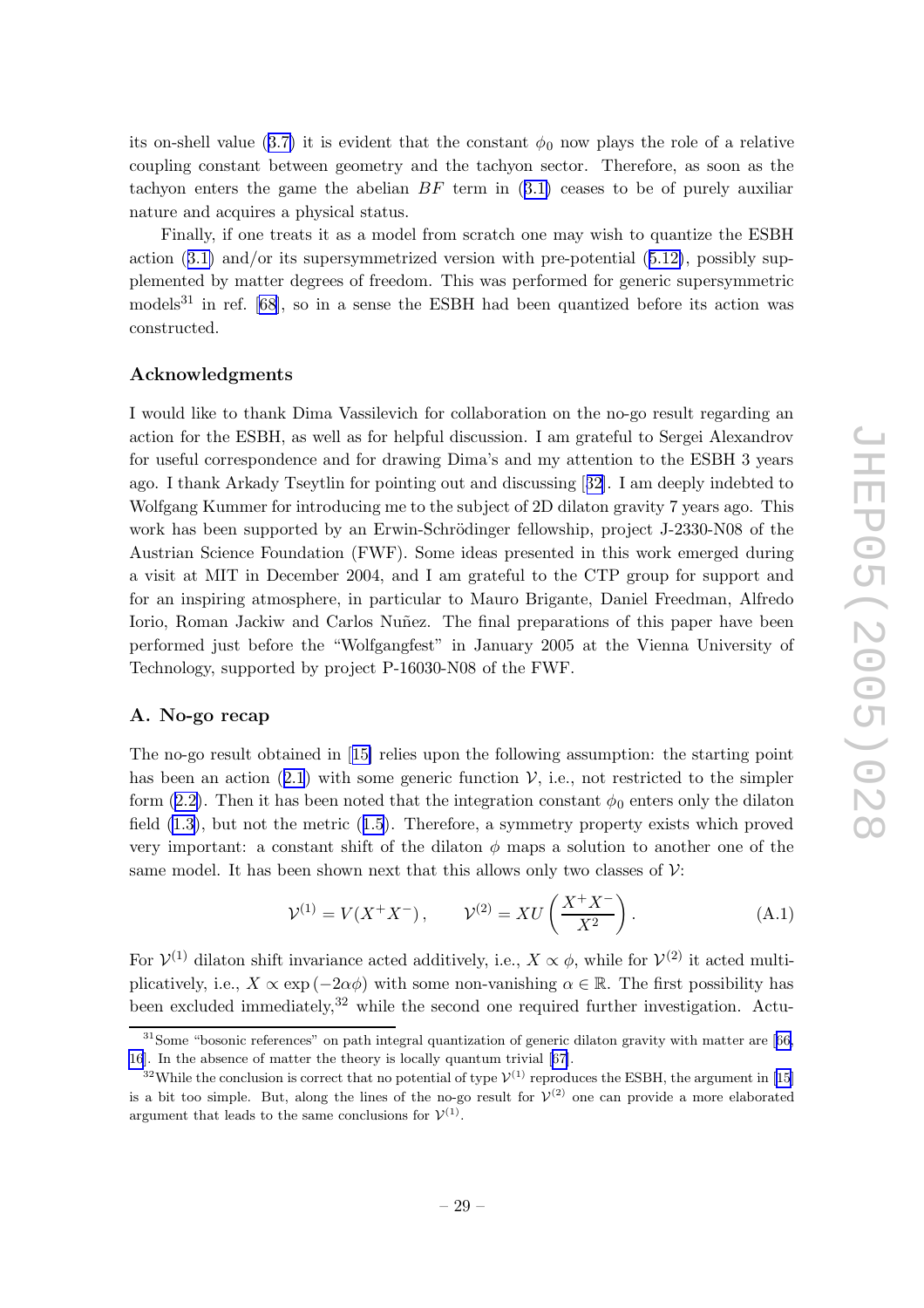its on-shell value (3.7) it is evident that the constant $\phi_0$ now plays the role of a relative coupling constant between geometry and the tachyon sector. Therefore, as soon as the tachyon enters the game the abelian $BF$ term in (3.1) ceases to be of purely auxiliar nature and acquires a physical status.

Finally, if one treats it as a model from scratch one may wish to quantize the ESBH action (3.1) and/or its supersymmetrized version with pre-potential (5.12), possibly supplemented by matter degrees of freedom. This was performed for generic supersymmetric models[31] in ref. [68], so in a sense the ESBH had been quantized before its action was constructed.

## Acknowledgments

I would like to thank Dima Vassilevich for collaboration on the no-go result regarding an action for the ESBH, as well as for helpful discussion. I am grateful to Sergei Alexandrov for useful correspondence and for drawing Dima's and my attention to the ESBH 3 years ago. I thank Arkady Tseytlin for pointing out and discussing [32]. I am deeply indebted to Wolfgang Kummer for introducing me to the subject of 2D dilaton gravity 7 years ago. This work has been supported by an Erwin-Schrödinger fellowship, project J-2330-N08 of the Austrian Science Foundation (FWF). Some ideas presented in this work emerged during a visit at MIT in December 2004, and I am grateful to the CTP group for support and for an inspiring atmosphere, in particular to Mauro Brigante, Daniel Freedman, Alfredo Iorio, Roman Jackiw and Carlos Nuñez. The final preparations of this paper have been performed just before the "Wolfgangfest" in January 2005 at the Vienna University of Technology, supported by project P-16030-N08 of the FWF.

## A. No-go recap

The no-go result obtained in [15] relies upon the following assumption: the starting point has been an action (2.1) with some generic function $\mathcal{V}$, i.e., not restricted to the simpler form (2.2). Then it has been noted that the integration constant $\phi_0$ enters only the dilaton field (1.3), but not the metric (1.5). Therefore, a symmetry property exists which proved very important: a constant shift of the dilaton $\phi$ maps a solution to another one of the same model. It has been shown next that this allows only two classes of $\mathcal{V}$:

$$\mathcal{V}^{(1)} = V(X^+X^-)\,, \qquad \mathcal{V}^{(2)} = XU\left(\frac{X^+X^-}{X^2}\right). \tag{A.1}$$

For $\mathcal{V}^{(1)}$ dilaton shift invariance acted additively, i.e., $X \propto \phi$, while for $\mathcal{V}^{(2)}$ it acted multiplicatively, i.e., $X \propto \exp(-2\alpha\phi)$ with some non-vanishing $\alpha \in \mathbb{R}$. The first possibility has been excluded immediately,[32] while the second one required further investigation. Actu-

[31] Some "bosonic references" on path integral quantization of generic dilaton gravity with matter are [66, 16]. In the absence of matter the theory is locally quantum trivial [67].

[32] While the conclusion is correct that no potential of type $\mathcal{V}^{(1)}$ reproduces the ESBH, the argument in [15] is a bit too simple. But, along the lines of the no-go result for $\mathcal{V}^{(2)}$ one can provide a more elaborated argument that leads to the same conclusions for $\mathcal{V}^{(1)}$.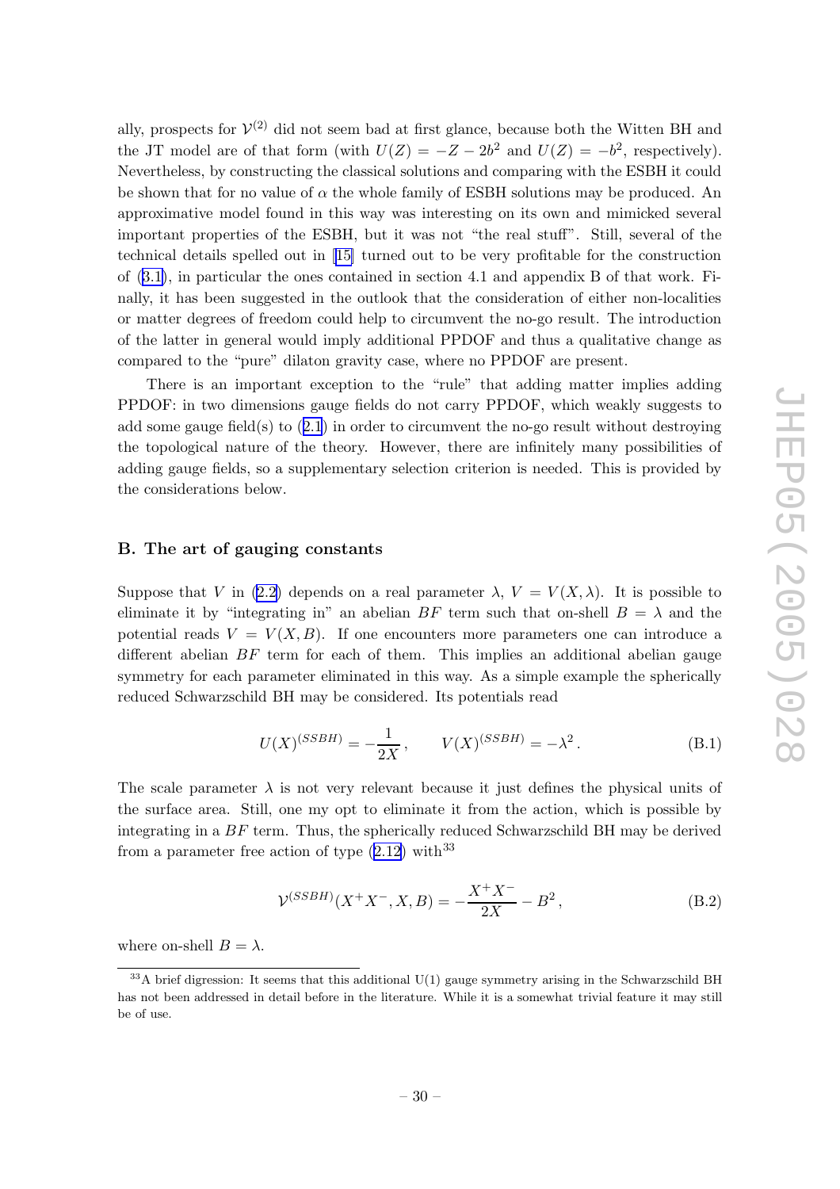ally, prospects for $\mathcal{V}^{(2)}$ did not seem bad at first glance, because both the Witten BH and the JT model are of that form (with $U(Z) = -Z - 2b^2$ and $U(Z) = -b^2$, respectively). Nevertheless, by constructing the classical solutions and comparing with the ESBH it could be shown that for no value of $\alpha$ the whole family of ESBH solutions may be produced. An approximative model found in this way was interesting on its own and mimicked several important properties of the ESBH, but it was not "the real stuff". Still, several of the technical details spelled out in [15] turned out to be very profitable for the construction of (3.1), in particular the ones contained in section 4.1 and appendix B of that work. Finally, it has been suggested in the outlook that the consideration of either non-localities or matter degrees of freedom could help to circumvent the no-go result. The introduction of the latter in general would imply additional PPDOF and thus a qualitative change as compared to the "pure" dilaton gravity case, where no PPDOF are present.

There is an important exception to the "rule" that adding matter implies adding PPDOF: in two dimensions gauge fields do not carry PPDOF, which weakly suggests to add some gauge field(s) to (2.1) in order to circumvent the no-go result without destroying the topological nature of the theory. However, there are infinitely many possibilities of adding gauge fields, so a supplementary selection criterion is needed. This is provided by the considerations below.

## B. The art of gauging constants

Suppose that $V$ in (2.2) depends on a real parameter $\lambda$, $V = V(X, \lambda)$. It is possible to eliminate it by "integrating in" an abelian $BF$ term such that on-shell $B = \lambda$ and the potential reads $V = V(X, B)$. If one encounters more parameters one can introduce a different abelian $BF$ term for each of them. This implies an additional abelian gauge symmetry for each parameter eliminated in this way. As a simple example the spherically reduced Schwarzschild BH may be considered. Its potentials read

$$U(X)^{(SSBH)} = -\frac{1}{2X}, \qquad V(X)^{(SSBH)} = -\lambda^2. \tag{B.1}$$

The scale parameter $\lambda$ is not very relevant because it just defines the physical units of the surface area. Still, one my opt to eliminate it from the action, which is possible by integrating in a $BF$ term. Thus, the spherically reduced Schwarzschild BH may be derived from a parameter free action of type (2.12) with[33]

$$\mathcal{V}^{(SSBH)}(X^+X^-, X, B) = -\frac{X^+X^-}{2X} - B^2, \tag{B.2}$$

where on-shell $B = \lambda$.

[33] A brief digression: It seems that this additional U(1) gauge symmetry arising in the Schwarzschild BH has not been addressed in detail before in the literature. While it is a somewhat trivial feature it may still be of use.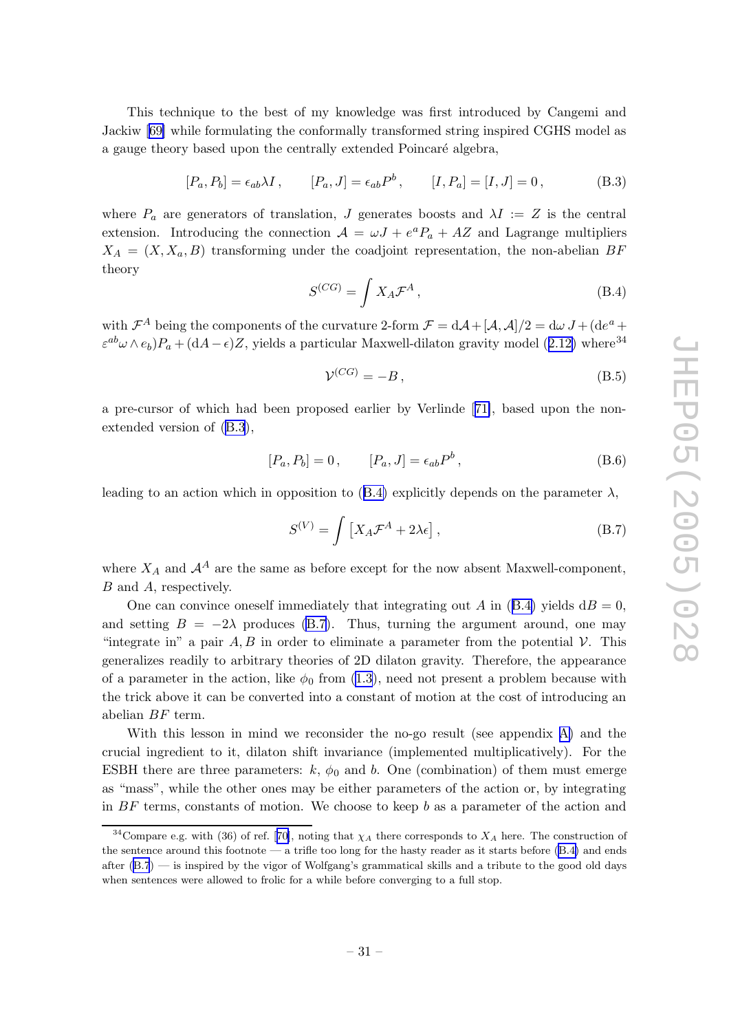This technique to the best of my knowledge was first introduced by Cangemi and Jackiw [69] while formulating the conformally transformed string inspired CGHS model as a gauge theory based upon the centrally extended Poincaré algebra,

$$[P_a, P_b] = \epsilon_{ab}\lambda I \,, \qquad [P_a, J] = \epsilon_{ab}P^b \,, \qquad [I, P_a] = [I, J] = 0 \,, \tag{B.3}$$

where $P_a$ are generators of translation, $J$ generates boosts and $\lambda I := Z$ is the central extension. Introducing the connection $\mathcal{A} = \omega J + e^a P_a + AZ$ and Lagrange multipliers $X_A = (X, X_a, B)$ transforming under the coadjoint representation, the non-abelian $BF$ theory

$$S^{(CG)} = \int X_A \mathcal{F}^A \,, \tag{B.4}$$

with $\mathcal{F}^A$ being the components of the curvature 2-form $\mathcal{F} = \mathrm{d}\mathcal{A} + [\mathcal{A}, \mathcal{A}]/2 = \mathrm{d}\omega\, J + (\mathrm{d}e^a + \varepsilon^{ab}\omega \wedge e_b)P_a + (\mathrm{d}A - \epsilon)Z$, yields a particular Maxwell-dilaton gravity model (2.12) where[34]

$$\mathcal{V}^{(CG)} = -B \,, \tag{B.5}$$

a pre-cursor of which had been proposed earlier by Verlinde [71], based upon the non-extended version of (B.3),

$$[P_a, P_b] = 0 \,, \qquad [P_a, J] = \epsilon_{ab}P^b \,, \tag{B.6}$$

leading to an action which in opposition to (B.4) explicitly depends on the parameter $\lambda$,

$$S^{(V)} = \int \left[ X_A \mathcal{F}^A + 2\lambda\epsilon \right] , \tag{B.7}$$

where $X_A$ and $\mathcal{A}^A$ are the same as before except for the now absent Maxwell-component, $B$ and $A$, respectively.

One can convince oneself immediately that integrating out $A$ in (B.4) yields $\mathrm{d}B = 0$, and setting $B = -2\lambda$ produces (B.7). Thus, turning the argument around, one may "integrate in" a pair $A, B$ in order to eliminate a parameter from the potential $\mathcal{V}$. This generalizes readily to arbitrary theories of 2D dilaton gravity. Therefore, the appearance of a parameter in the action, like $\phi_0$ from (1.3), need not present a problem because with the trick above it can be converted into a constant of motion at the cost of introducing an abelian $BF$ term.

With this lesson in mind we reconsider the no-go result (see appendix A) and the crucial ingredient to it, dilaton shift invariance (implemented multiplicatively). For the ESBH there are three parameters: $k$, $\phi_0$ and $b$. One (combination) of them must emerge as "mass", while the other ones may be either parameters of the action or, by integrating in $BF$ terms, constants of motion. We choose to keep $b$ as a parameter of the action and

[34] Compare e.g. with (36) of ref. [70], noting that $\chi_A$ there corresponds to $X_A$ here. The construction of the sentence around this footnote — a trifle too long for the hasty reader as it starts before (B.4) and ends after (B.7) — is inspired by the vigor of Wolfgang's grammatical skills and a tribute to the good old days when sentences were allowed to frolic for a while before converging to a full stop.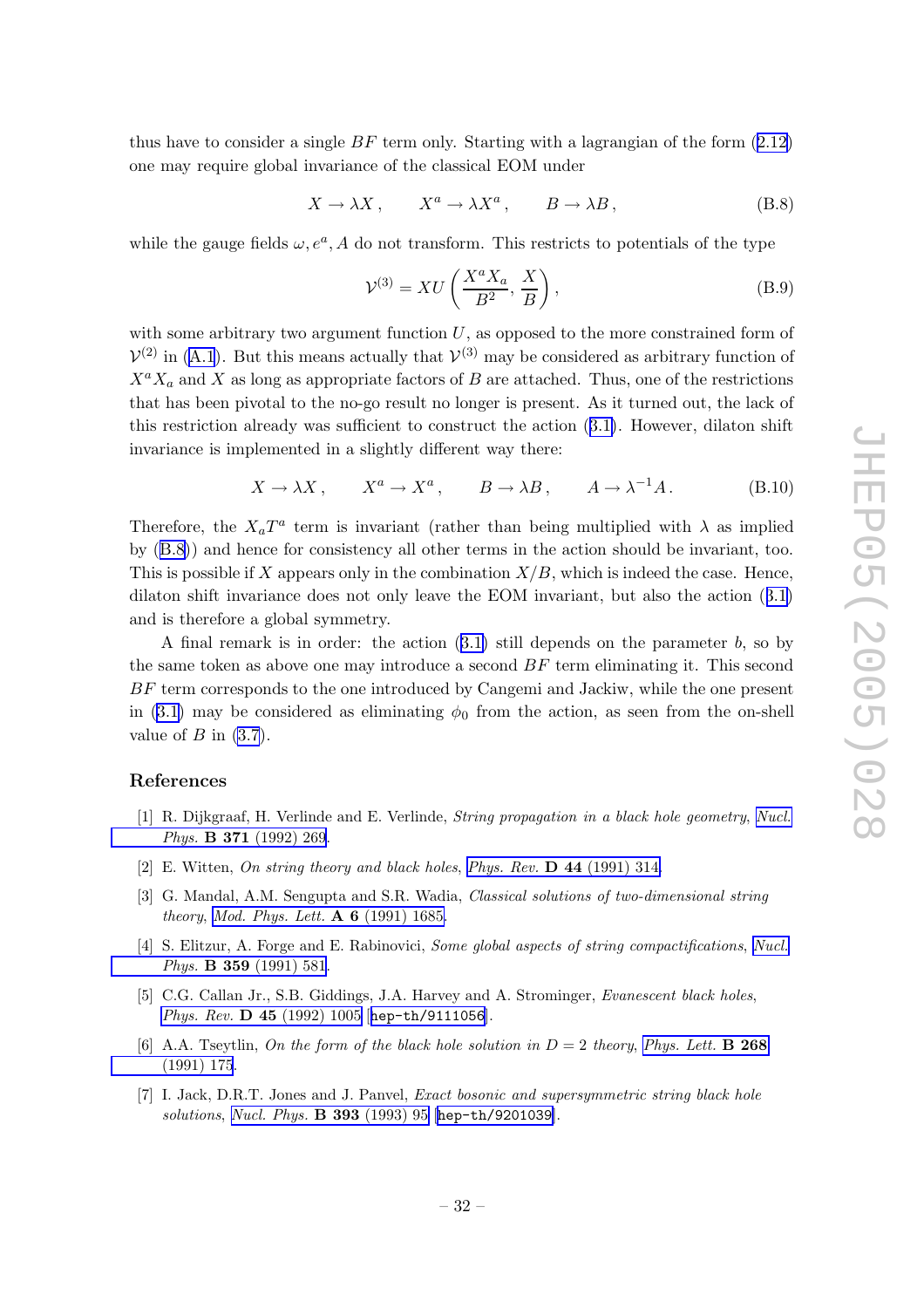thus have to consider a single $BF$ term only. Starting with a lagrangian of the form (2.12) one may require global invariance of the classical EOM under

$$X \to \lambda X\,, \qquad X^a \to \lambda X^a\,, \qquad B \to \lambda B\,, \tag{B.8}$$

while the gauge fields $\omega, e^a, A$ do not transform. This restricts to potentials of the type

$$\mathcal{V}^{(3)} = XU\left(\frac{X^a X_a}{B^2}, \frac{X}{B}\right), \tag{B.9}$$

with some arbitrary two argument function $U$, as opposed to the more constrained form of $\mathcal{V}^{(2)}$ in (A.1). But this means actually that $\mathcal{V}^{(3)}$ may be considered as arbitrary function of $X^a X_a$ and $X$ as long as appropriate factors of $B$ are attached. Thus, one of the restrictions that has been pivotal to the no-go result no longer is present. As it turned out, the lack of this restriction already was sufficient to construct the action (3.1). However, dilaton shift invariance is implemented in a slightly different way there:

$$X \to \lambda X\,, \qquad X^a \to X^a\,, \qquad B \to \lambda B\,, \qquad A \to \lambda^{-1} A\,. \tag{B.10}$$

Therefore, the $X_a T^a$ term is invariant (rather than being multiplied with $\lambda$ as implied by (B.8)) and hence for consistency all other terms in the action should be invariant, too. This is possible if $X$ appears only in the combination $X/B$, which is indeed the case. Hence, dilaton shift invariance does not only leave the EOM invariant, but also the action (3.1) and is therefore a global symmetry.

A final remark is in order: the action (3.1) still depends on the parameter $b$, so by the same token as above one may introduce a second $BF$ term eliminating it. This second $BF$ term corresponds to the one introduced by Cangemi and Jackiw, while the one present in (3.1) may be considered as eliminating $\phi_0$ from the action, as seen from the on-shell value of $B$ in (3.7).

## References

[1] R. Dijkgraaf, H. Verlinde and E. Verlinde, *String propagation in a black hole geometry*, *Nucl. Phys.* **B 371** (1992) 269.

[2] E. Witten, *On string theory and black holes*, *Phys. Rev.* **D 44** (1991) 314.

[3] G. Mandal, A.M. Sengupta and S.R. Wadia, *Classical solutions of two-dimensional string theory*, *Mod. Phys. Lett.* **A 6** (1991) 1685.

[4] S. Elitzur, A. Forge and E. Rabinovici, *Some global aspects of string compactifications*, *Nucl. Phys.* **B 359** (1991) 581.

[5] C.G. Callan Jr., S.B. Giddings, J.A. Harvey and A. Strominger, *Evanescent black holes*, *Phys. Rev.* **D 45** (1992) 1005 [hep-th/9111056].

[6] A.A. Tseytlin, *On the form of the black hole solution in $D = 2$ theory*, *Phys. Lett.* **B 268** (1991) 175.

[7] I. Jack, D.R.T. Jones and J. Panvel, *Exact bosonic and supersymmetric string black hole solutions*, *Nucl. Phys.* **B 393** (1993) 95 [hep-th/9201039].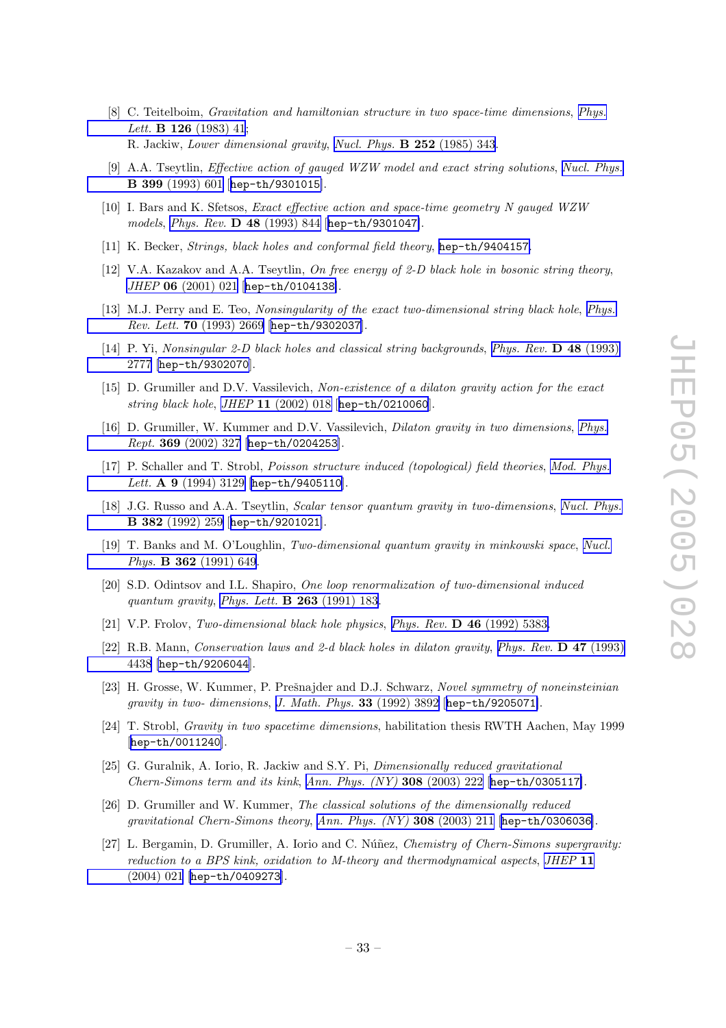[8] C. Teitelboim, *Gravitation and hamiltonian structure in two space-time dimensions*, *Phys. Lett.* **B 126** (1983) 41;
R. Jackiw, *Lower dimensional gravity*, *Nucl. Phys.* **B 252** (1985) 343.

[9] A.A. Tseytlin, *Effective action of gauged WZW model and exact string solutions*, *Nucl. Phys.* **B 399** (1993) 601 [hep-th/9301015].

[10] I. Bars and K. Sfetsos, *Exact effective action and space-time geometry N gauged WZW models*, *Phys. Rev.* **D 48** (1993) 844 [hep-th/9301047].

[11] K. Becker, *Strings, black holes and conformal field theory*, hep-th/9404157.

[12] V.A. Kazakov and A.A. Tseytlin, *On free energy of 2-D black hole in bosonic string theory*, *JHEP* **06** (2001) 021 [hep-th/0104138].

[13] M.J. Perry and E. Teo, *Nonsingularity of the exact two-dimensional string black hole*, *Phys. Rev. Lett.* **70** (1993) 2669 [hep-th/9302037].

[14] P. Yi, *Nonsingular 2-D black holes and classical string backgrounds*, *Phys. Rev.* **D 48** (1993) 2777 [hep-th/9302070].

[15] D. Grumiller and D.V. Vassilevich, *Non-existence of a dilaton gravity action for the exact string black hole*, *JHEP* **11** (2002) 018 [hep-th/0210060].

[16] D. Grumiller, W. Kummer and D.V. Vassilevich, *Dilaton gravity in two dimensions*, *Phys. Rept.* **369** (2002) 327 [hep-th/0204253].

[17] P. Schaller and T. Strobl, *Poisson structure induced (topological) field theories*, *Mod. Phys. Lett.* **A 9** (1994) 3129 [hep-th/9405110].

[18] J.G. Russo and A.A. Tseytlin, *Scalar tensor quantum gravity in two-dimensions*, *Nucl. Phys.* **B 382** (1992) 259 [hep-th/9201021].

[19] T. Banks and M. O'Loughlin, *Two-dimensional quantum gravity in minkowski space*, *Nucl. Phys.* **B 362** (1991) 649.

[20] S.D. Odintsov and I.L. Shapiro, *One loop renormalization of two-dimensional induced quantum gravity*, *Phys. Lett.* **B 263** (1991) 183.

[21] V.P. Frolov, *Two-dimensional black hole physics*, *Phys. Rev.* **D 46** (1992) 5383.

[22] R.B. Mann, *Conservation laws and 2-d black holes in dilaton gravity*, *Phys. Rev.* **D 47** (1993) 4438 [hep-th/9206044].

[23] H. Grosse, W. Kummer, P. Prešnajder and D.J. Schwarz, *Novel symmetry of noneinsteinian gravity in two- dimensions*, *J. Math. Phys.* **33** (1992) 3892 [hep-th/9205071].

[24] T. Strobl, *Gravity in two spacetime dimensions*, habilitation thesis RWTH Aachen, May 1999 [hep-th/0011240].

[25] G. Guralnik, A. Iorio, R. Jackiw and S.Y. Pi, *Dimensionally reduced gravitational Chern-Simons term and its kink*, *Ann. Phys. (NY)* **308** (2003) 222 [hep-th/0305117].

[26] D. Grumiller and W. Kummer, *The classical solutions of the dimensionally reduced gravitational Chern-Simons theory*, *Ann. Phys. (NY)* **308** (2003) 211 [hep-th/0306036].

[27] L. Bergamin, D. Grumiller, A. Iorio and C. Núñez, *Chemistry of Chern-Simons supergravity: reduction to a BPS kink, oxidation to M-theory and thermodynamical aspects*, *JHEP* **11** (2004) 021 [hep-th/0409273].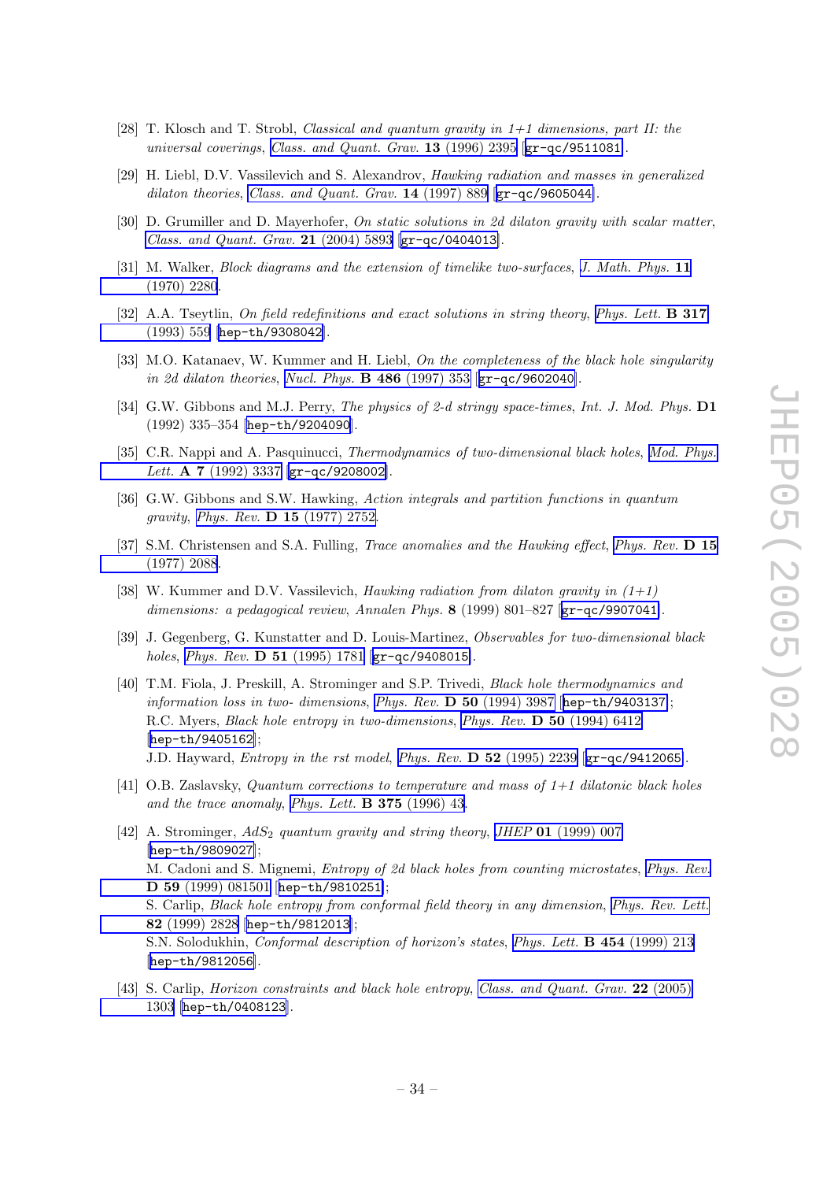[28] T. Klosch and T. Strobl, *Classical and quantum gravity in 1+1 dimensions, part II: the universal coverings*, *Class. and Quant. Grav.* **13** (1996) 2395 [gr-qc/9511081].

[29] H. Liebl, D.V. Vassilevich and S. Alexandrov, *Hawking radiation and masses in generalized dilaton theories*, *Class. and Quant. Grav.* **14** (1997) 889 [gr-qc/9605044].

[30] D. Grumiller and D. Mayerhofer, *On static solutions in 2d dilaton gravity with scalar matter*, *Class. and Quant. Grav.* **21** (2004) 5893 [gr-qc/0404013].

[31] M. Walker, *Block diagrams and the extension of timelike two-surfaces*, *J. Math. Phys.* **11** (1970) 2280.

[32] A.A. Tseytlin, *On field redefinitions and exact solutions in string theory*, *Phys. Lett.* **B 317** (1993) 559 [hep-th/9308042].

[33] M.O. Katanaev, W. Kummer and H. Liebl, *On the completeness of the black hole singularity in 2d dilaton theories*, *Nucl. Phys.* **B 486** (1997) 353 [gr-qc/9602040].

[34] G.W. Gibbons and M.J. Perry, *The physics of 2-d stringy space-times*, Int. J. Mod. Phys. **D1** (1992) 335–354 [hep-th/9204090].

[35] C.R. Nappi and A. Pasquinucci, *Thermodynamics of two-dimensional black holes*, *Mod. Phys. Lett.* **A 7** (1992) 3337 [gr-qc/9208002].

[36] G.W. Gibbons and S.W. Hawking, *Action integrals and partition functions in quantum gravity*, *Phys. Rev.* **D 15** (1977) 2752.

[37] S.M. Christensen and S.A. Fulling, *Trace anomalies and the Hawking effect*, *Phys. Rev.* **D 15** (1977) 2088.

[38] W. Kummer and D.V. Vassilevich, *Hawking radiation from dilaton gravity in (1+1) dimensions: a pedagogical review*, Annalen Phys. **8** (1999) 801–827 [gr-qc/9907041].

[39] J. Gegenberg, G. Kunstatter and D. Louis-Martinez, *Observables for two-dimensional black holes*, *Phys. Rev.* **D 51** (1995) 1781 [gr-qc/9408015].

[40] T.M. Fiola, J. Preskill, A. Strominger and S.P. Trivedi, *Black hole thermodynamics and information loss in two- dimensions*, *Phys. Rev.* **D 50** (1994) 3987 [hep-th/9403137];
R.C. Myers, *Black hole entropy in two-dimensions*, *Phys. Rev.* **D 50** (1994) 6412 [hep-th/9405162];
J.D. Hayward, *Entropy in the rst model*, *Phys. Rev.* **D 52** (1995) 2239 [gr-qc/9412065].

[41] O.B. Zaslavsky, *Quantum corrections to temperature and mass of 1+1 dilatonic black holes and the trace anomaly*, *Phys. Lett.* **B 375** (1996) 43.

[42] A. Strominger, *$AdS_2$ quantum gravity and string theory*, *JHEP* **01** (1999) 007 [hep-th/9809027];
M. Cadoni and S. Mignemi, *Entropy of 2d black holes from counting microstates*, *Phys. Rev.* **D 59** (1999) 081501 [hep-th/9810251];
S. Carlip, *Black hole entropy from conformal field theory in any dimension*, *Phys. Rev. Lett.* **82** (1999) 2828 [hep-th/9812013];
S.N. Solodukhin, *Conformal description of horizon's states*, *Phys. Lett.* **B 454** (1999) 213 [hep-th/9812056].

[43] S. Carlip, *Horizon constraints and black hole entropy*, *Class. and Quant. Grav.* **22** (2005) 1303 [hep-th/0408123].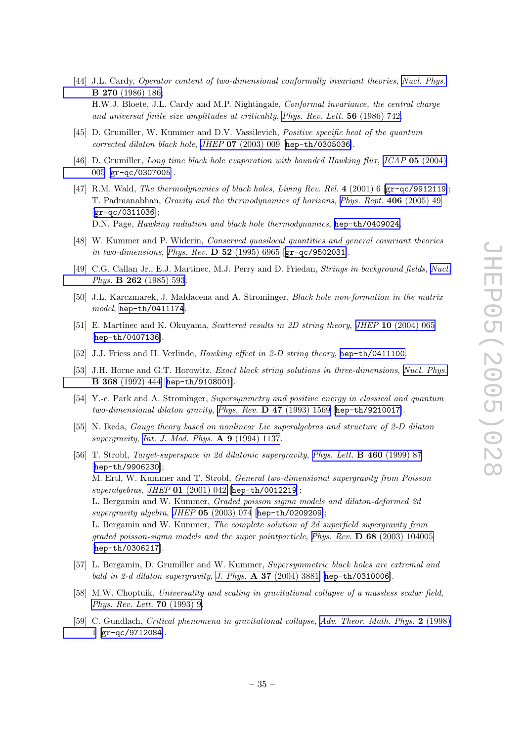[44] J.L. Cardy, *Operator content of two-dimensional conformally invariant theories*, *Nucl. Phys.* **B 270** (1986) 186;
H.W.J. Bloete, J.L. Cardy and M.P. Nightingale, *Conformal invariance, the central charge and universal finite size amplitudes at criticality*, *Phys. Rev. Lett.* **56** (1986) 742.

[45] D. Grumiller, W. Kummer and D.V. Vassilevich, *Positive specific heat of the quantum corrected dilaton black hole*, *JHEP* **07** (2003) 009 [hep-th/0305036].

[46] D. Grumiller, *Long time black hole evaporation with bounded Hawking flux*, *JCAP* **05** (2004) 005 [gr-qc/0307005].

[47] R.M. Wald, *The thermodynamics of black holes*, *Living Rev. Rel.* **4** (2001) 6 [gr-qc/9912119];
T. Padmanabhan, *Gravity and the thermodynamics of horizons*, *Phys. Rept.* **406** (2005) 49 [gr-qc/0311036];
D.N. Page, *Hawking radiation and black hole thermodynamics*, hep-th/0409024.

[48] W. Kummer and P. Widerin, *Conserved quasilocal quantities and general covariant theories in two-dimensions*, *Phys. Rev.* **D 52** (1995) 6965 [gr-qc/9502031].

[49] C.G. Callan Jr., E.J. Martinec, M.J. Perry and D. Friedan, *Strings in background fields*, *Nucl. Phys.* **B 262** (1985) 593.

[50] J.L. Karczmarek, J. Maldacena and A. Strominger, *Black hole non-formation in the matrix model*, hep-th/0411174.

[51] E. Martinec and K. Okuyama, *Scattered results in 2D string theory*, *JHEP* **10** (2004) 065 [hep-th/0407136].

[52] J.J. Friess and H. Verlinde, *Hawking effect in 2-D string theory*, hep-th/0411100.

[53] J.H. Horne and G.T. Horowitz, *Exact black string solutions in three-dimensions*, *Nucl. Phys.* **B 368** (1992) 444 [hep-th/9108001].

[54] Y.-c. Park and A. Strominger, *Supersymmetry and positive energy in classical and quantum two-dimensional dilaton gravity*, *Phys. Rev.* **D 47** (1993) 1569 [hep-th/9210017].

[55] N. Ikeda, *Gauge theory based on nonlinear Lie superalgebras and structure of 2-D dilaton supergravity*, *Int. J. Mod. Phys.* **A 9** (1994) 1137.

[56] T. Strobl, *Target-superspace in 2d dilatonic supergravity*, *Phys. Lett.* **B 460** (1999) 87 [hep-th/9906230];
M. Ertl, W. Kummer and T. Strobl, *General two-dimensional supergravity from Poisson superalgebras*, *JHEP* **01** (2001) 042 [hep-th/0012219];
L. Bergamin and W. Kummer, *Graded poisson sigma models and dilaton-deformed 2d supergravity algebra*, *JHEP* **05** (2003) 074 [hep-th/0209209];
L. Bergamin and W. Kummer, *The complete solution of 2d superfield supergravity from graded poisson-sigma models and the super pointparticle*, *Phys. Rev.* **D 68** (2003) 104005 [hep-th/0306217].

[57] L. Bergamin, D. Grumiller and W. Kummer, *Supersymmetric black holes are extremal and bald in 2-d dilaton supergravity*, *J. Phys.* **A 37** (2004) 3881 [hep-th/0310006].

[58] M.W. Choptuik, *Universality and scaling in gravitational collapse of a massless scalar field*, *Phys. Rev. Lett.* **70** (1993) 9.

[59] C. Gundlach, *Critical phenomena in gravitational collapse*, *Adv. Theor. Math. Phys.* **2** (1998) 1 [gr-qc/9712084].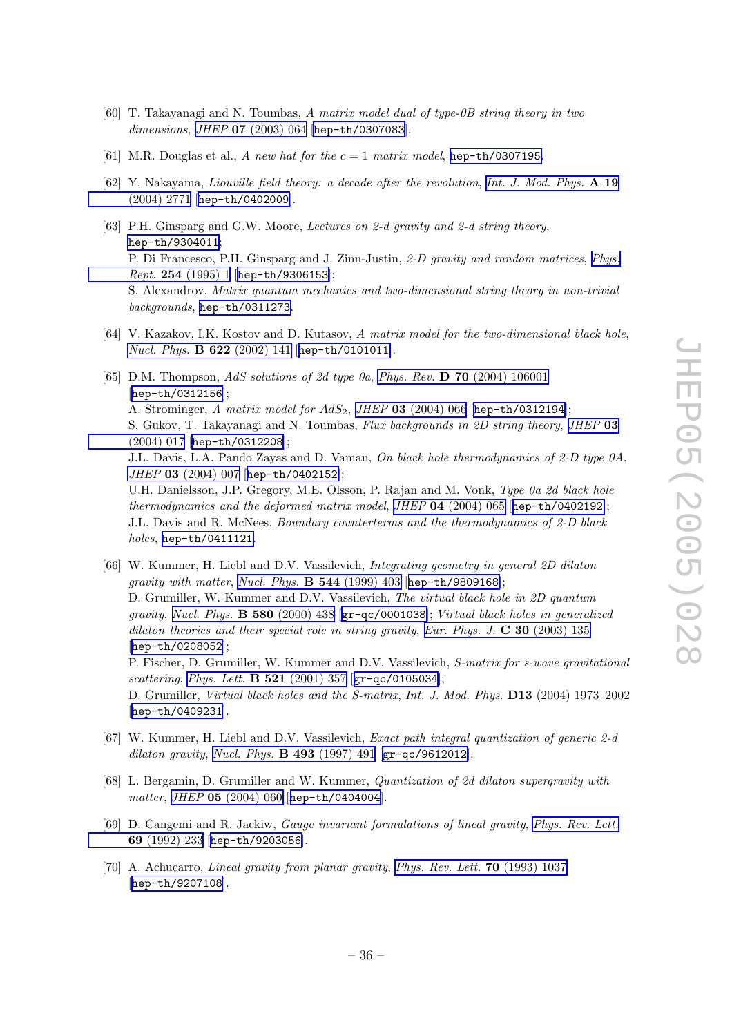[60] T. Takayanagi and N. Toumbas, *A matrix model dual of type-0B string theory in two dimensions*, *JHEP* **07** (2003) 064 [hep-th/0307083].

[61] M.R. Douglas et al., *A new hat for the $c = 1$ matrix model*, hep-th/0307195.

[62] Y. Nakayama, *Liouville field theory: a decade after the revolution*, *Int. J. Mod. Phys.* **A 19** (2004) 2771 [hep-th/0402009].

[63] P.H. Ginsparg and G.W. Moore, *Lectures on 2-d gravity and 2-d string theory*, hep-th/9304011;
P. Di Francesco, P.H. Ginsparg and J. Zinn-Justin, *2-D gravity and random matrices*, *Phys. Rept.* **254** (1995) 1 [hep-th/9306153];
S. Alexandrov, *Matrix quantum mechanics and two-dimensional string theory in non-trivial backgrounds*, hep-th/0311273.

[64] V. Kazakov, I.K. Kostov and D. Kutasov, *A matrix model for the two-dimensional black hole*, *Nucl. Phys.* **B 622** (2002) 141 [hep-th/0101011].

[65] D.M. Thompson, *AdS solutions of 2d type 0a*, *Phys. Rev.* **D 70** (2004) 106001 [hep-th/0312156];
A. Strominger, *A matrix model for $AdS_2$*, *JHEP* **03** (2004) 066 [hep-th/0312194];
S. Gukov, T. Takayanagi and N. Toumbas, *Flux backgrounds in 2D string theory*, *JHEP* **03** (2004) 017 [hep-th/0312208];
J.L. Davis, L.A. Pando Zayas and D. Vaman, *On black hole thermodynamics of 2-D type 0A*, *JHEP* **03** (2004) 007 [hep-th/0402152];
U.H. Danielsson, J.P. Gregory, M.E. Olsson, P. Rajan and M. Vonk, *Type 0a 2d black hole thermodynamics and the deformed matrix model*, *JHEP* **04** (2004) 065 [hep-th/0402192];
J.L. Davis and R. McNees, *Boundary counterterms and the thermodynamics of 2-D black holes*, hep-th/0411121.

[66] W. Kummer, H. Liebl and D.V. Vassilevich, *Integrating geometry in general 2D dilaton gravity with matter*, *Nucl. Phys.* **B 544** (1999) 403 [hep-th/9809168];
D. Grumiller, W. Kummer and D.V. Vassilevich, *The virtual black hole in 2D quantum gravity*, *Nucl. Phys.* **B 580** (2000) 438 [gr-qc/0001038]; *Virtual black holes in generalized dilaton theories and their special role in string gravity*, *Eur. Phys. J.* **C 30** (2003) 135 [hep-th/0208052];
P. Fischer, D. Grumiller, W. Kummer and D.V. Vassilevich, *S-matrix for s-wave gravitational scattering*, *Phys. Lett.* **B 521** (2001) 357 [gr-qc/0105034];
D. Grumiller, *Virtual black holes and the S-matrix*, *Int. J. Mod. Phys.* **D13** (2004) 1973–2002 [hep-th/0409231].

[67] W. Kummer, H. Liebl and D.V. Vassilevich, *Exact path integral quantization of generic 2-d dilaton gravity*, *Nucl. Phys.* **B 493** (1997) 491 [gr-qc/9612012].

[68] L. Bergamin, D. Grumiller and W. Kummer, *Quantization of 2d dilaton supergravity with matter*, *JHEP* **05** (2004) 060 [hep-th/0404004].

[69] D. Cangemi and R. Jackiw, *Gauge invariant formulations of lineal gravity*, *Phys. Rev. Lett.* **69** (1992) 233 [hep-th/9203056].

[70] A. Achucarro, *Lineal gravity from planar gravity*, *Phys. Rev. Lett.* **70** (1993) 1037 [hep-th/9207108].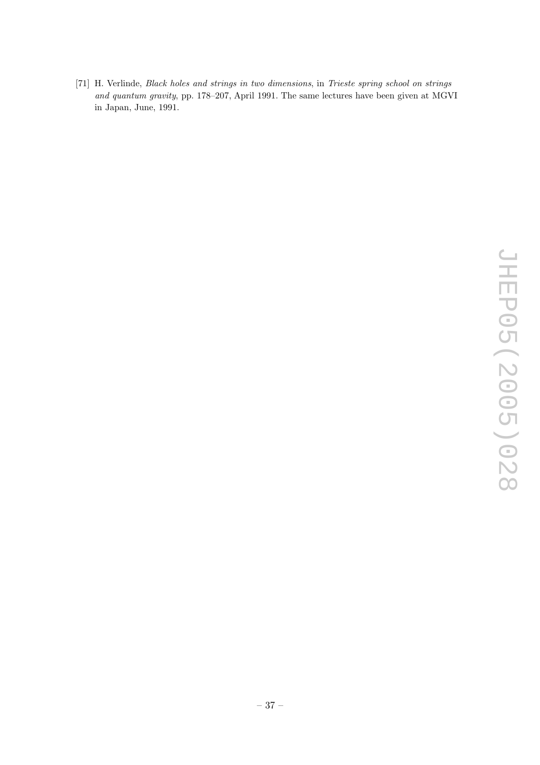[71] H. Verlinde, *Black holes and strings in two dimensions*, in *Trieste spring school on strings and quantum gravity*, pp. 178–207, April 1991. The same lectures have been given at MGVI in Japan, June, 1991.